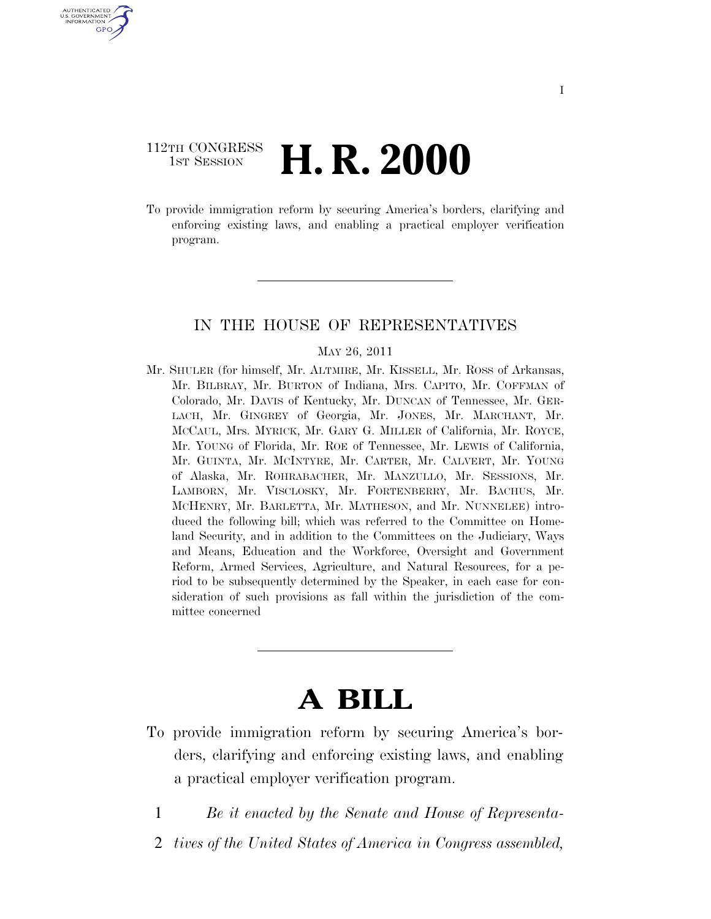112TH CONGRESS
1ST SESSION

# H. R. 2000

To provide immigration reform by securing America's borders, clarifying and enforcing existing laws, and enabling a practical employer verification program.

---

IN THE HOUSE OF REPRESENTATIVES

MAY 26, 2011

Mr. SHULER (for himself, Mr. ALTMIRE, Mr. KISSELL, Mr. ROSS of Arkansas, Mr. BILBRAY, Mr. BURTON of Indiana, Mrs. CAPITO, Mr. COFFMAN of Colorado, Mr. DAVIS of Kentucky, Mr. DUNCAN of Tennessee, Mr. GERLACH, Mr. GINGREY of Georgia, Mr. JONES, Mr. MARCHANT, Mr. MCCAUL, Mrs. MYRICK, Mr. GARY G. MILLER of California, Mr. ROYCE, Mr. YOUNG of Florida, Mr. ROE of Tennessee, Mr. LEWIS of California, Mr. GUINTA, Mr. MCINTYRE, Mr. CARTER, Mr. CALVERT, Mr. YOUNG of Alaska, Mr. ROHRABACHER, Mr. MANZULLO, Mr. SESSIONS, Mr. LAMBORN, Mr. VISCLOSKY, Mr. FORTENBERRY, Mr. BACHUS, Mr. MCHENRY, Mr. BARLETTA, Mr. MATHESON, and Mr. NUNNELEE) introduced the following bill; which was referred to the Committee on Homeland Security, and in addition to the Committees on the Judiciary, Ways and Means, Education and the Workforce, Oversight and Government Reform, Armed Services, Agriculture, and Natural Resources, for a period to be subsequently determined by the Speaker, in each case for consideration of such provisions as fall within the jurisdiction of the committee concerned

---

# A BILL

To provide immigration reform by securing America's borders, clarifying and enforcing existing laws, and enabling a practical employer verification program.

1 *Be it enacted by the Senate and House of Representa-*
2 *tives of the United States of America in Congress assembled,*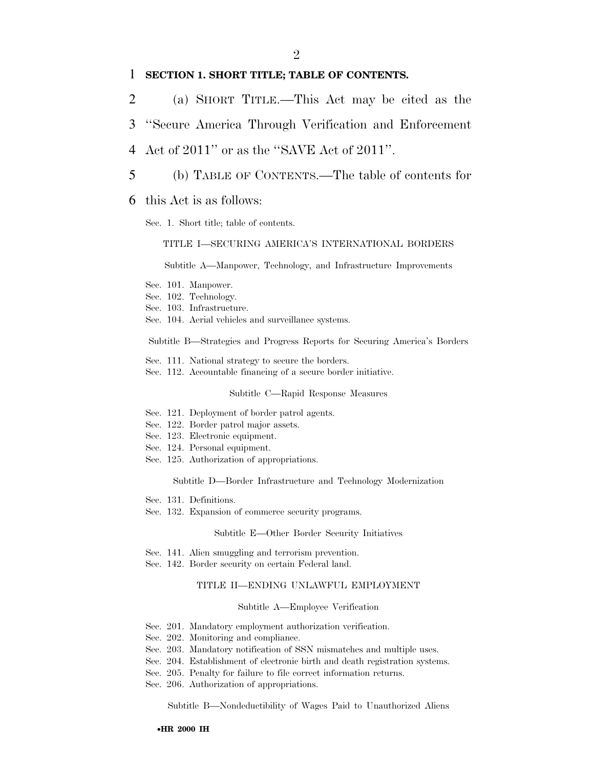**SECTION 1. SHORT TITLE; TABLE OF CONTENTS.**

(a) SHORT TITLE.—This Act may be cited as the ''Secure America Through Verification and Enforcement Act of 2011'' or as the ''SAVE Act of 2011''.

(b) TABLE OF CONTENTS.—The table of contents for this Act is as follows:

Sec. 1. Short title; table of contents.

TITLE I—SECURING AMERICA'S INTERNATIONAL BORDERS

Subtitle A—Manpower, Technology, and Infrastructure Improvements

Sec. 101. Manpower.
Sec. 102. Technology.
Sec. 103. Infrastructure.
Sec. 104. Aerial vehicles and surveillance systems.

Subtitle B—Strategies and Progress Reports for Securing America's Borders

Sec. 111. National strategy to secure the borders.
Sec. 112. Accountable financing of a secure border initiative.

Subtitle C—Rapid Response Measures

Sec. 121. Deployment of border patrol agents.
Sec. 122. Border patrol major assets.
Sec. 123. Electronic equipment.
Sec. 124. Personal equipment.
Sec. 125. Authorization of appropriations.

Subtitle D—Border Infrastructure and Technology Modernization

Sec. 131. Definitions.
Sec. 132. Expansion of commerce security programs.

Subtitle E—Other Border Security Initiatives

Sec. 141. Alien smuggling and terrorism prevention.
Sec. 142. Border security on certain Federal land.

TITLE II—ENDING UNLAWFUL EMPLOYMENT

Subtitle A—Employee Verification

Sec. 201. Mandatory employment authorization verification.
Sec. 202. Monitoring and compliance.
Sec. 203. Mandatory notification of SSN mismatches and multiple uses.
Sec. 204. Establishment of electronic birth and death registration systems.
Sec. 205. Penalty for failure to file correct information returns.
Sec. 206. Authorization of appropriations.

Subtitle B—Nondeductibility of Wages Paid to Unauthorized Aliens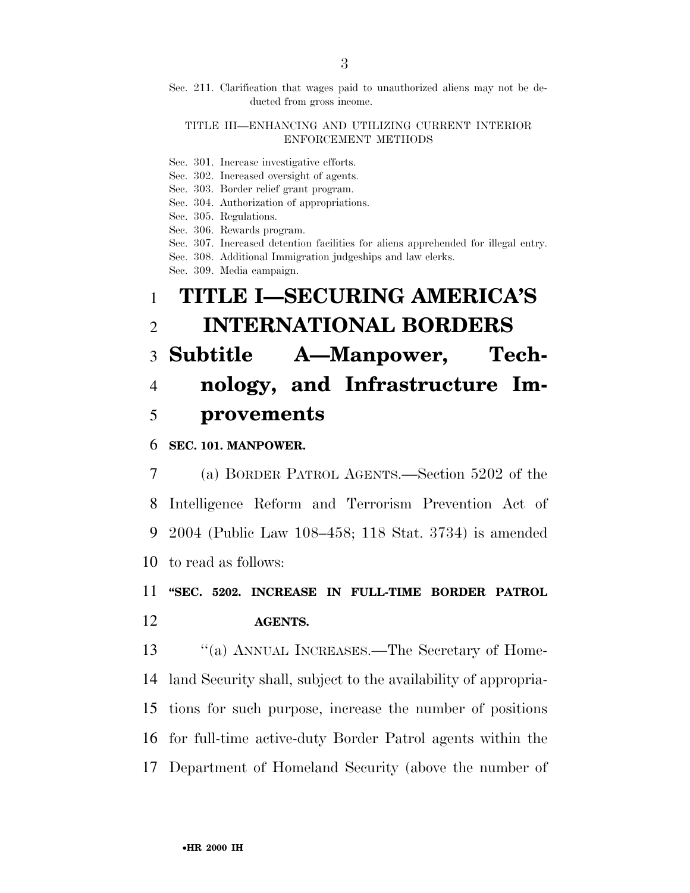Sec. 211. Clarification that wages paid to unauthorized aliens may not be deducted from gross income.

TITLE III—ENHANCING AND UTILIZING CURRENT INTERIOR ENFORCEMENT METHODS

Sec. 301. Increase investigative efforts.
Sec. 302. Increased oversight of agents.
Sec. 303. Border relief grant program.
Sec. 304. Authorization of appropriations.
Sec. 305. Regulations.
Sec. 306. Rewards program.
Sec. 307. Increased detention facilities for aliens apprehended for illegal entry.
Sec. 308. Additional Immigration judgeships and law clerks.
Sec. 309. Media campaign.

# TITLE I—SECURING AMERICA'S INTERNATIONAL BORDERS

## Subtitle A—Manpower, Technology, and Infrastructure Improvements

**SEC. 101. MANPOWER.**

(a) BORDER PATROL AGENTS.—Section 5202 of the Intelligence Reform and Terrorism Prevention Act of 2004 (Public Law 108–458; 118 Stat. 3734) is amended to read as follows:

**"SEC. 5202. INCREASE IN FULL-TIME BORDER PATROL AGENTS.**

"(a) ANNUAL INCREASES.—The Secretary of Homeland Security shall, subject to the availability of appropriations for such purpose, increase the number of positions for full-time active-duty Border Patrol agents within the Department of Homeland Security (above the number of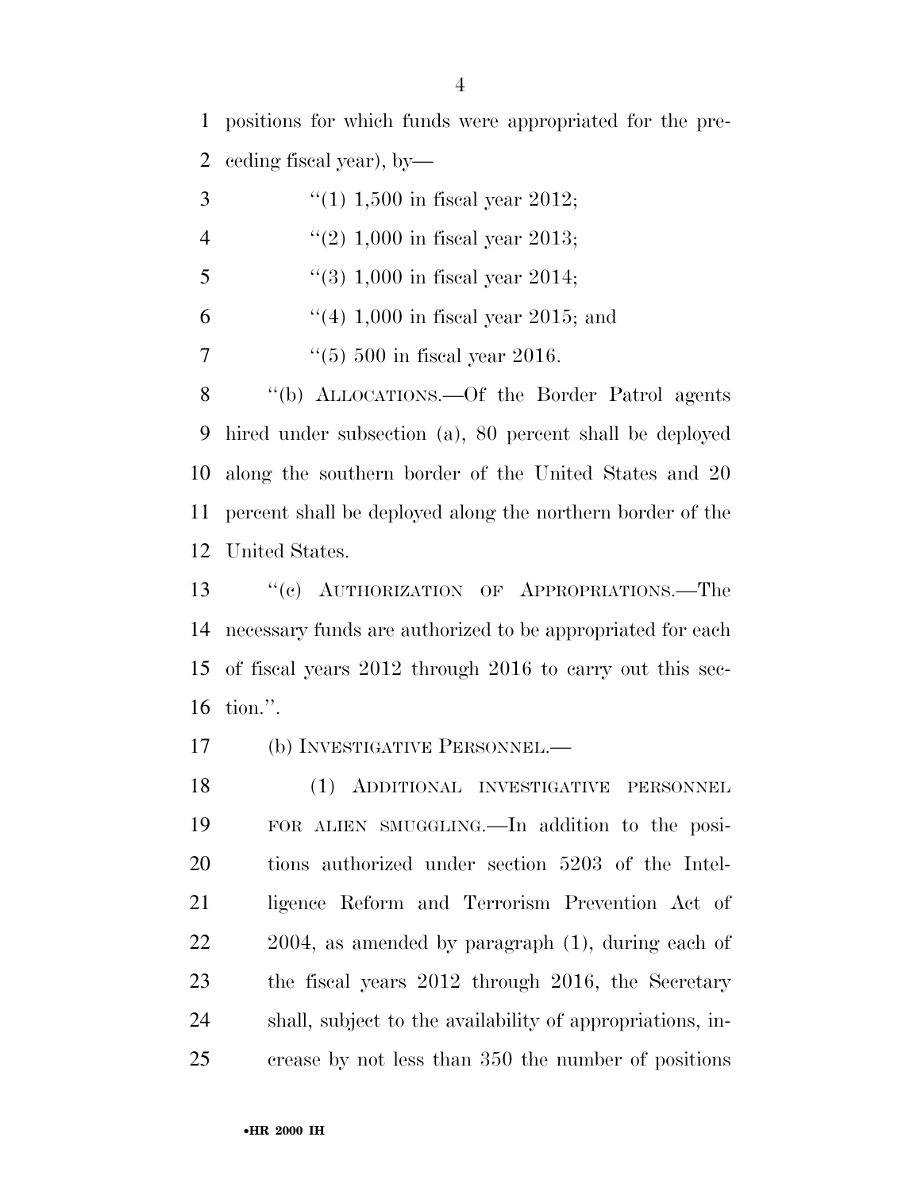positions for which funds were appropriated for the preceding fiscal year), by—

''(1) 1,500 in fiscal year 2012;

''(2) 1,000 in fiscal year 2013;

''(3) 1,000 in fiscal year 2014;

''(4) 1,000 in fiscal year 2015; and

''(5) 500 in fiscal year 2016.

''(b) ALLOCATIONS.—Of the Border Patrol agents hired under subsection (a), 80 percent shall be deployed along the southern border of the United States and 20 percent shall be deployed along the northern border of the United States.

''(c) AUTHORIZATION OF APPROPRIATIONS.—The necessary funds are authorized to be appropriated for each of fiscal years 2012 through 2016 to carry out this section.''.

(b) INVESTIGATIVE PERSONNEL.—

(1) ADDITIONAL INVESTIGATIVE PERSONNEL FOR ALIEN SMUGGLING.—In addition to the positions authorized under section 5203 of the Intelligence Reform and Terrorism Prevention Act of 2004, as amended by paragraph (1), during each of the fiscal years 2012 through 2016, the Secretary shall, subject to the availability of appropriations, increase by not less than 350 the number of positions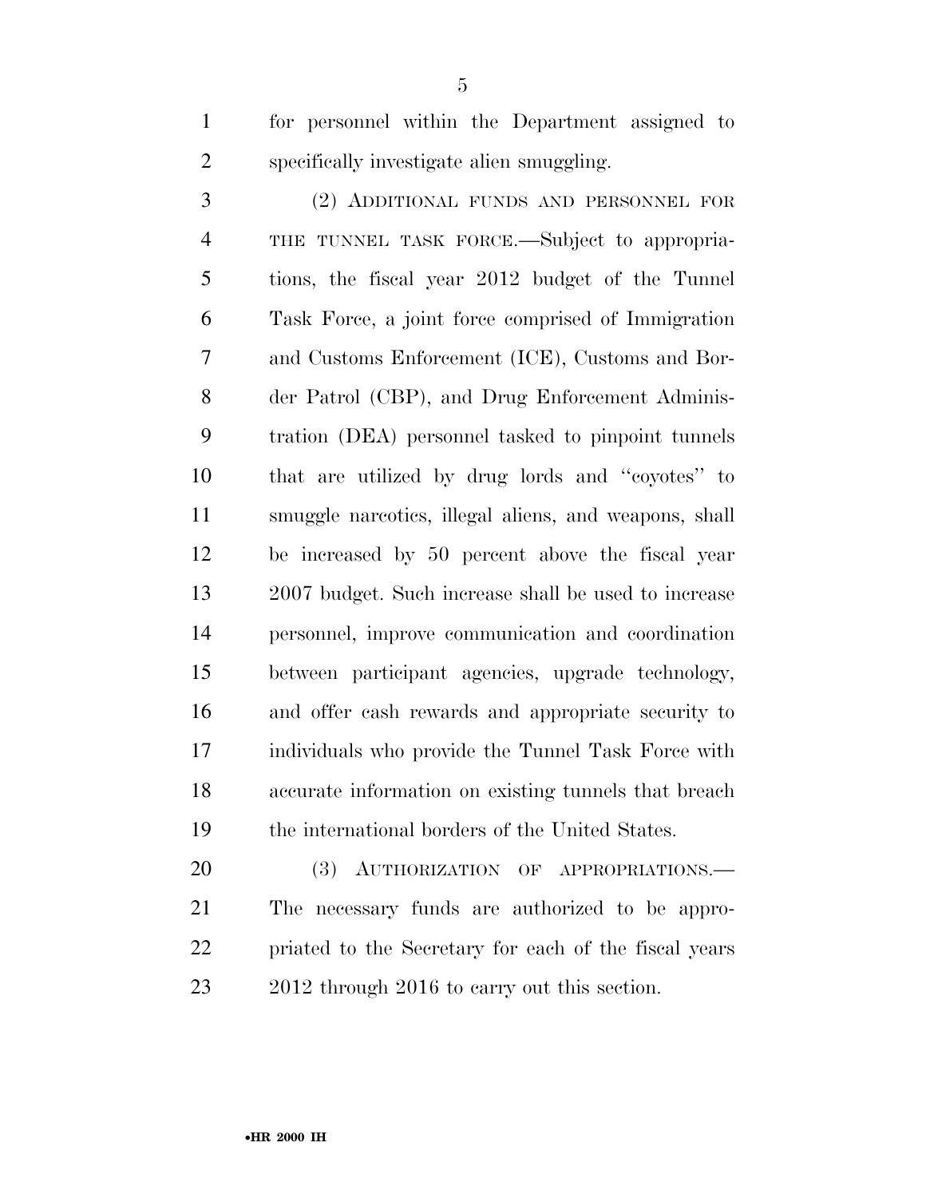for personnel within the Department assigned to specifically investigate alien smuggling.

(2) ADDITIONAL FUNDS AND PERSONNEL FOR THE TUNNEL TASK FORCE.—Subject to appropriations, the fiscal year 2012 budget of the Tunnel Task Force, a joint force comprised of Immigration and Customs Enforcement (ICE), Customs and Border Patrol (CBP), and Drug Enforcement Administration (DEA) personnel tasked to pinpoint tunnels that are utilized by drug lords and ''coyotes'' to smuggle narcotics, illegal aliens, and weapons, shall be increased by 50 percent above the fiscal year 2007 budget. Such increase shall be used to increase personnel, improve communication and coordination between participant agencies, upgrade technology, and offer cash rewards and appropriate security to individuals who provide the Tunnel Task Force with accurate information on existing tunnels that breach the international borders of the United States.

(3) AUTHORIZATION OF APPROPRIATIONS.—The necessary funds are authorized to be appropriated to the Secretary for each of the fiscal years 2012 through 2016 to carry out this section.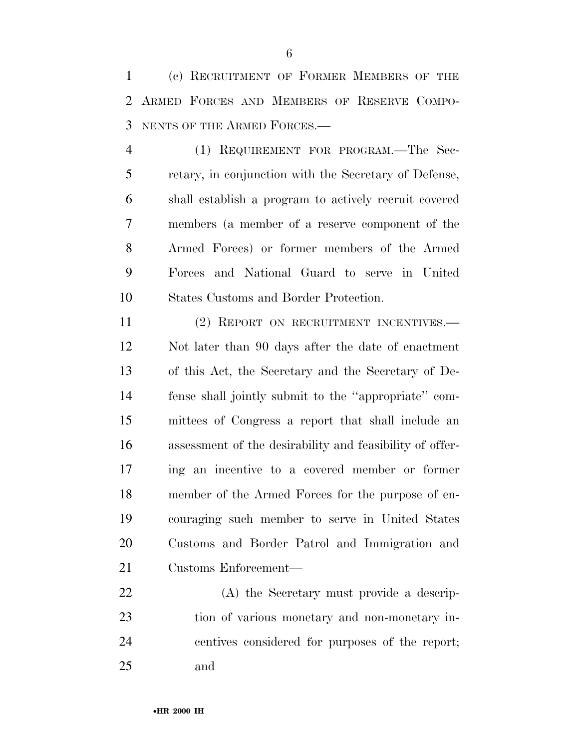(c) Recruitment of Former Members of the Armed Forces and Members of Reserve Components of the Armed Forces.—

(1) Requirement for program.—The Secretary, in conjunction with the Secretary of Defense, shall establish a program to actively recruit covered members (a member of a reserve component of the Armed Forces) or former members of the Armed Forces and National Guard to serve in United States Customs and Border Protection.

(2) Report on recruitment incentives.— Not later than 90 days after the date of enactment of this Act, the Secretary and the Secretary of Defense shall jointly submit to the ''appropriate'' committees of Congress a report that shall include an assessment of the desirability and feasibility of offering an incentive to a covered member or former member of the Armed Forces for the purpose of encouraging such member to serve in United States Customs and Border Patrol and Immigration and Customs Enforcement—

(A) the Secretary must provide a description of various monetary and non-monetary incentives considered for purposes of the report; and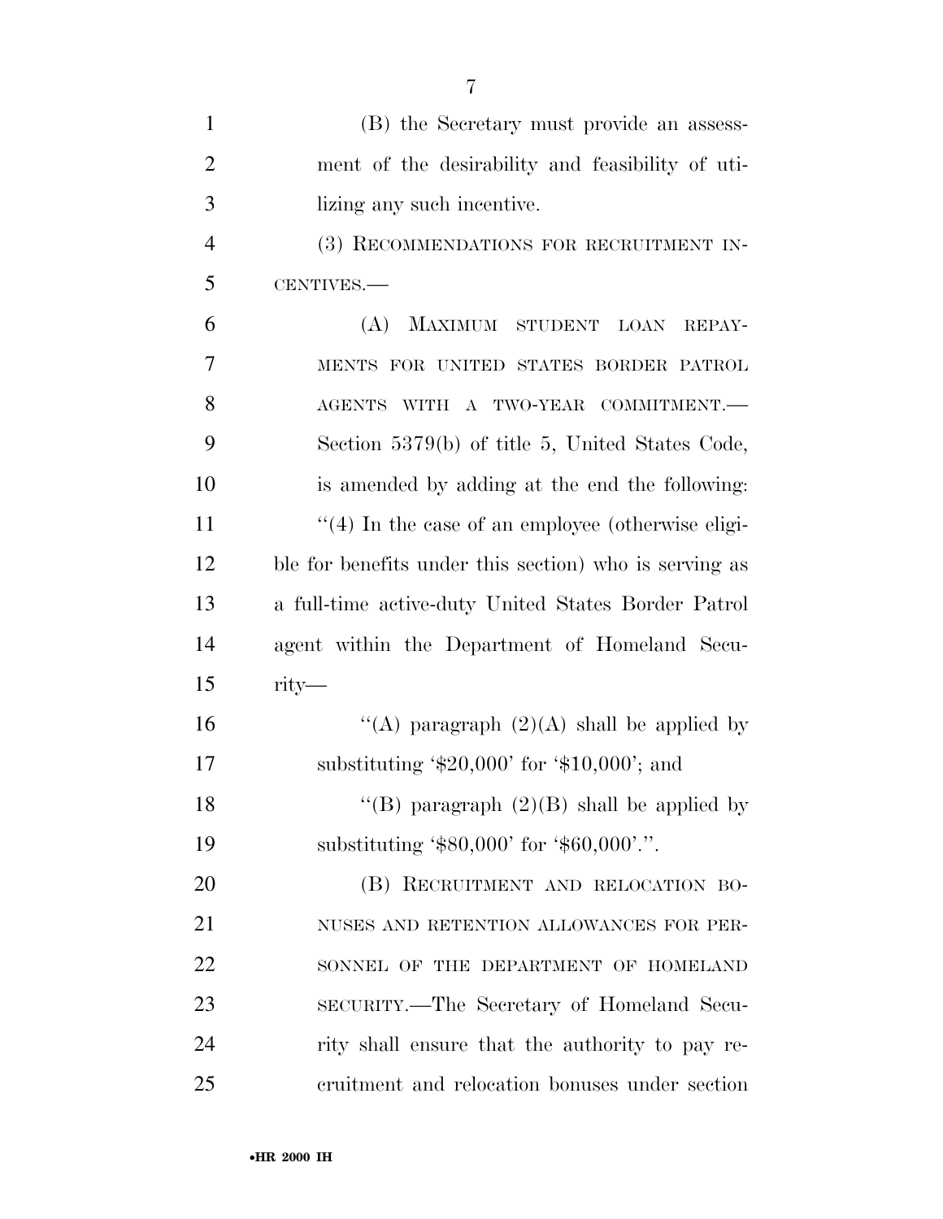(B) the Secretary must provide an assessment of the desirability and feasibility of utilizing any such incentive.

(3) RECOMMENDATIONS FOR RECRUITMENT INCENTIVES.—

(A) MAXIMUM STUDENT LOAN REPAYMENTS FOR UNITED STATES BORDER PATROL AGENTS WITH A TWO-YEAR COMMITMENT.—Section 5379(b) of title 5, United States Code, is amended by adding at the end the following:

''(4) In the case of an employee (otherwise eligible for benefits under this section) who is serving as a full-time active-duty United States Border Patrol agent within the Department of Homeland Security—

''(A) paragraph (2)(A) shall be applied by substituting '$20,000' for '$10,000'; and

''(B) paragraph (2)(B) shall be applied by substituting '$80,000' for '$60,000'.''.

(B) RECRUITMENT AND RELOCATION BONUSES AND RETENTION ALLOWANCES FOR PERSONNEL OF THE DEPARTMENT OF HOMELAND SECURITY.—The Secretary of Homeland Security shall ensure that the authority to pay recruitment and relocation bonuses under section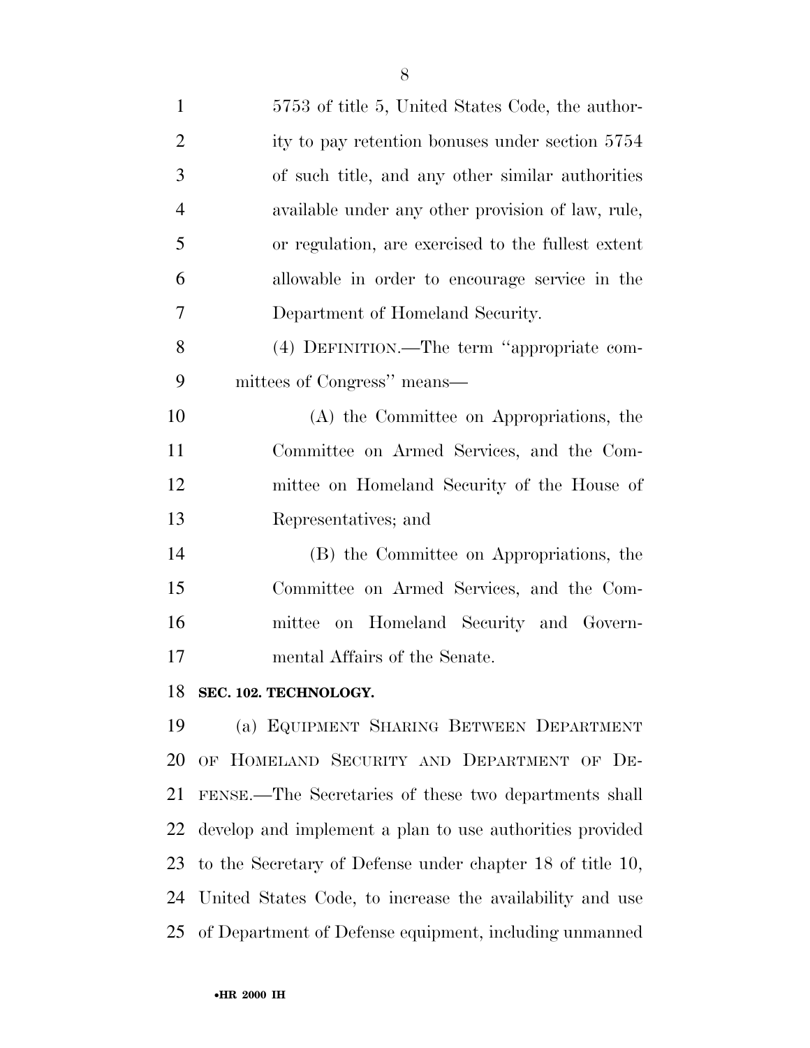5753 of title 5, United States Code, the authority to pay retention bonuses under section 5754 of such title, and any other similar authorities available under any other provision of law, rule, or regulation, are exercised to the fullest extent allowable in order to encourage service in the Department of Homeland Security.

(4) DEFINITION.—The term ''appropriate committees of Congress'' means—

(A) the Committee on Appropriations, the Committee on Armed Services, and the Committee on Homeland Security of the House of Representatives; and

(B) the Committee on Appropriations, the Committee on Armed Services, and the Committee on Homeland Security and Governmental Affairs of the Senate.

**SEC. 102. TECHNOLOGY.**

(a) EQUIPMENT SHARING BETWEEN DEPARTMENT OF HOMELAND SECURITY AND DEPARTMENT OF DEFENSE.—The Secretaries of these two departments shall develop and implement a plan to use authorities provided to the Secretary of Defense under chapter 18 of title 10, United States Code, to increase the availability and use of Department of Defense equipment, including unmanned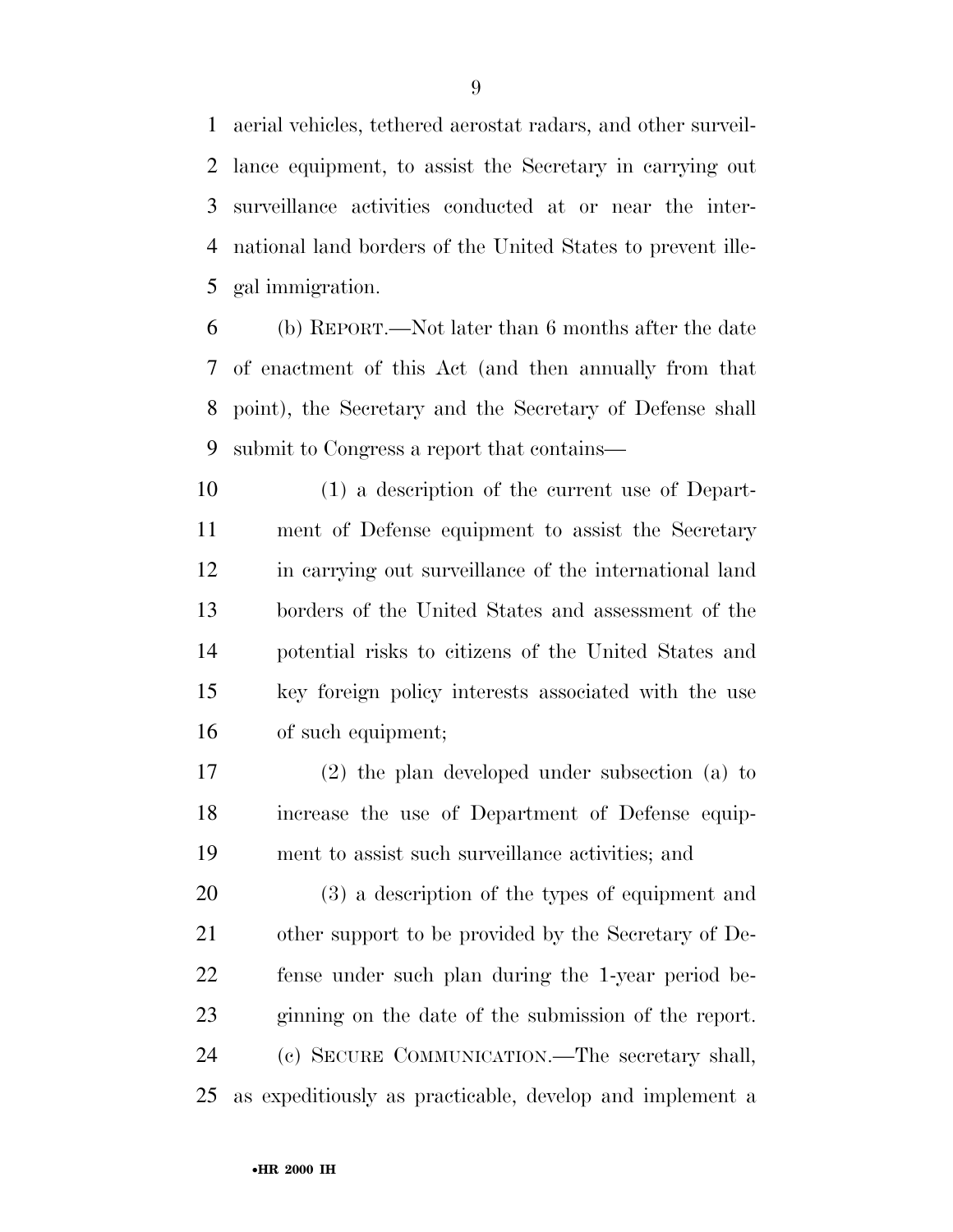aerial vehicles, tethered aerostat radars, and other surveillance equipment, to assist the Secretary in carrying out surveillance activities conducted at or near the international land borders of the United States to prevent illegal immigration.

(b) REPORT.—Not later than 6 months after the date of enactment of this Act (and then annually from that point), the Secretary and the Secretary of Defense shall submit to Congress a report that contains—

(1) a description of the current use of Department of Defense equipment to assist the Secretary in carrying out surveillance of the international land borders of the United States and assessment of the potential risks to citizens of the United States and key foreign policy interests associated with the use of such equipment;

(2) the plan developed under subsection (a) to increase the use of Department of Defense equipment to assist such surveillance activities; and

(3) a description of the types of equipment and other support to be provided by the Secretary of Defense under such plan during the 1-year period beginning on the date of the submission of the report.

(c) SECURE COMMUNICATION.—The secretary shall, as expeditiously as practicable, develop and implement a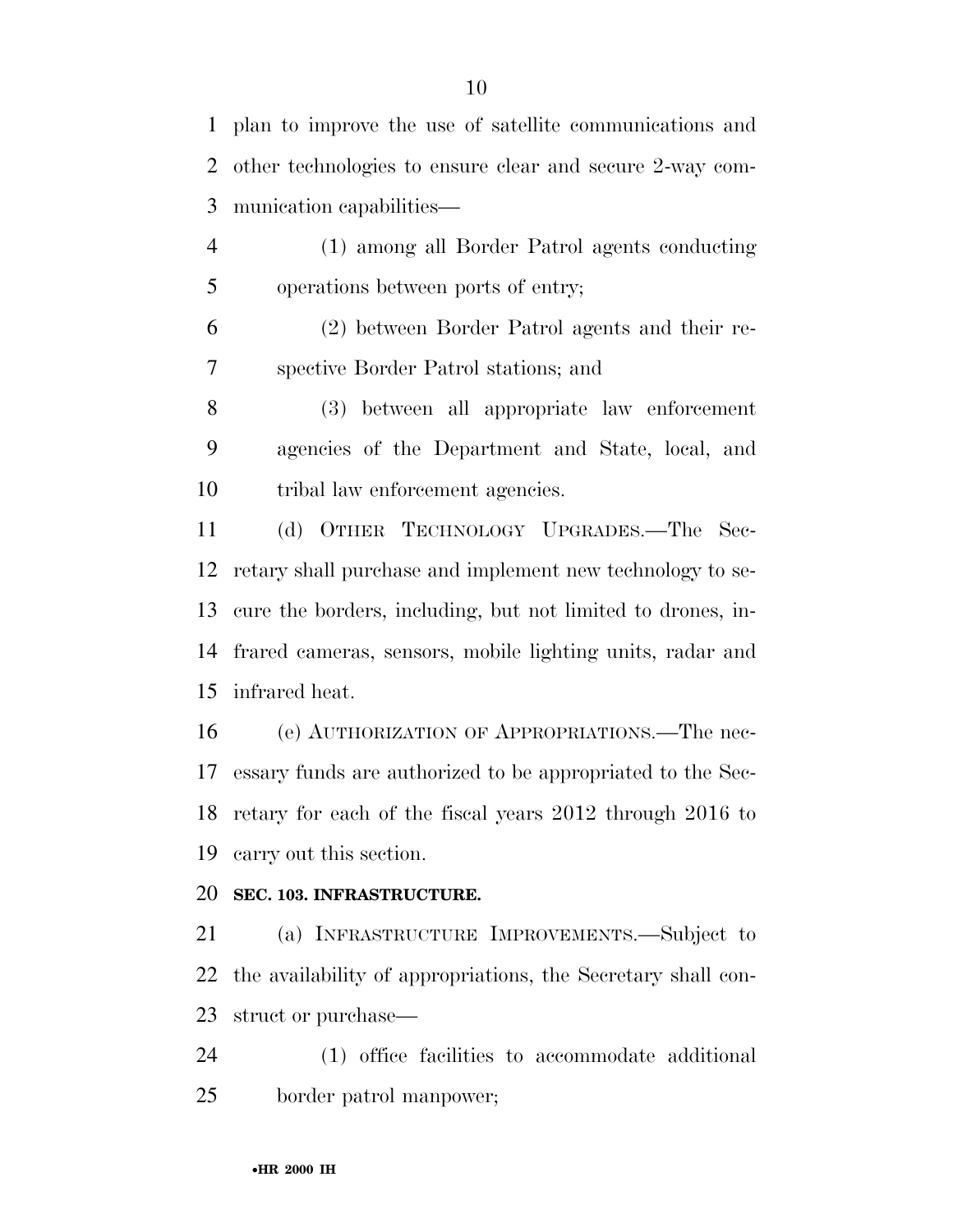plan to improve the use of satellite communications and other technologies to ensure clear and secure 2-way communication capabilities—

(1) among all Border Patrol agents conducting operations between ports of entry;

(2) between Border Patrol agents and their respective Border Patrol stations; and

(3) between all appropriate law enforcement agencies of the Department and State, local, and tribal law enforcement agencies.

(d) OTHER TECHNOLOGY UPGRADES.—The Secretary shall purchase and implement new technology to secure the borders, including, but not limited to drones, infrared cameras, sensors, mobile lighting units, radar and infrared heat.

(e) AUTHORIZATION OF APPROPRIATIONS.—The necessary funds are authorized to be appropriated to the Secretary for each of the fiscal years 2012 through 2016 to carry out this section.

**SEC. 103. INFRASTRUCTURE.**

(a) INFRASTRUCTURE IMPROVEMENTS.—Subject to the availability of appropriations, the Secretary shall construct or purchase—

(1) office facilities to accommodate additional border patrol manpower;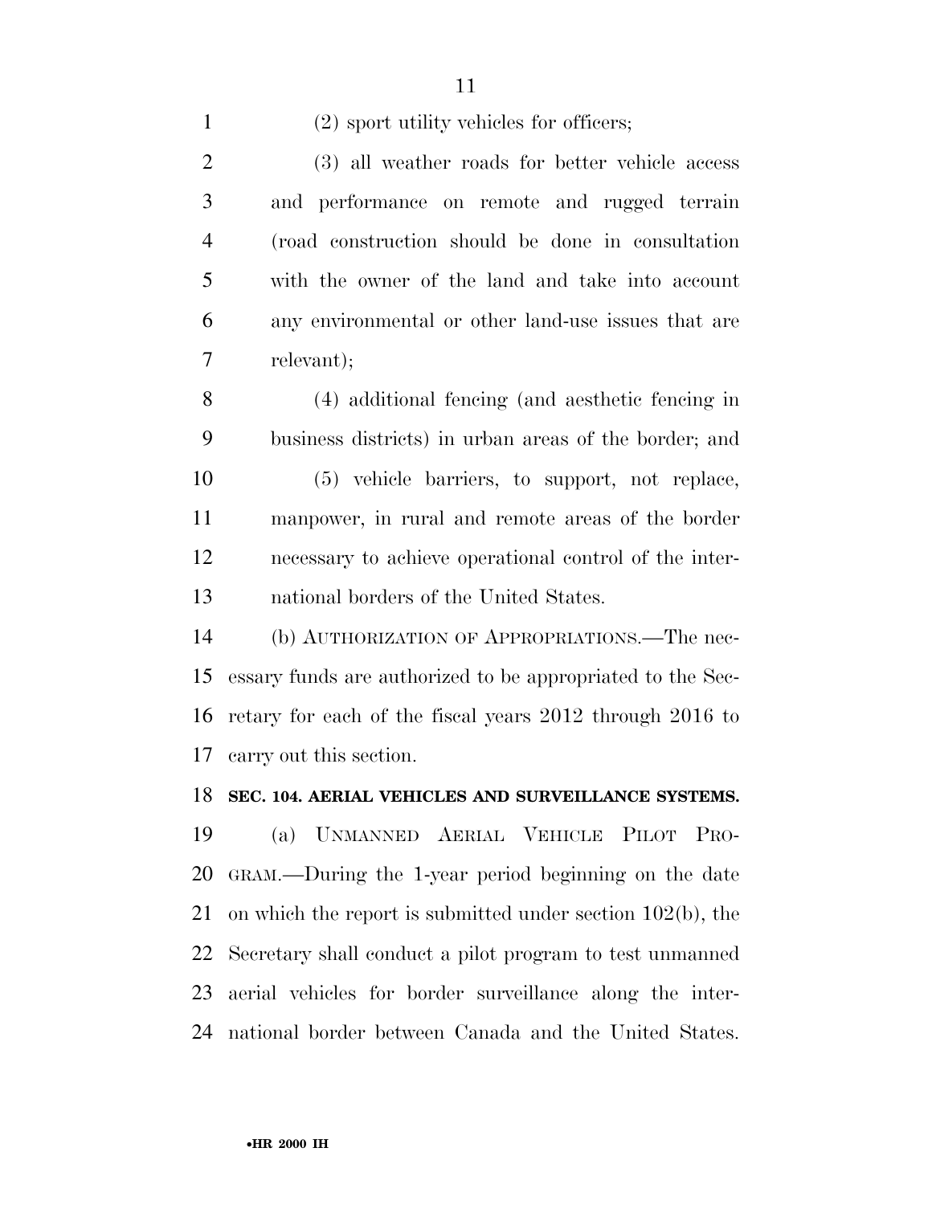(2) sport utility vehicles for officers;

(3) all weather roads for better vehicle access and performance on remote and rugged terrain (road construction should be done in consultation with the owner of the land and take into account any environmental or other land-use issues that are relevant);

(4) additional fencing (and aesthetic fencing in business districts) in urban areas of the border; and

(5) vehicle barriers, to support, not replace, manpower, in rural and remote areas of the border necessary to achieve operational control of the international borders of the United States.

(b) AUTHORIZATION OF APPROPRIATIONS.—The necessary funds are authorized to be appropriated to the Secretary for each of the fiscal years 2012 through 2016 to carry out this section.

**SEC. 104. AERIAL VEHICLES AND SURVEILLANCE SYSTEMS.**

(a) UNMANNED AERIAL VEHICLE PILOT PROGRAM.—During the 1-year period beginning on the date on which the report is submitted under section 102(b), the Secretary shall conduct a pilot program to test unmanned aerial vehicles for border surveillance along the international border between Canada and the United States.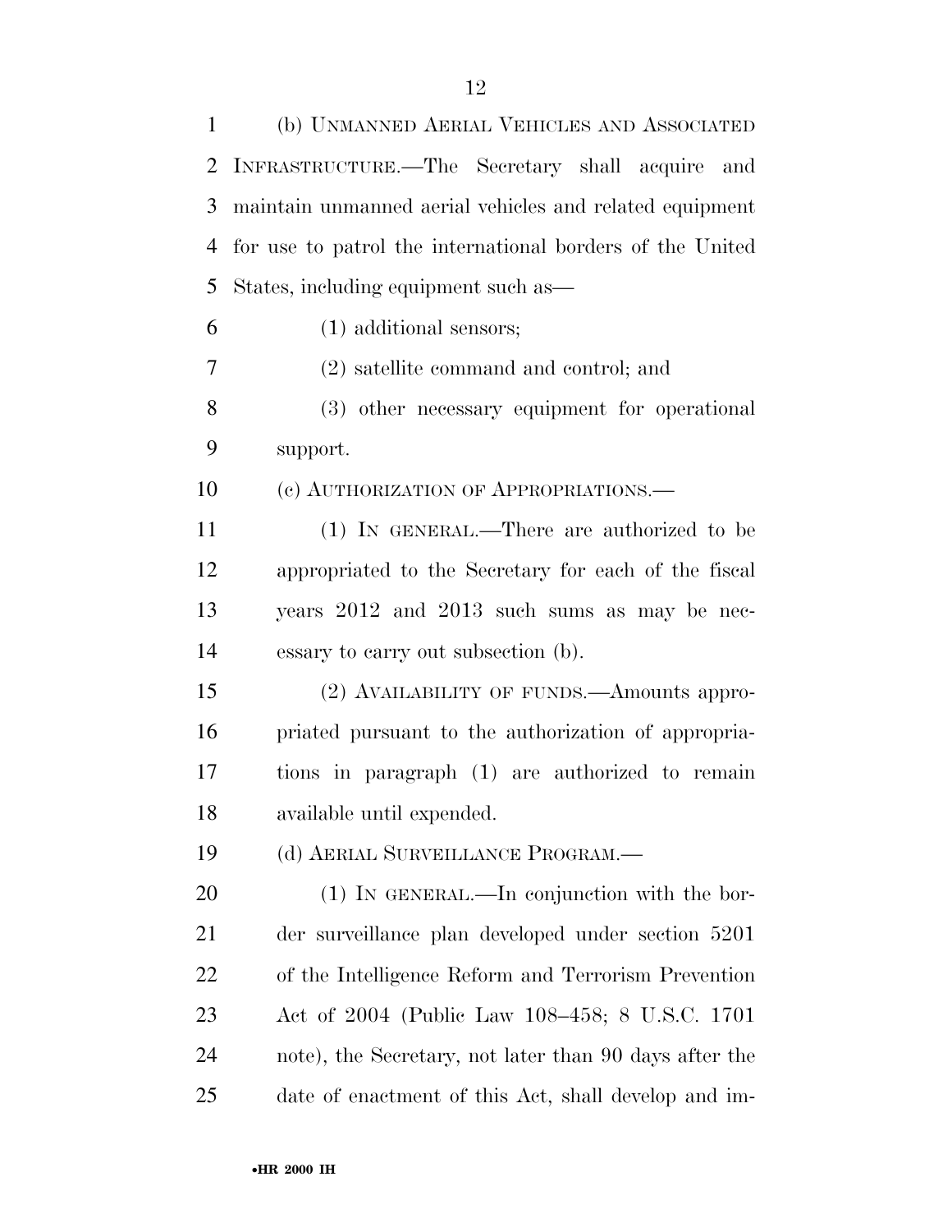(b) UNMANNED AERIAL VEHICLES AND ASSOCIATED INFRASTRUCTURE.—The Secretary shall acquire and maintain unmanned aerial vehicles and related equipment for use to patrol the international borders of the United States, including equipment such as—

(1) additional sensors;

(2) satellite command and control; and

(3) other necessary equipment for operational support.

(c) AUTHORIZATION OF APPROPRIATIONS.—

(1) IN GENERAL.—There are authorized to be appropriated to the Secretary for each of the fiscal years 2012 and 2013 such sums as may be necessary to carry out subsection (b).

(2) AVAILABILITY OF FUNDS.—Amounts appropriated pursuant to the authorization of appropriations in paragraph (1) are authorized to remain available until expended.

(d) AERIAL SURVEILLANCE PROGRAM.—

(1) IN GENERAL.—In conjunction with the border surveillance plan developed under section 5201 of the Intelligence Reform and Terrorism Prevention Act of 2004 (Public Law 108–458; 8 U.S.C. 1701 note), the Secretary, not later than 90 days after the date of enactment of this Act, shall develop and im-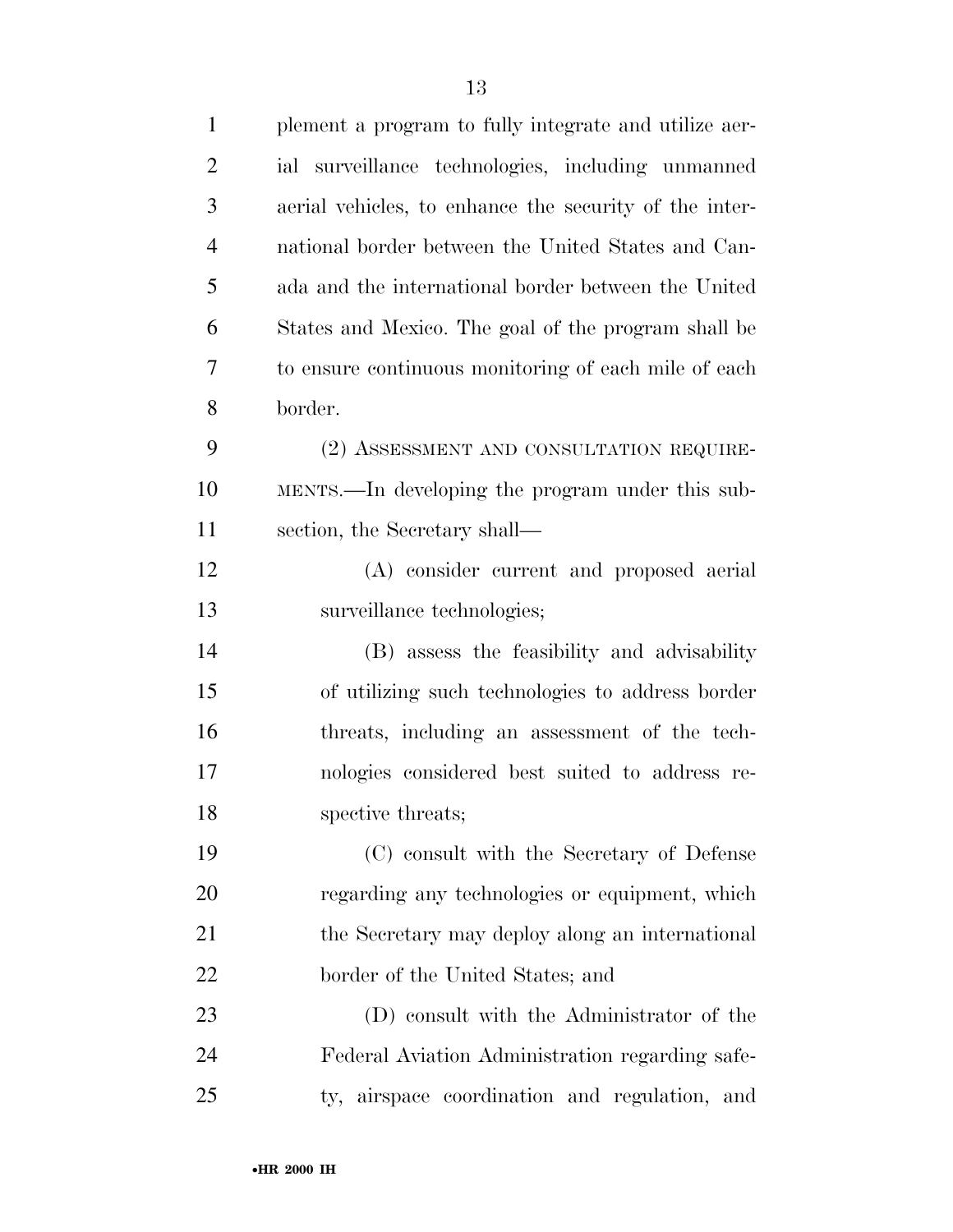plement a program to fully integrate and utilize aerial surveillance technologies, including unmanned aerial vehicles, to enhance the security of the international border between the United States and Canada and the international border between the United States and Mexico. The goal of the program shall be to ensure continuous monitoring of each mile of each border.

(2) ASSESSMENT AND CONSULTATION REQUIREMENTS.—In developing the program under this subsection, the Secretary shall—

(A) consider current and proposed aerial surveillance technologies;

(B) assess the feasibility and advisability of utilizing such technologies to address border threats, including an assessment of the technologies considered best suited to address respective threats;

(C) consult with the Secretary of Defense regarding any technologies or equipment, which the Secretary may deploy along an international border of the United States; and

(D) consult with the Administrator of the Federal Aviation Administration regarding safety, airspace coordination and regulation, and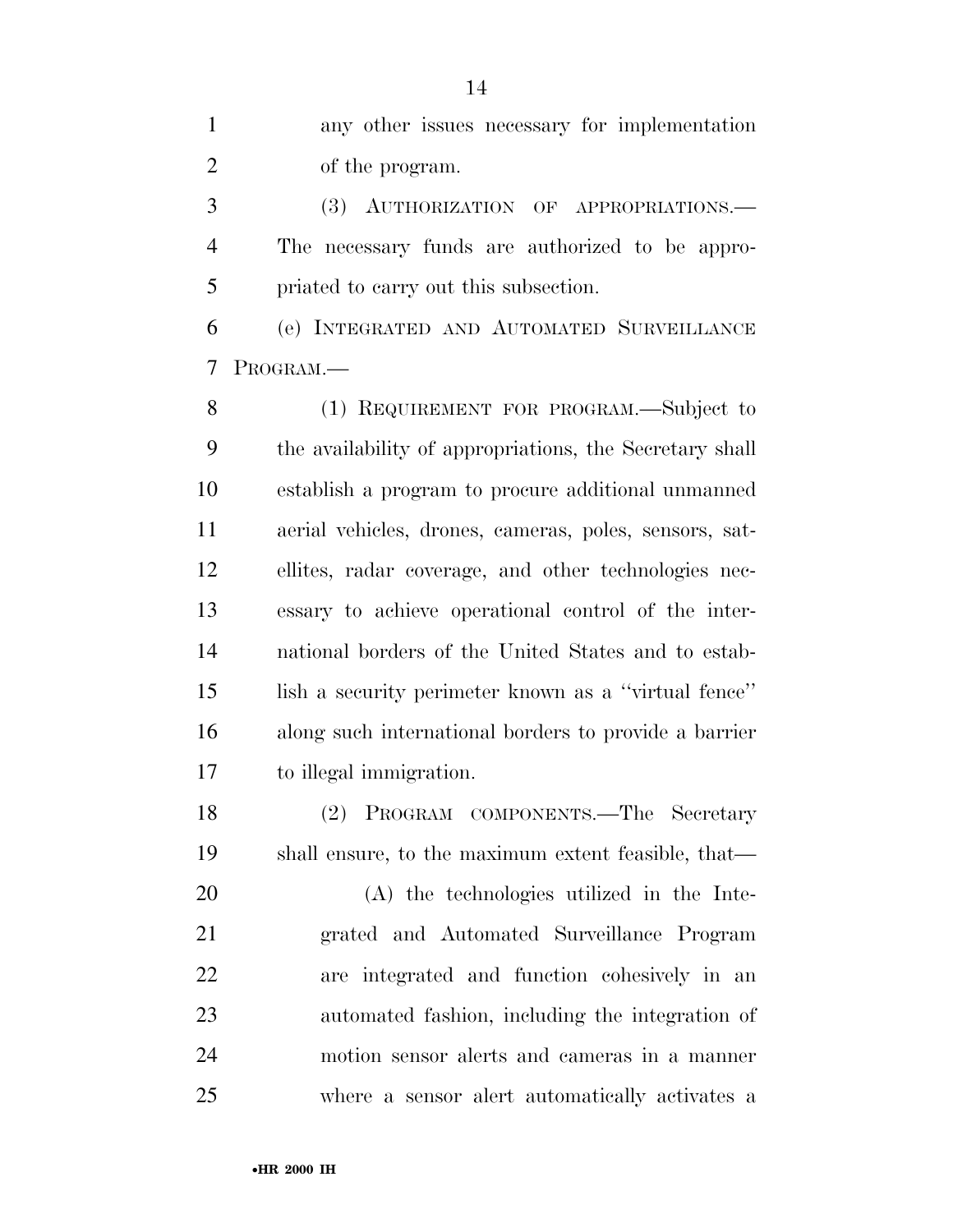any other issues necessary for implementation of the program.

(3) AUTHORIZATION OF APPROPRIATIONS.—The necessary funds are authorized to be appropriated to carry out this subsection.

(e) INTEGRATED AND AUTOMATED SURVEILLANCE PROGRAM.—

(1) REQUIREMENT FOR PROGRAM.—Subject to the availability of appropriations, the Secretary shall establish a program to procure additional unmanned aerial vehicles, drones, cameras, poles, sensors, satellites, radar coverage, and other technologies necessary to achieve operational control of the international borders of the United States and to establish a security perimeter known as a ''virtual fence'' along such international borders to provide a barrier to illegal immigration.

(2) PROGRAM COMPONENTS.—The Secretary shall ensure, to the maximum extent feasible, that—

(A) the technologies utilized in the Integrated and Automated Surveillance Program are integrated and function cohesively in an automated fashion, including the integration of motion sensor alerts and cameras in a manner where a sensor alert automatically activates a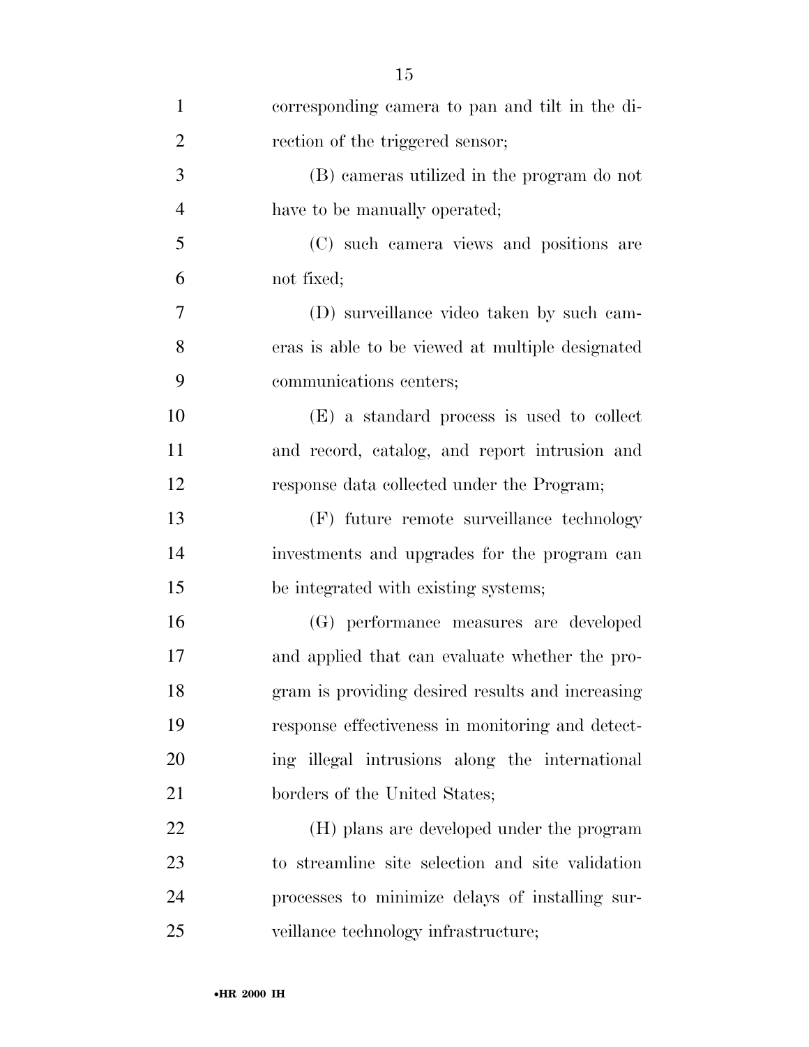corresponding camera to pan and tilt in the direction of the triggered sensor;

(B) cameras utilized in the program do not have to be manually operated;

(C) such camera views and positions are not fixed;

(D) surveillance video taken by such cameras is able to be viewed at multiple designated communications centers;

(E) a standard process is used to collect and record, catalog, and report intrusion and response data collected under the Program;

(F) future remote surveillance technology investments and upgrades for the program can be integrated with existing systems;

(G) performance measures are developed and applied that can evaluate whether the program is providing desired results and increasing response effectiveness in monitoring and detecting illegal intrusions along the international borders of the United States;

(H) plans are developed under the program to streamline site selection and site validation processes to minimize delays of installing surveillance technology infrastructure;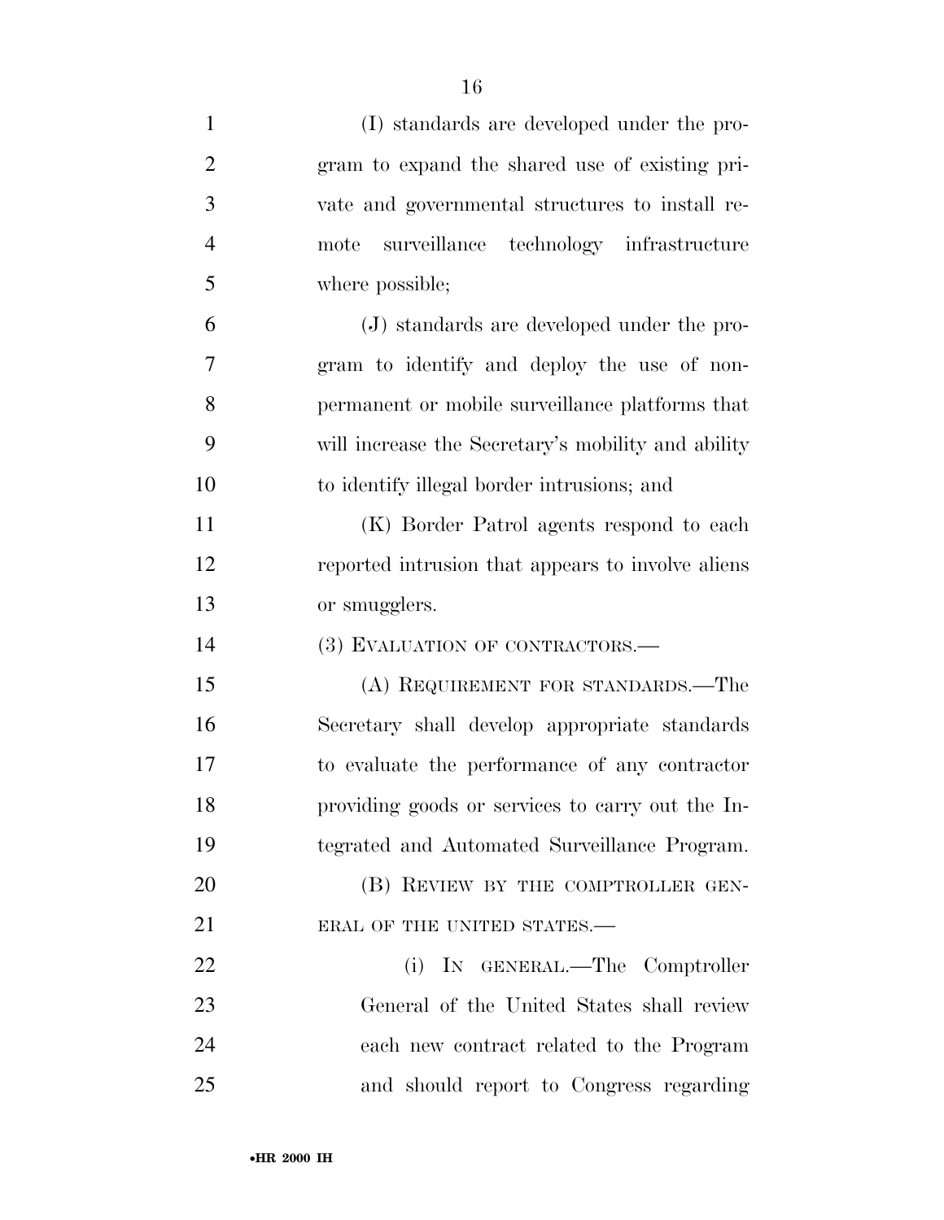(I) standards are developed under the program to expand the shared use of existing private and governmental structures to install remote surveillance technology infrastructure where possible;

(J) standards are developed under the program to identify and deploy the use of nonpermanent or mobile surveillance platforms that will increase the Secretary's mobility and ability to identify illegal border intrusions; and

(K) Border Patrol agents respond to each reported intrusion that appears to involve aliens or smugglers.

(3) EVALUATION OF CONTRACTORS.—

(A) REQUIREMENT FOR STANDARDS.—The Secretary shall develop appropriate standards to evaluate the performance of any contractor providing goods or services to carry out the Integrated and Automated Surveillance Program.

(B) REVIEW BY THE COMPTROLLER GENERAL OF THE UNITED STATES.—

(i) IN GENERAL.—The Comptroller General of the United States shall review each new contract related to the Program and should report to Congress regarding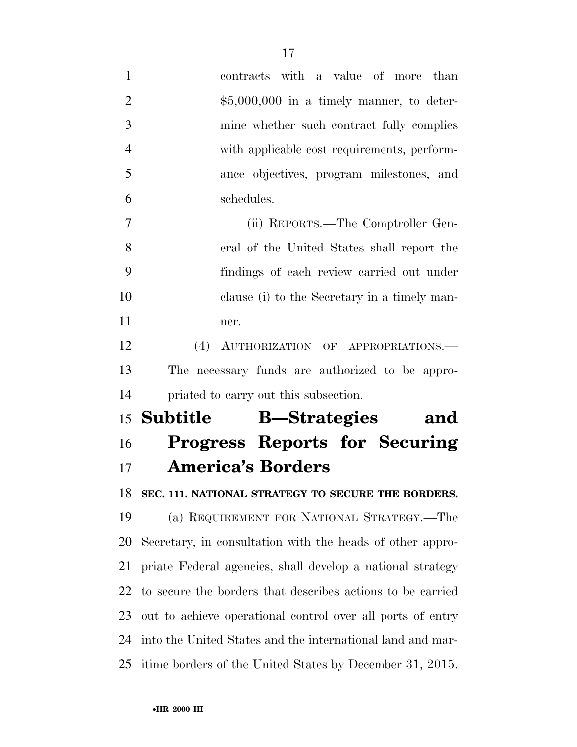contracts with a value of more than $5,000,000 in a timely manner, to determine whether such contract fully complies with applicable cost requirements, performance objectives, program milestones, and schedules.

(ii) REPORTS.—The Comptroller General of the United States shall report the findings of each review carried out under clause (i) to the Secretary in a timely manner.

(4) AUTHORIZATION OF APPROPRIATIONS.—The necessary funds are authorized to be appropriated to carry out this subsection.

## Subtitle B—Strategies and Progress Reports for Securing America's Borders

### SEC. 111. NATIONAL STRATEGY TO SECURE THE BORDERS.

(a) REQUIREMENT FOR NATIONAL STRATEGY.—The Secretary, in consultation with the heads of other appropriate Federal agencies, shall develop a national strategy to secure the borders that describes actions to be carried out to achieve operational control over all ports of entry into the United States and the international land and maritime borders of the United States by December 31, 2015.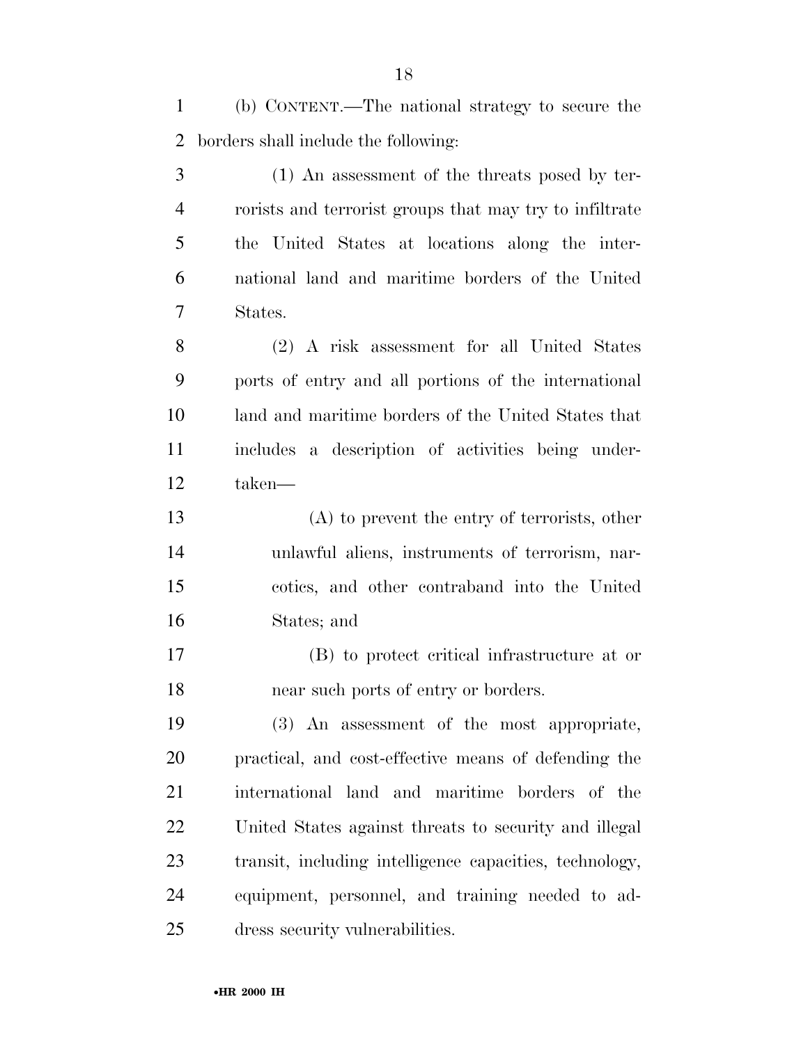(b) CONTENT.—The national strategy to secure the borders shall include the following:

(1) An assessment of the threats posed by terrorists and terrorist groups that may try to infiltrate the United States at locations along the international land and maritime borders of the United States.

(2) A risk assessment for all United States ports of entry and all portions of the international land and maritime borders of the United States that includes a description of activities being undertaken—

(A) to prevent the entry of terrorists, other unlawful aliens, instruments of terrorism, narcotics, and other contraband into the United States; and

(B) to protect critical infrastructure at or near such ports of entry or borders.

(3) An assessment of the most appropriate, practical, and cost-effective means of defending the international land and maritime borders of the United States against threats to security and illegal transit, including intelligence capacities, technology, equipment, personnel, and training needed to address security vulnerabilities.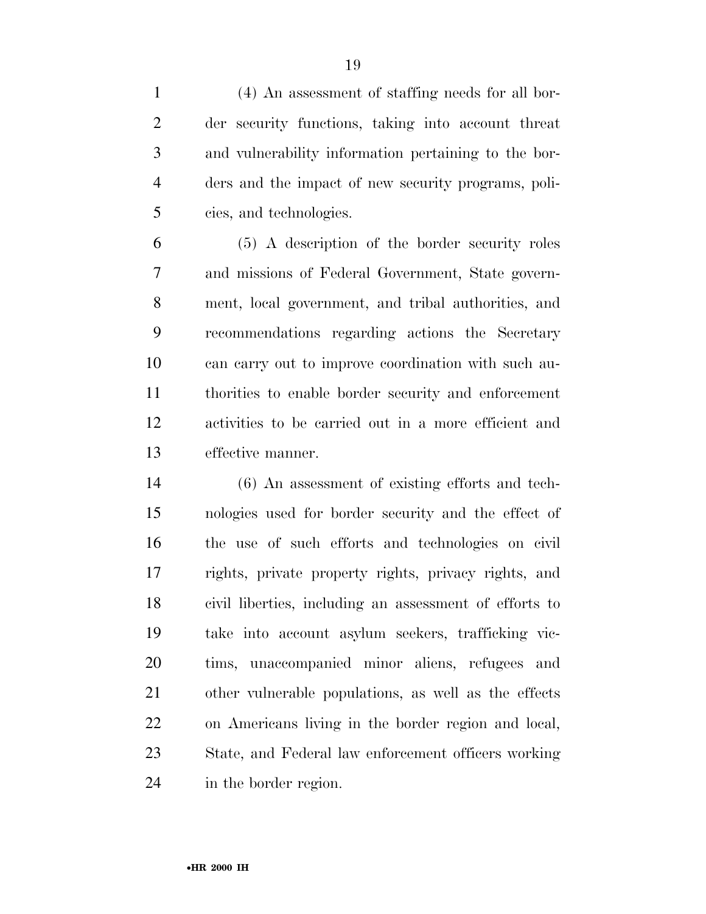(4) An assessment of staffing needs for all border security functions, taking into account threat and vulnerability information pertaining to the borders and the impact of new security programs, policies, and technologies.

(5) A description of the border security roles and missions of Federal Government, State government, local government, and tribal authorities, and recommendations regarding actions the Secretary can carry out to improve coordination with such authorities to enable border security and enforcement activities to be carried out in a more efficient and effective manner.

(6) An assessment of existing efforts and technologies used for border security and the effect of the use of such efforts and technologies on civil rights, private property rights, privacy rights, and civil liberties, including an assessment of efforts to take into account asylum seekers, trafficking victims, unaccompanied minor aliens, refugees and other vulnerable populations, as well as the effects on Americans living in the border region and local, State, and Federal law enforcement officers working in the border region.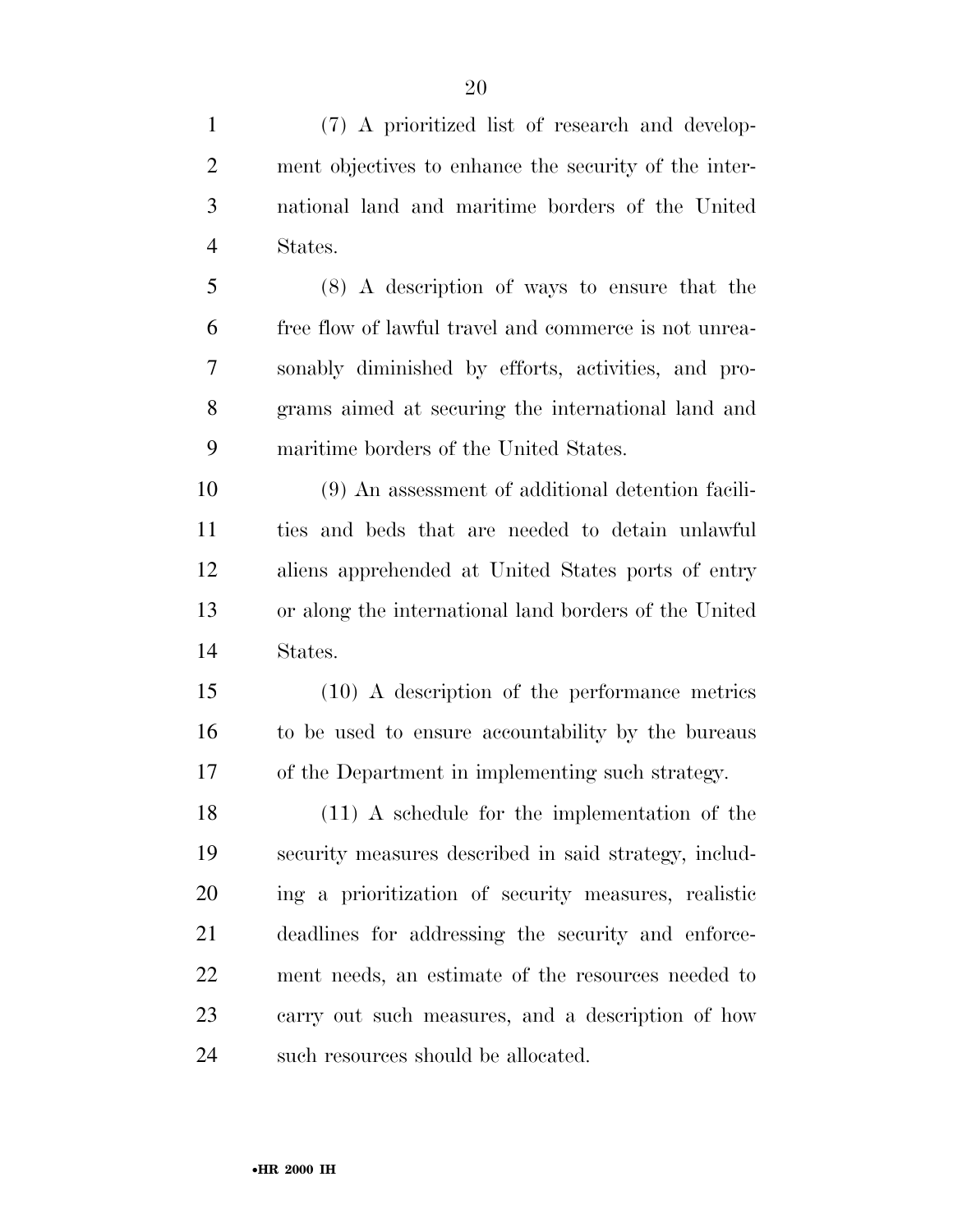(7) A prioritized list of research and development objectives to enhance the security of the international land and maritime borders of the United States.

(8) A description of ways to ensure that the free flow of lawful travel and commerce is not unreasonably diminished by efforts, activities, and programs aimed at securing the international land and maritime borders of the United States.

(9) An assessment of additional detention facilities and beds that are needed to detain unlawful aliens apprehended at United States ports of entry or along the international land borders of the United States.

(10) A description of the performance metrics to be used to ensure accountability by the bureaus of the Department in implementing such strategy.

(11) A schedule for the implementation of the security measures described in said strategy, including a prioritization of security measures, realistic deadlines for addressing the security and enforcement needs, an estimate of the resources needed to carry out such measures, and a description of how such resources should be allocated.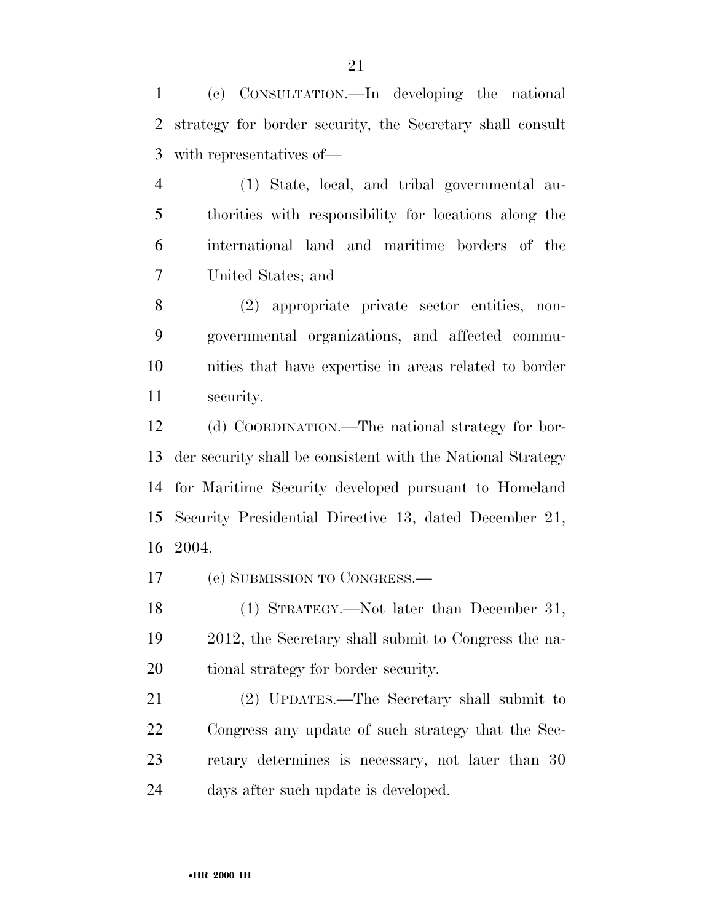(c) CONSULTATION.—In developing the national strategy for border security, the Secretary shall consult with representatives of—

(1) State, local, and tribal governmental authorities with responsibility for locations along the international land and maritime borders of the United States; and

(2) appropriate private sector entities, nongovernmental organizations, and affected communities that have expertise in areas related to border security.

(d) COORDINATION.—The national strategy for border security shall be consistent with the National Strategy for Maritime Security developed pursuant to Homeland Security Presidential Directive 13, dated December 21, 2004.

(e) SUBMISSION TO CONGRESS.—

(1) STRATEGY.—Not later than December 31, 2012, the Secretary shall submit to Congress the national strategy for border security.

(2) UPDATES.—The Secretary shall submit to Congress any update of such strategy that the Secretary determines is necessary, not later than 30 days after such update is developed.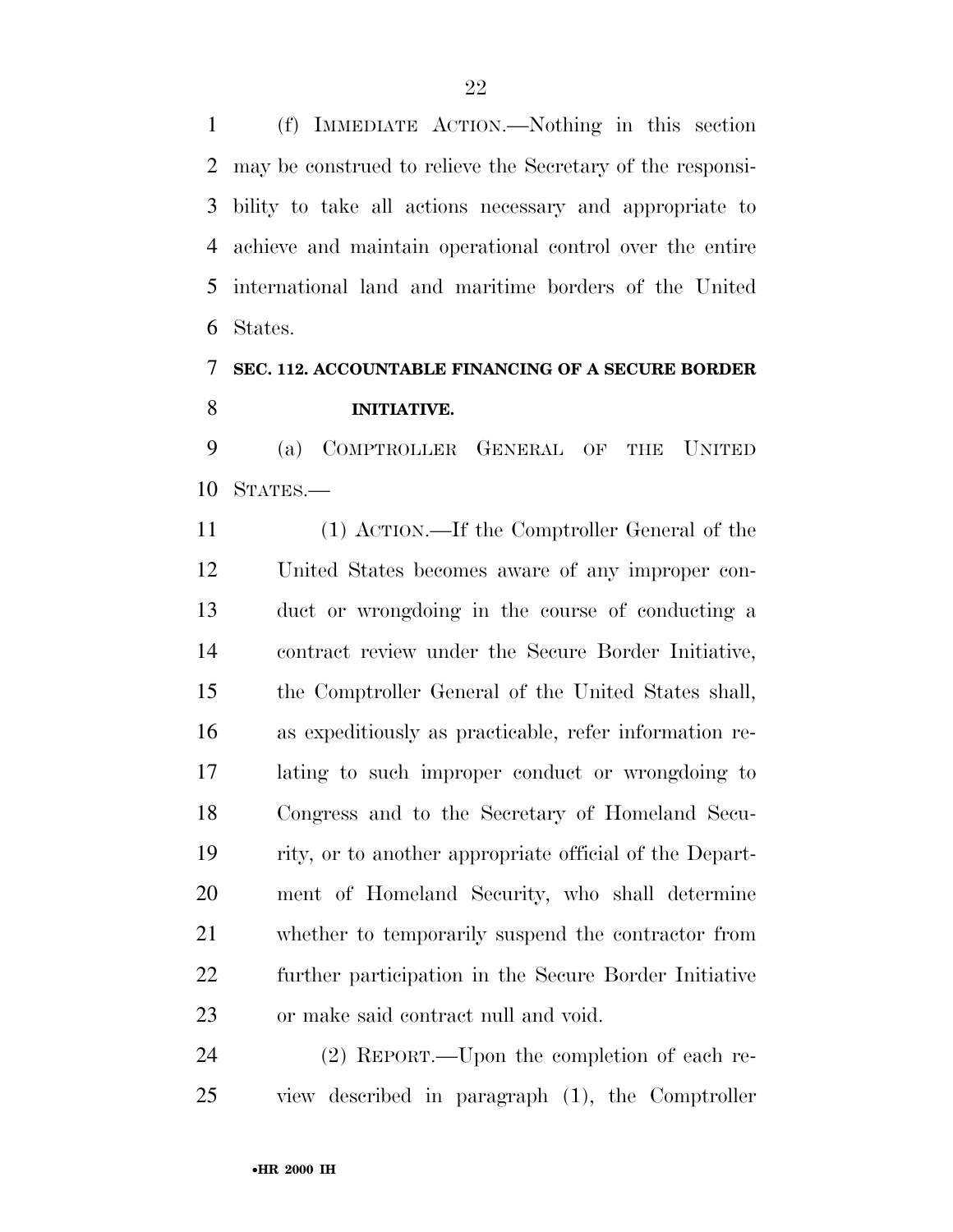(f) IMMEDIATE ACTION.—Nothing in this section may be construed to relieve the Secretary of the responsibility to take all actions necessary and appropriate to achieve and maintain operational control over the entire international land and maritime borders of the United States.

**SEC. 112. ACCOUNTABLE FINANCING OF A SECURE BORDER INITIATIVE.**

(a) COMPTROLLER GENERAL OF THE UNITED STATES.—

(1) ACTION.—If the Comptroller General of the United States becomes aware of any improper conduct or wrongdoing in the course of conducting a contract review under the Secure Border Initiative, the Comptroller General of the United States shall, as expeditiously as practicable, refer information relating to such improper conduct or wrongdoing to Congress and to the Secretary of Homeland Security, or to another appropriate official of the Department of Homeland Security, who shall determine whether to temporarily suspend the contractor from further participation in the Secure Border Initiative or make said contract null and void.

(2) REPORT.—Upon the completion of each review described in paragraph (1), the Comptroller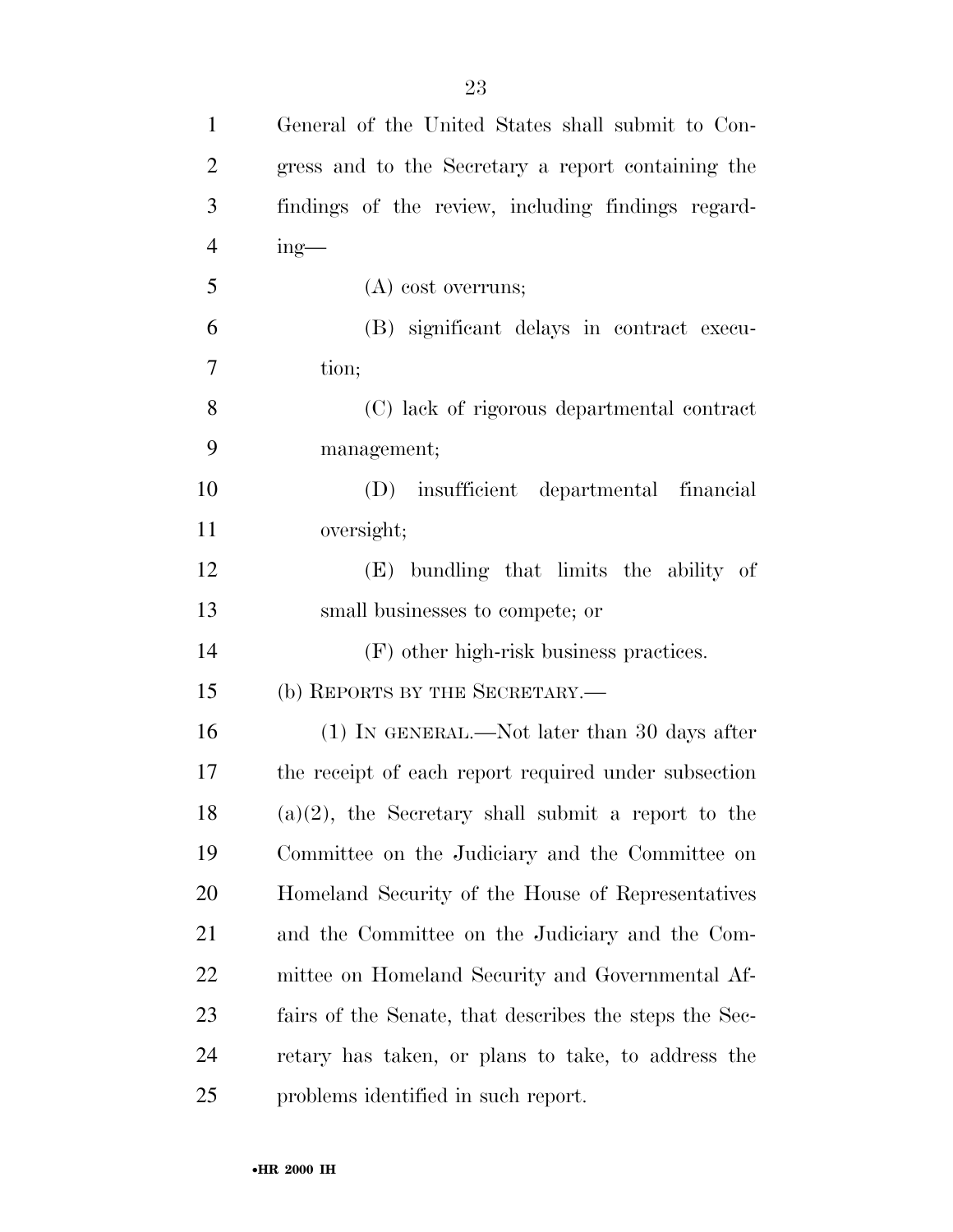General of the United States shall submit to Congress and to the Secretary a report containing the findings of the review, including findings regarding—

(A) cost overruns;

(B) significant delays in contract execution;

(C) lack of rigorous departmental contract management;

(D) insufficient departmental financial oversight;

(E) bundling that limits the ability of small businesses to compete; or

(F) other high-risk business practices.

(b) REPORTS BY THE SECRETARY.—

(1) IN GENERAL.—Not later than 30 days after the receipt of each report required under subsection (a)(2), the Secretary shall submit a report to the Committee on the Judiciary and the Committee on Homeland Security of the House of Representatives and the Committee on the Judiciary and the Committee on Homeland Security and Governmental Affairs of the Senate, that describes the steps the Secretary has taken, or plans to take, to address the problems identified in such report.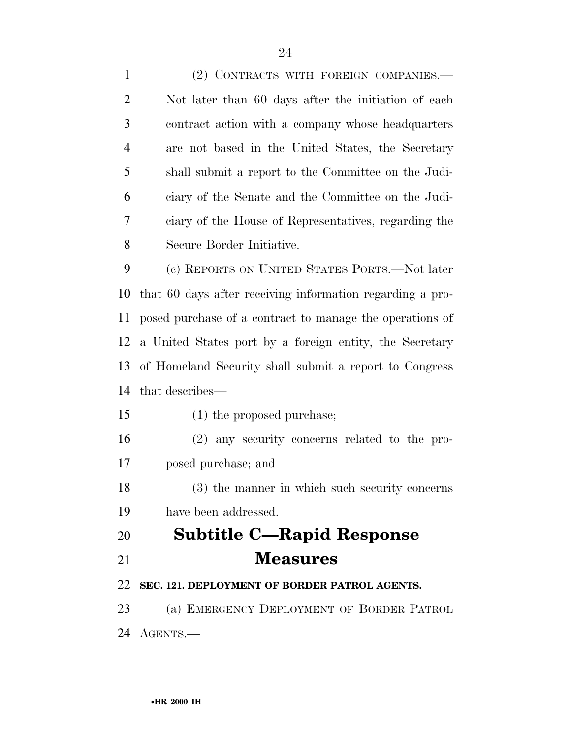(2) CONTRACTS WITH FOREIGN COMPANIES.—Not later than 60 days after the initiation of each contract action with a company whose headquarters are not based in the United States, the Secretary shall submit a report to the Committee on the Judiciary of the Senate and the Committee on the Judiciary of the House of Representatives, regarding the Secure Border Initiative.

(c) REPORTS ON UNITED STATES PORTS.—Not later that 60 days after receiving information regarding a proposed purchase of a contract to manage the operations of a United States port by a foreign entity, the Secretary of Homeland Security shall submit a report to Congress that describes—

(1) the proposed purchase;

(2) any security concerns related to the proposed purchase; and

(3) the manner in which such security concerns have been addressed.

## Subtitle C—Rapid Response Measures

**SEC. 121. DEPLOYMENT OF BORDER PATROL AGENTS.**

(a) EMERGENCY DEPLOYMENT OF BORDER PATROL AGENTS.—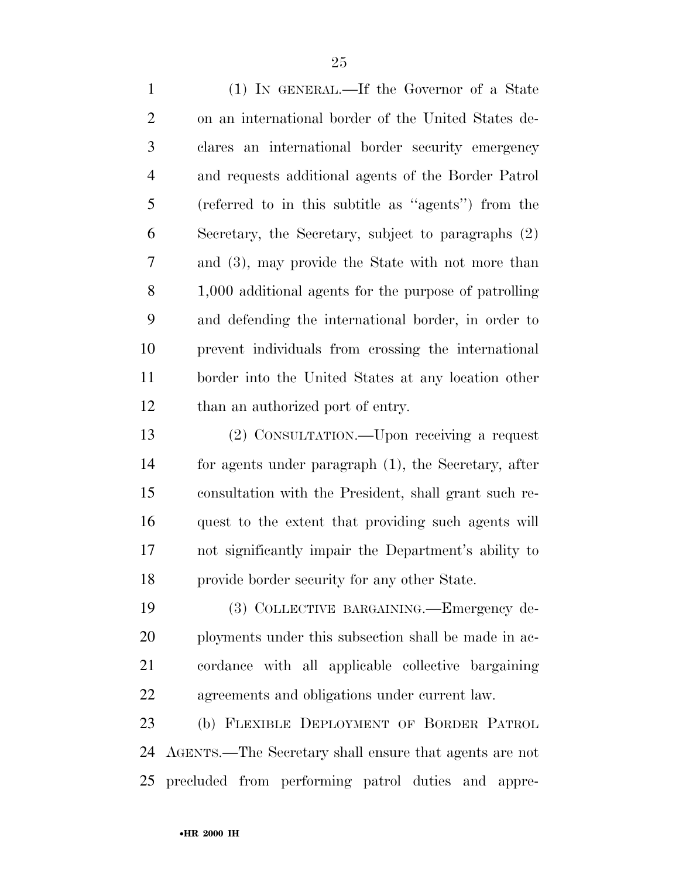(1) IN GENERAL.—If the Governor of a State on an international border of the United States declares an international border security emergency and requests additional agents of the Border Patrol (referred to in this subtitle as ''agents'') from the Secretary, the Secretary, subject to paragraphs (2) and (3), may provide the State with not more than 1,000 additional agents for the purpose of patrolling and defending the international border, in order to prevent individuals from crossing the international border into the United States at any location other than an authorized port of entry.

(2) CONSULTATION.—Upon receiving a request for agents under paragraph (1), the Secretary, after consultation with the President, shall grant such request to the extent that providing such agents will not significantly impair the Department's ability to provide border security for any other State.

(3) COLLECTIVE BARGAINING.—Emergency deployments under this subsection shall be made in accordance with all applicable collective bargaining agreements and obligations under current law.

(b) FLEXIBLE DEPLOYMENT OF BORDER PATROL AGENTS.—The Secretary shall ensure that agents are not precluded from performing patrol duties and appre-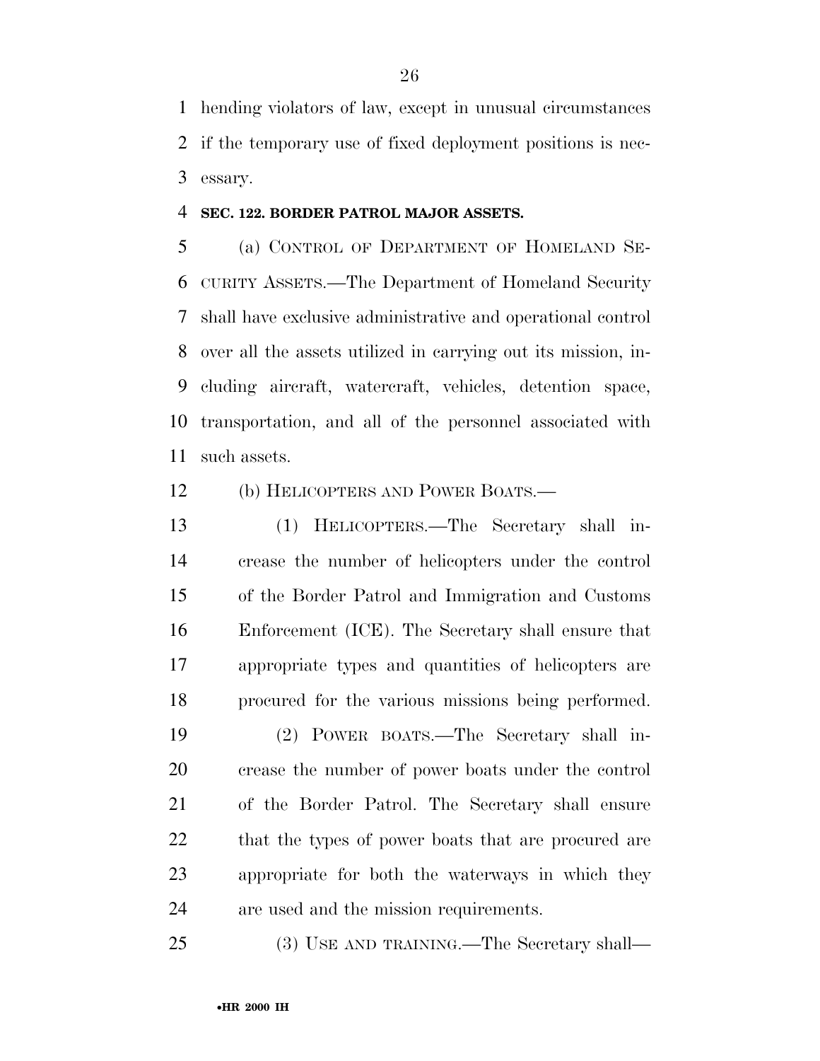hending violators of law, except in unusual circumstances if the temporary use of fixed deployment positions is necessary.

**SEC. 122. BORDER PATROL MAJOR ASSETS.**

(a) CONTROL OF DEPARTMENT OF HOMELAND SECURITY ASSETS.—The Department of Homeland Security shall have exclusive administrative and operational control over all the assets utilized in carrying out its mission, including aircraft, watercraft, vehicles, detention space, transportation, and all of the personnel associated with such assets.

(b) HELICOPTERS AND POWER BOATS.—

(1) HELICOPTERS.—The Secretary shall increase the number of helicopters under the control of the Border Patrol and Immigration and Customs Enforcement (ICE). The Secretary shall ensure that appropriate types and quantities of helicopters are procured for the various missions being performed.

(2) POWER BOATS.—The Secretary shall increase the number of power boats under the control of the Border Patrol. The Secretary shall ensure that the types of power boats that are procured are appropriate for both the waterways in which they are used and the mission requirements.

(3) USE AND TRAINING.—The Secretary shall—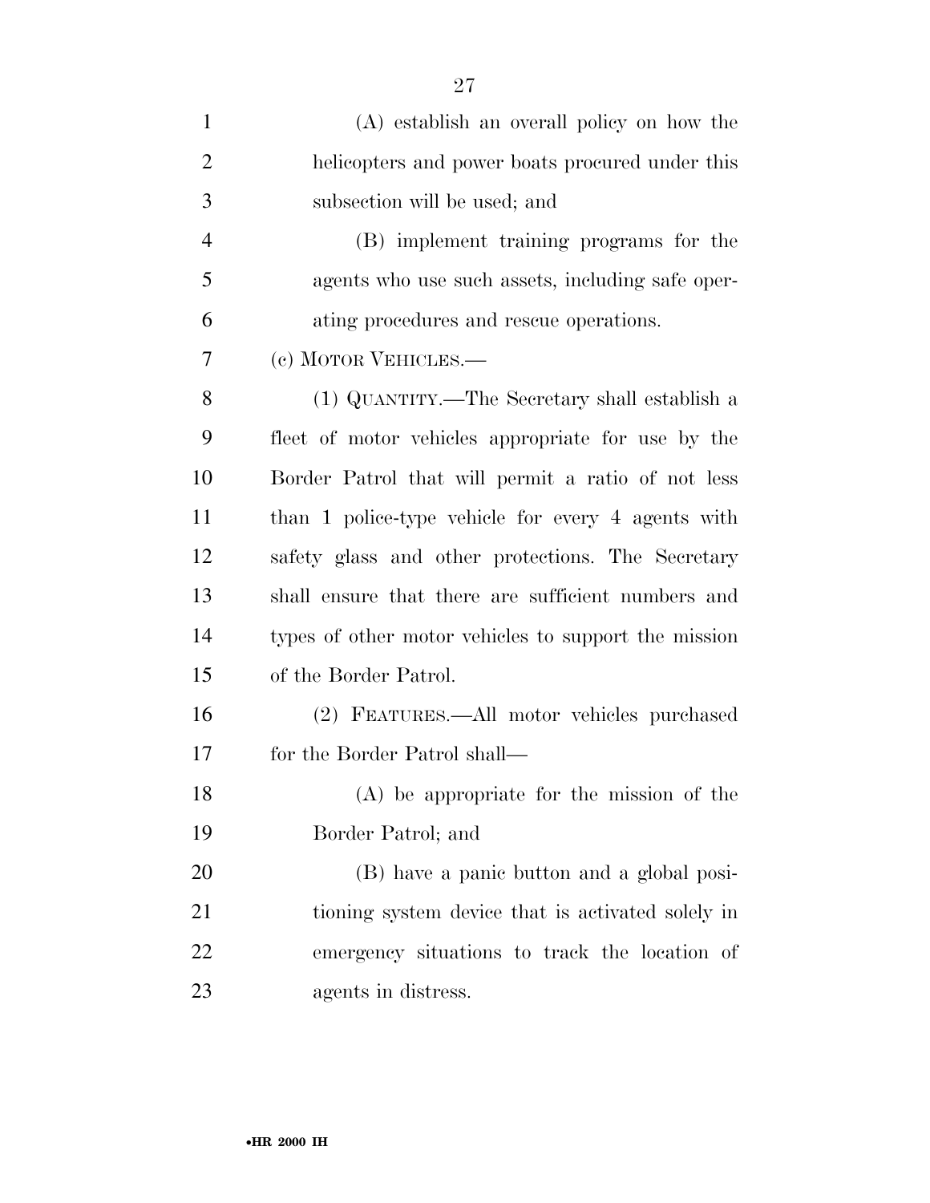(A) establish an overall policy on how the helicopters and power boats procured under this subsection will be used; and

(B) implement training programs for the agents who use such assets, including safe operating procedures and rescue operations.

(c) MOTOR VEHICLES.—

(1) QUANTITY.—The Secretary shall establish a fleet of motor vehicles appropriate for use by the Border Patrol that will permit a ratio of not less than 1 police-type vehicle for every 4 agents with safety glass and other protections. The Secretary shall ensure that there are sufficient numbers and types of other motor vehicles to support the mission of the Border Patrol.

(2) FEATURES.—All motor vehicles purchased for the Border Patrol shall—

(A) be appropriate for the mission of the Border Patrol; and

(B) have a panic button and a global positioning system device that is activated solely in emergency situations to track the location of agents in distress.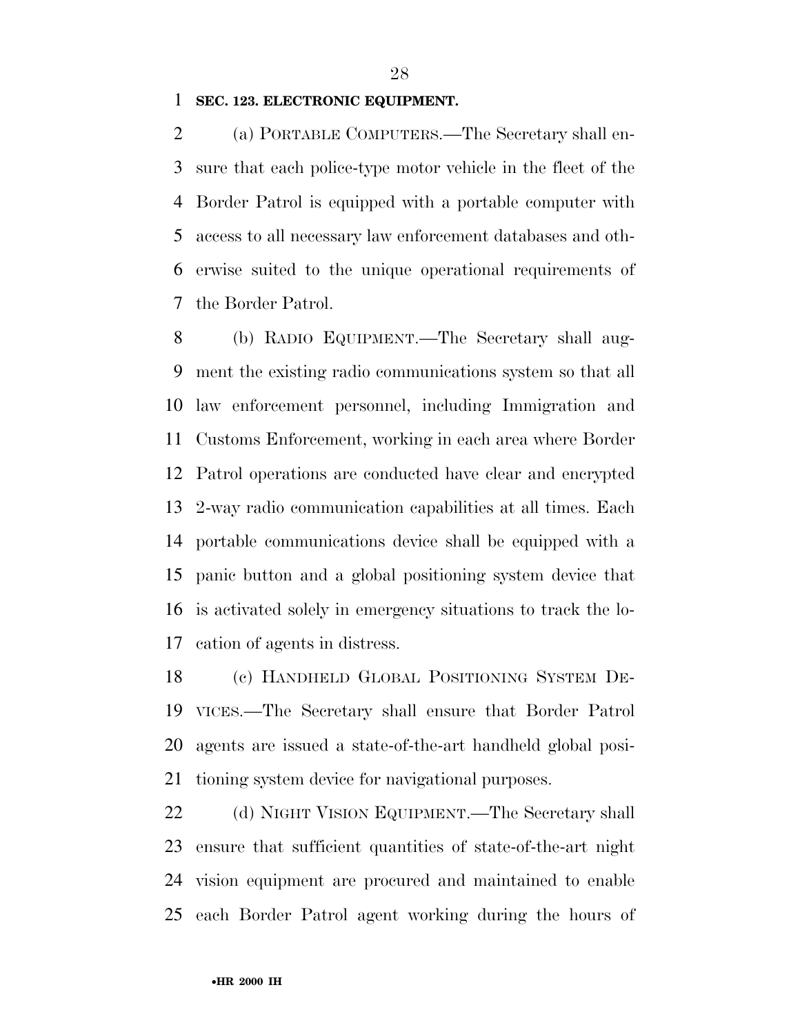**SEC. 123. ELECTRONIC EQUIPMENT.**

(a) PORTABLE COMPUTERS.—The Secretary shall ensure that each police-type motor vehicle in the fleet of the Border Patrol is equipped with a portable computer with access to all necessary law enforcement databases and otherwise suited to the unique operational requirements of the Border Patrol.

(b) RADIO EQUIPMENT.—The Secretary shall augment the existing radio communications system so that all law enforcement personnel, including Immigration and Customs Enforcement, working in each area where Border Patrol operations are conducted have clear and encrypted 2-way radio communication capabilities at all times. Each portable communications device shall be equipped with a panic button and a global positioning system device that is activated solely in emergency situations to track the location of agents in distress.

(c) HANDHELD GLOBAL POSITIONING SYSTEM DEVICES.—The Secretary shall ensure that Border Patrol agents are issued a state-of-the-art handheld global positioning system device for navigational purposes.

(d) NIGHT VISION EQUIPMENT.—The Secretary shall ensure that sufficient quantities of state-of-the-art night vision equipment are procured and maintained to enable each Border Patrol agent working during the hours of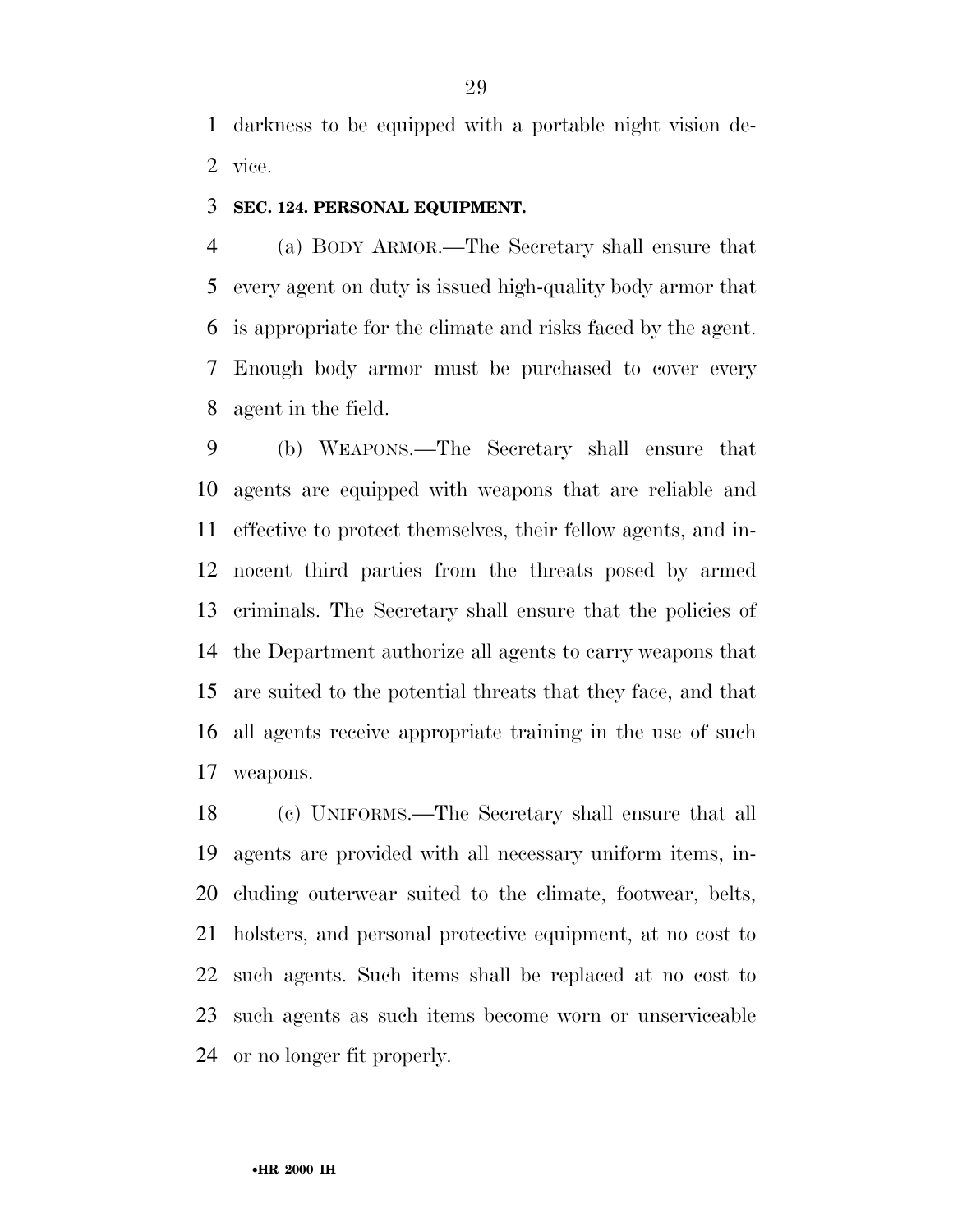darkness to be equipped with a portable night vision device.

**SEC. 124. PERSONAL EQUIPMENT.**

(a) BODY ARMOR.—The Secretary shall ensure that every agent on duty is issued high-quality body armor that is appropriate for the climate and risks faced by the agent. Enough body armor must be purchased to cover every agent in the field.

(b) WEAPONS.—The Secretary shall ensure that agents are equipped with weapons that are reliable and effective to protect themselves, their fellow agents, and innocent third parties from the threats posed by armed criminals. The Secretary shall ensure that the policies of the Department authorize all agents to carry weapons that are suited to the potential threats that they face, and that all agents receive appropriate training in the use of such weapons.

(c) UNIFORMS.—The Secretary shall ensure that all agents are provided with all necessary uniform items, including outerwear suited to the climate, footwear, belts, holsters, and personal protective equipment, at no cost to such agents. Such items shall be replaced at no cost to such agents as such items become worn or unserviceable or no longer fit properly.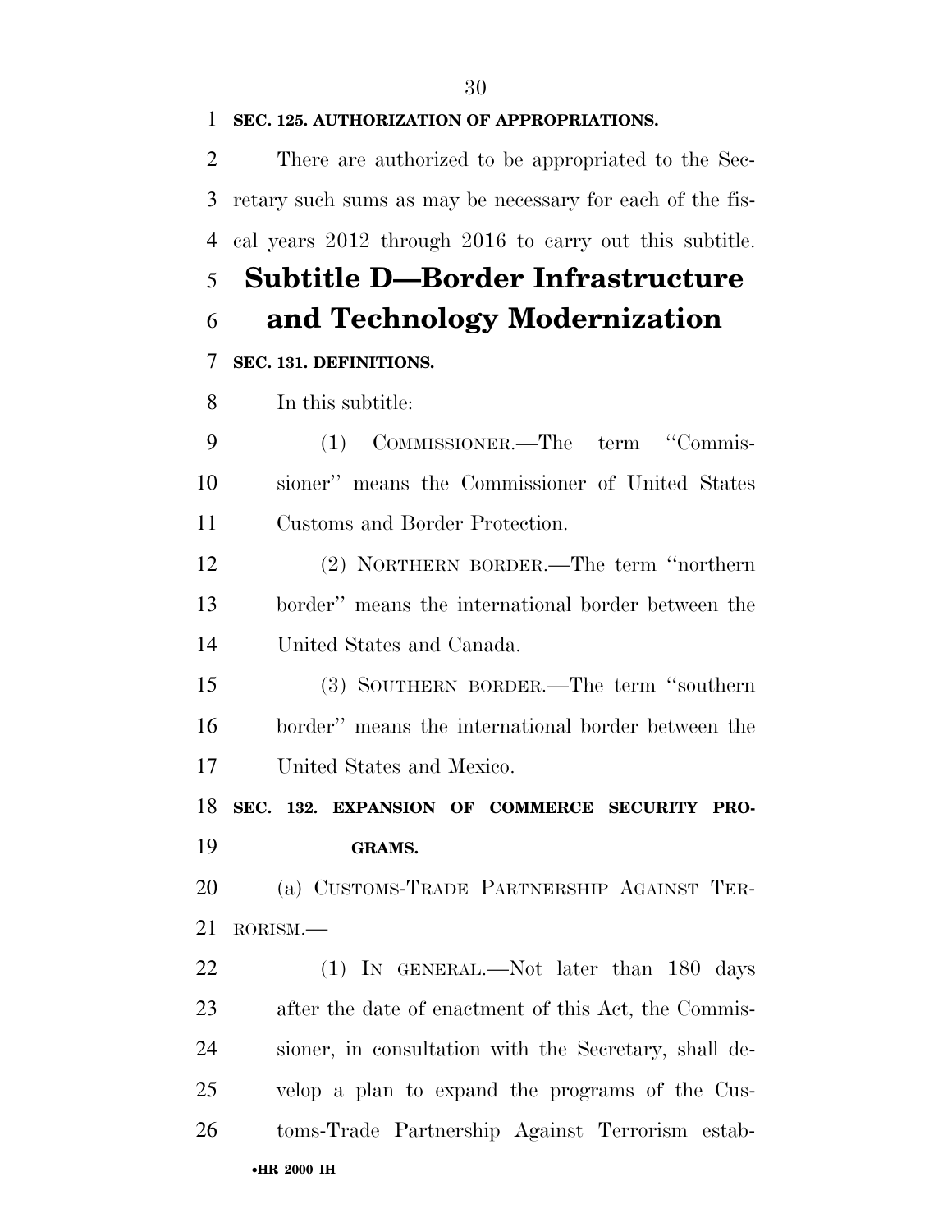**SEC. 125. AUTHORIZATION OF APPROPRIATIONS.**

There are authorized to be appropriated to the Secretary such sums as may be necessary for each of the fiscal years 2012 through 2016 to carry out this subtitle.

## Subtitle D—Border Infrastructure and Technology Modernization

**SEC. 131. DEFINITIONS.**

In this subtitle:

(1) COMMISSIONER.—The term ''Commissioner'' means the Commissioner of United States Customs and Border Protection.

(2) NORTHERN BORDER.—The term ''northern border'' means the international border between the United States and Canada.

(3) SOUTHERN BORDER.—The term ''southern border'' means the international border between the United States and Mexico.

**SEC. 132. EXPANSION OF COMMERCE SECURITY PROGRAMS.**

(a) CUSTOMS-TRADE PARTNERSHIP AGAINST TERRORISM.—

(1) IN GENERAL.—Not later than 180 days after the date of enactment of this Act, the Commissioner, in consultation with the Secretary, shall develop a plan to expand the programs of the Customs-Trade Partnership Against Terrorism estab-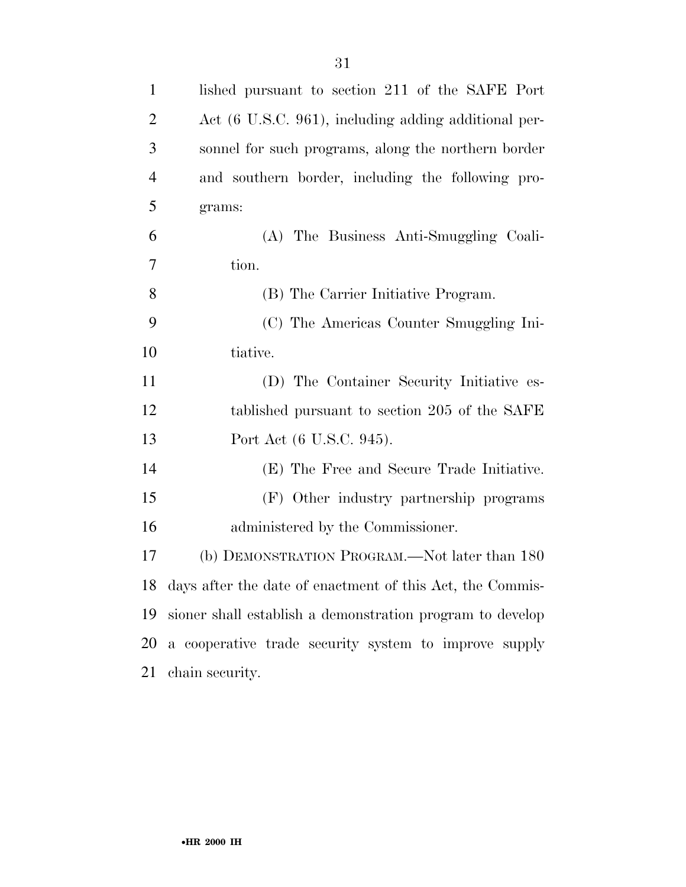lished pursuant to section 211 of the SAFE Port Act (6 U.S.C. 961), including adding additional personnel for such programs, along the northern border and southern border, including the following programs:

(A) The Business Anti-Smuggling Coalition.

(B) The Carrier Initiative Program.

(C) The Americas Counter Smuggling Initiative.

(D) The Container Security Initiative established pursuant to section 205 of the SAFE Port Act (6 U.S.C. 945).

(E) The Free and Secure Trade Initiative.

(F) Other industry partnership programs administered by the Commissioner.

(b) DEMONSTRATION PROGRAM.—Not later than 180 days after the date of enactment of this Act, the Commissioner shall establish a demonstration program to develop a cooperative trade security system to improve supply chain security.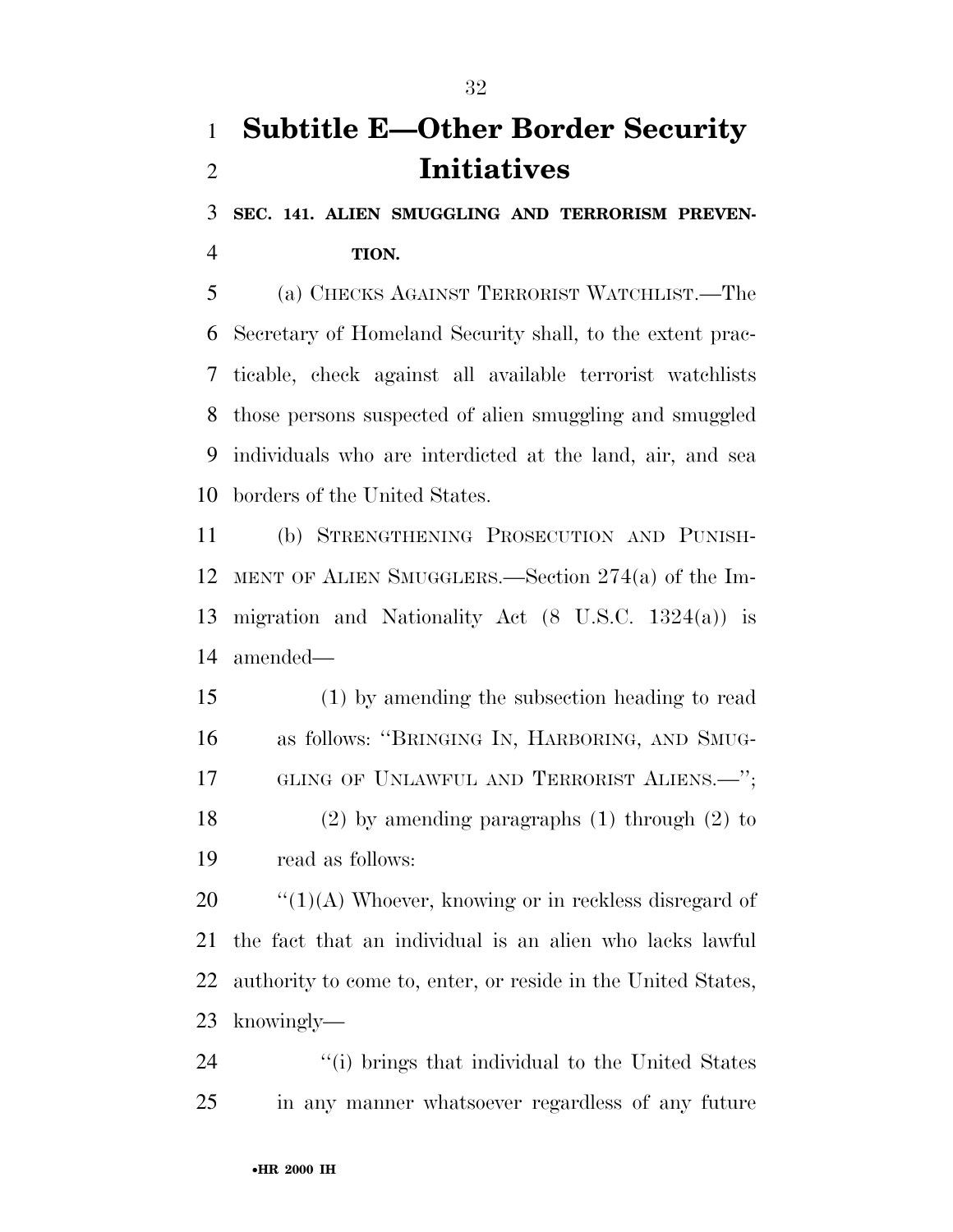# Subtitle E—Other Border Security Initiatives

**SEC. 141. ALIEN SMUGGLING AND TERRORISM PREVENTION.**

(a) CHECKS AGAINST TERRORIST WATCHLIST.—The Secretary of Homeland Security shall, to the extent practicable, check against all available terrorist watchlists those persons suspected of alien smuggling and smuggled individuals who are interdicted at the land, air, and sea borders of the United States.

(b) STRENGTHENING PROSECUTION AND PUNISHMENT OF ALIEN SMUGGLERS.—Section 274(a) of the Immigration and Nationality Act (8 U.S.C. 1324(a)) is amended—

(1) by amending the subsection heading to read as follows: ''BRINGING IN, HARBORING, AND SMUGGLING OF UNLAWFUL AND TERRORIST ALIENS.—'';

(2) by amending paragraphs (1) through (2) to read as follows:

''(1)(A) Whoever, knowing or in reckless disregard of the fact that an individual is an alien who lacks lawful authority to come to, enter, or reside in the United States, knowingly—

''(i) brings that individual to the United States in any manner whatsoever regardless of any future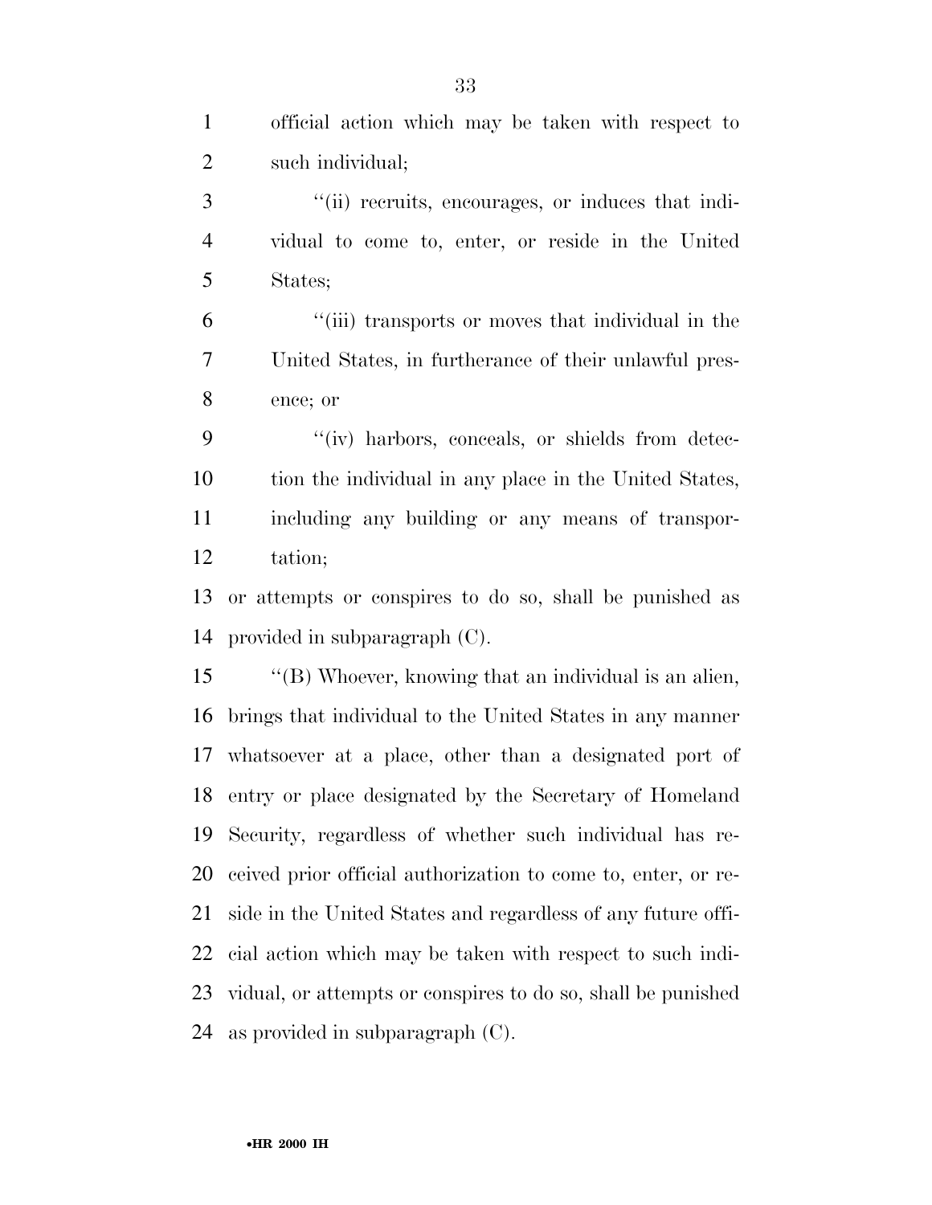official action which may be taken with respect to such individual;

''(ii) recruits, encourages, or induces that individual to come to, enter, or reside in the United States;

''(iii) transports or moves that individual in the United States, in furtherance of their unlawful presence; or

''(iv) harbors, conceals, or shields from detection the individual in any place in the United States, including any building or any means of transportation;

or attempts or conspires to do so, shall be punished as provided in subparagraph (C).

''(B) Whoever, knowing that an individual is an alien, brings that individual to the United States in any manner whatsoever at a place, other than a designated port of entry or place designated by the Secretary of Homeland Security, regardless of whether such individual has received prior official authorization to come to, enter, or reside in the United States and regardless of any future official action which may be taken with respect to such individual, or attempts or conspires to do so, shall be punished as provided in subparagraph (C).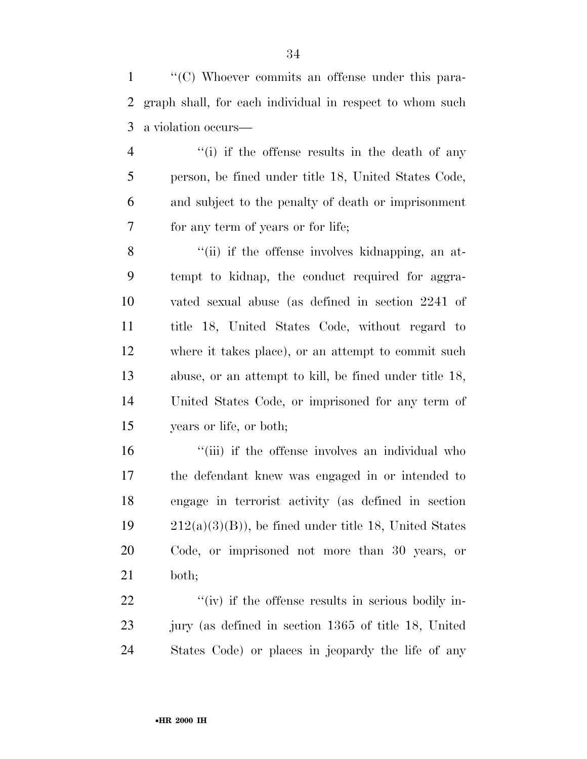''(C) Whoever commits an offense under this paragraph shall, for each individual in respect to whom such a violation occurs—

''(i) if the offense results in the death of any person, be fined under title 18, United States Code, and subject to the penalty of death or imprisonment for any term of years or for life;

''(ii) if the offense involves kidnapping, an attempt to kidnap, the conduct required for aggravated sexual abuse (as defined in section 2241 of title 18, United States Code, without regard to where it takes place), or an attempt to commit such abuse, or an attempt to kill, be fined under title 18, United States Code, or imprisoned for any term of years or life, or both;

''(iii) if the offense involves an individual who the defendant knew was engaged in or intended to engage in terrorist activity (as defined in section 212(a)(3)(B)), be fined under title 18, United States Code, or imprisoned not more than 30 years, or both;

''(iv) if the offense results in serious bodily injury (as defined in section 1365 of title 18, United States Code) or places in jeopardy the life of any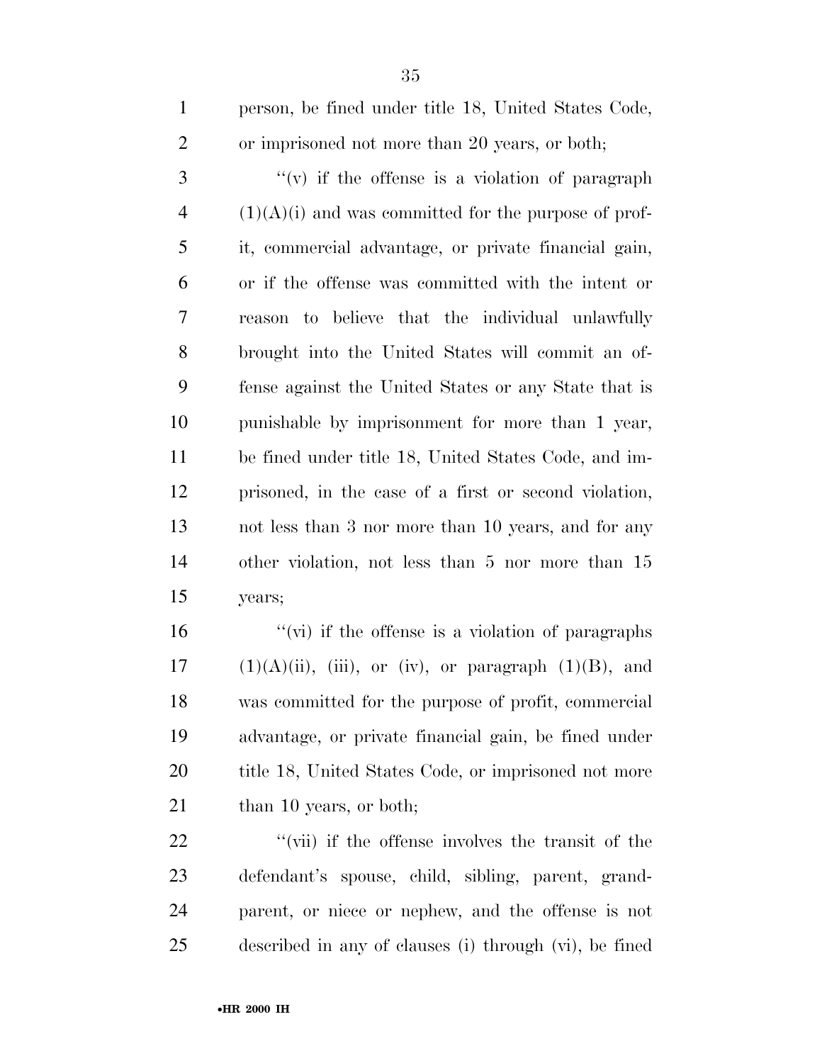person, be fined under title 18, United States Code, or imprisoned not more than 20 years, or both;

''(v) if the offense is a violation of paragraph (1)(A)(i) and was committed for the purpose of profit, commercial advantage, or private financial gain, or if the offense was committed with the intent or reason to believe that the individual unlawfully brought into the United States will commit an offense against the United States or any State that is punishable by imprisonment for more than 1 year, be fined under title 18, United States Code, and imprisoned, in the case of a first or second violation, not less than 3 nor more than 10 years, and for any other violation, not less than 5 nor more than 15 years;

''(vi) if the offense is a violation of paragraphs (1)(A)(ii), (iii), or (iv), or paragraph (1)(B), and was committed for the purpose of profit, commercial advantage, or private financial gain, be fined under title 18, United States Code, or imprisoned not more than 10 years, or both;

''(vii) if the offense involves the transit of the defendant's spouse, child, sibling, parent, grandparent, or niece or nephew, and the offense is not described in any of clauses (i) through (vi), be fined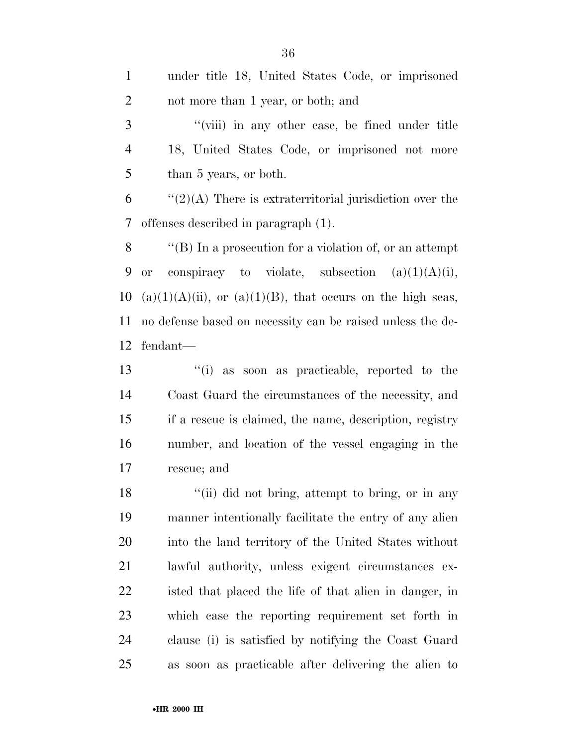under title 18, United States Code, or imprisoned not more than 1 year, or both; and

''(viii) in any other case, be fined under title 18, United States Code, or imprisoned not more than 5 years, or both.

''(2)(A) There is extraterritorial jurisdiction over the offenses described in paragraph (1).

''(B) In a prosecution for a violation of, or an attempt or conspiracy to violate, subsection (a)(1)(A)(i), (a)(1)(A)(ii), or (a)(1)(B), that occurs on the high seas, no defense based on necessity can be raised unless the defendant—

''(i) as soon as practicable, reported to the Coast Guard the circumstances of the necessity, and if a rescue is claimed, the name, description, registry number, and location of the vessel engaging in the rescue; and

''(ii) did not bring, attempt to bring, or in any manner intentionally facilitate the entry of any alien into the land territory of the United States without lawful authority, unless exigent circumstances existed that placed the life of that alien in danger, in which case the reporting requirement set forth in clause (i) is satisfied by notifying the Coast Guard as soon as practicable after delivering the alien to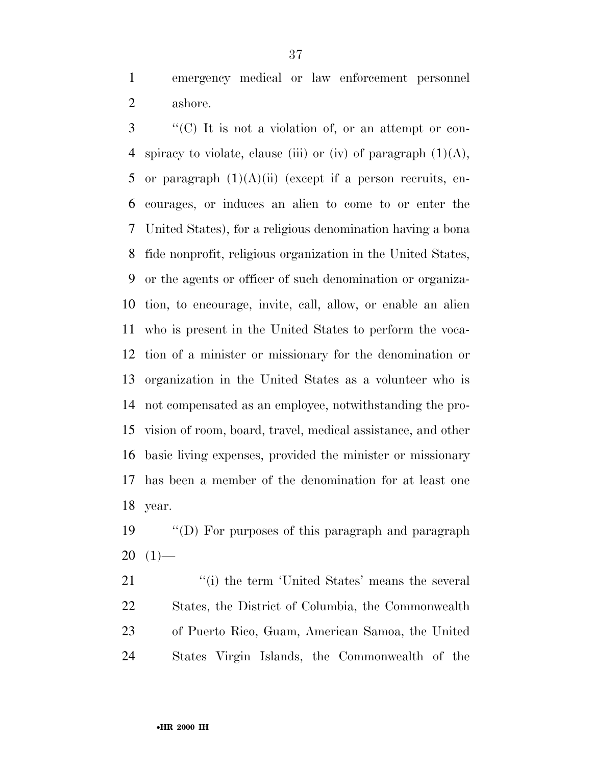emergency medical or law enforcement personnel ashore.

''(C) It is not a violation of, or an attempt or conspiracy to violate, clause (iii) or (iv) of paragraph (1)(A), or paragraph (1)(A)(ii) (except if a person recruits, encourages, or induces an alien to come to or enter the United States), for a religious denomination having a bona fide nonprofit, religious organization in the United States, or the agents or officer of such denomination or organization, to encourage, invite, call, allow, or enable an alien who is present in the United States to perform the vocation of a minister or missionary for the denomination or organization in the United States as a volunteer who is not compensated as an employee, notwithstanding the provision of room, board, travel, medical assistance, and other basic living expenses, provided the minister or missionary has been a member of the denomination for at least one year.

''(D) For purposes of this paragraph and paragraph (1)—

''(i) the term 'United States' means the several States, the District of Columbia, the Commonwealth of Puerto Rico, Guam, American Samoa, the United States Virgin Islands, the Commonwealth of the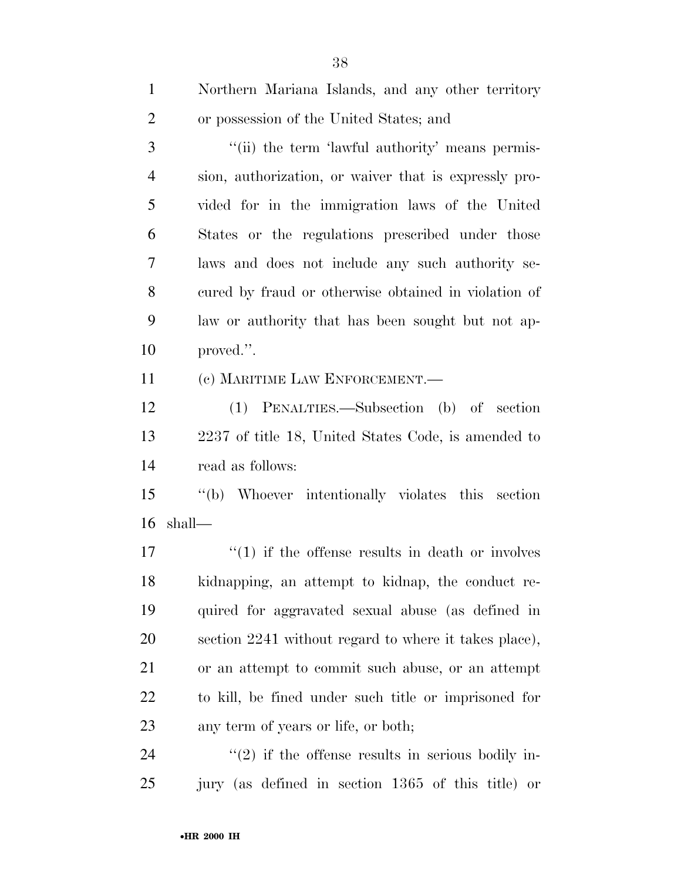Northern Mariana Islands, and any other territory or possession of the United States; and

"(ii) the term 'lawful authority' means permission, authorization, or waiver that is expressly provided for in the immigration laws of the United States or the regulations prescribed under those laws and does not include any such authority secured by fraud or otherwise obtained in violation of law or authority that has been sought but not approved.".

(c) MARITIME LAW ENFORCEMENT.—

(1) PENALTIES.—Subsection (b) of section 2237 of title 18, United States Code, is amended to read as follows:

"(b) Whoever intentionally violates this section shall—

"(1) if the offense results in death or involves kidnapping, an attempt to kidnap, the conduct required for aggravated sexual abuse (as defined in section 2241 without regard to where it takes place), or an attempt to commit such abuse, or an attempt to kill, be fined under such title or imprisoned for any term of years or life, or both;

"(2) if the offense results in serious bodily injury (as defined in section 1365 of this title) or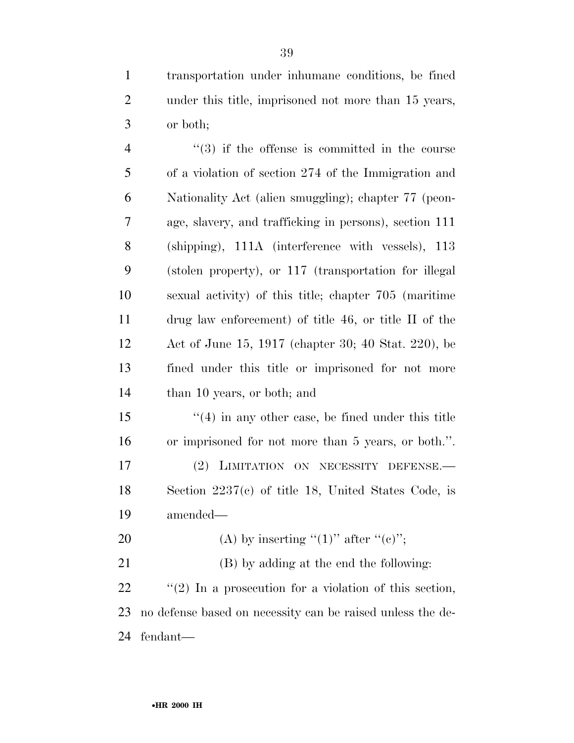transportation under inhumane conditions, be fined under this title, imprisoned not more than 15 years, or both;

"(3) if the offense is committed in the course of a violation of section 274 of the Immigration and Nationality Act (alien smuggling); chapter 77 (peonage, slavery, and trafficking in persons), section 111 (shipping), 111A (interference with vessels), 113 (stolen property), or 117 (transportation for illegal sexual activity) of this title; chapter 705 (maritime drug law enforcement) of title 46, or title II of the Act of June 15, 1917 (chapter 30; 40 Stat. 220), be fined under this title or imprisoned for not more than 10 years, or both; and

"(4) in any other case, be fined under this title or imprisoned for not more than 5 years, or both.".

(2) LIMITATION ON NECESSITY DEFENSE.—Section 2237(c) of title 18, United States Code, is amended—

(A) by inserting "(1)" after "(c)";

(B) by adding at the end the following:

"(2) In a prosecution for a violation of this section, no defense based on necessity can be raised unless the defendant—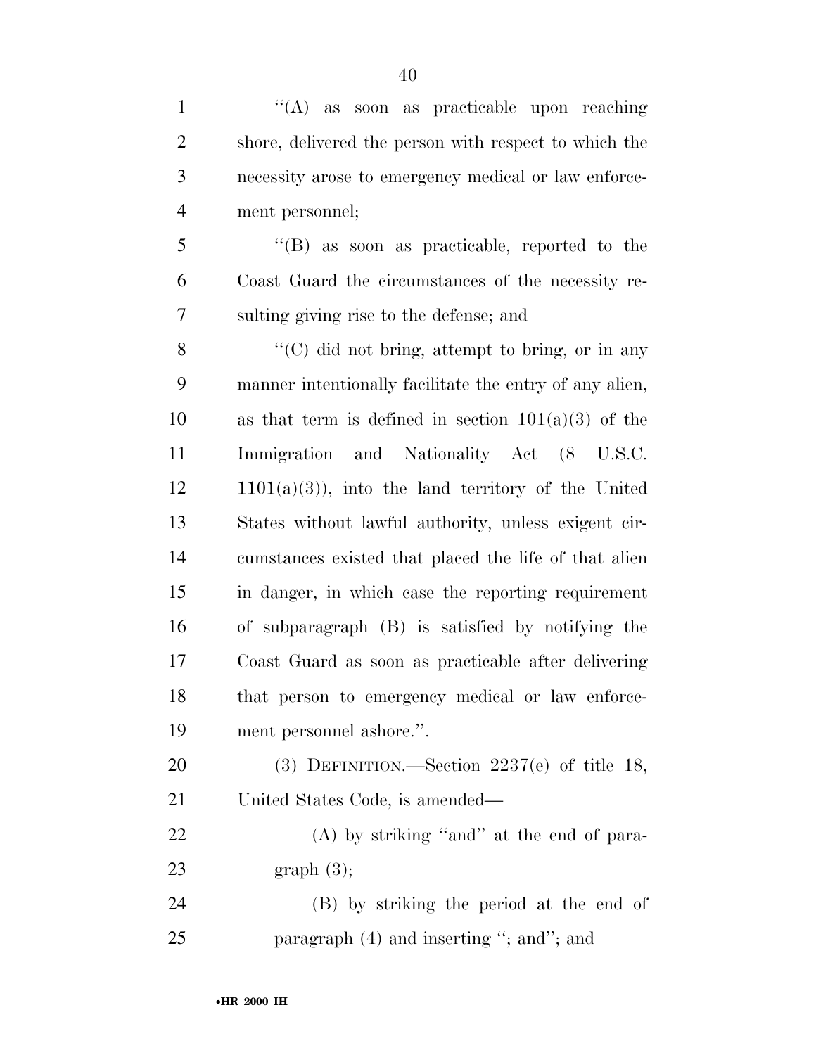''(A) as soon as practicable upon reaching shore, delivered the person with respect to which the necessity arose to emergency medical or law enforcement personnel;

''(B) as soon as practicable, reported to the Coast Guard the circumstances of the necessity resulting giving rise to the defense; and

''(C) did not bring, attempt to bring, or in any manner intentionally facilitate the entry of any alien, as that term is defined in section 101(a)(3) of the Immigration and Nationality Act (8 U.S.C. 1101(a)(3)), into the land territory of the United States without lawful authority, unless exigent circumstances existed that placed the life of that alien in danger, in which case the reporting requirement of subparagraph (B) is satisfied by notifying the Coast Guard as soon as practicable after delivering that person to emergency medical or law enforcement personnel ashore.''.

(3) DEFINITION.—Section 2237(e) of title 18, United States Code, is amended—

(A) by striking ''and'' at the end of paragraph (3);

(B) by striking the period at the end of paragraph (4) and inserting ''; and''; and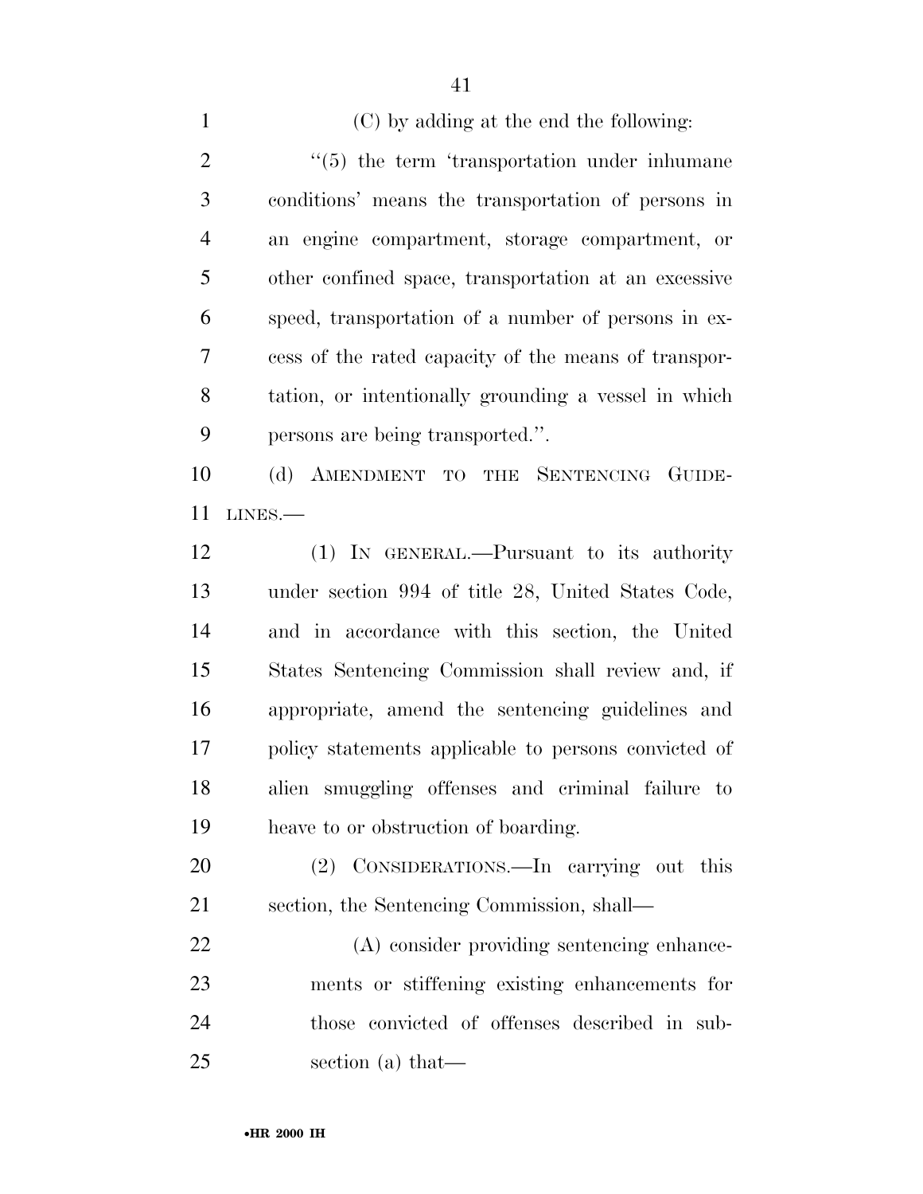(C) by adding at the end the following:

"(5) the term 'transportation under inhumane conditions' means the transportation of persons in an engine compartment, storage compartment, or other confined space, transportation at an excessive speed, transportation of a number of persons in excess of the rated capacity of the means of transportation, or intentionally grounding a vessel in which persons are being transported.".

(d) AMENDMENT TO THE SENTENCING GUIDELINES.—

(1) IN GENERAL.—Pursuant to its authority under section 994 of title 28, United States Code, and in accordance with this section, the United States Sentencing Commission shall review and, if appropriate, amend the sentencing guidelines and policy statements applicable to persons convicted of alien smuggling offenses and criminal failure to heave to or obstruction of boarding.

(2) CONSIDERATIONS.—In carrying out this section, the Sentencing Commission, shall—

(A) consider providing sentencing enhancements or stiffening existing enhancements for those convicted of offenses described in subsection (a) that—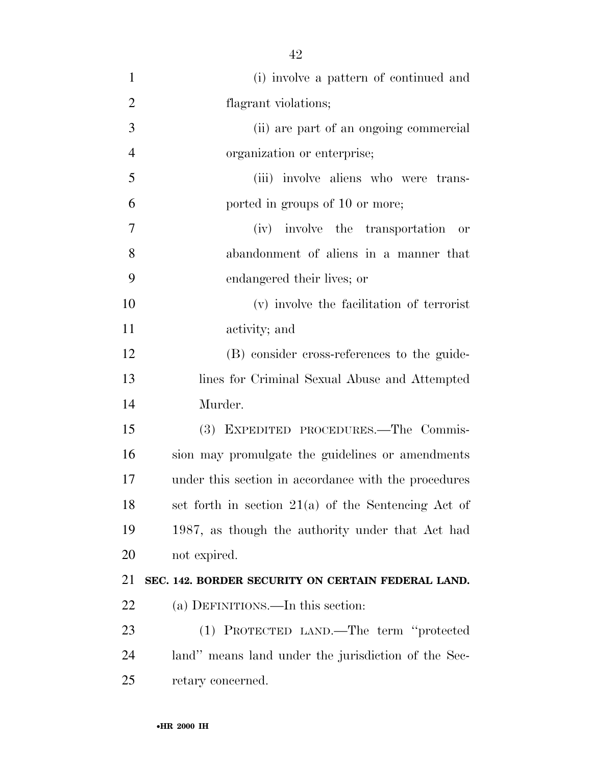(i) involve a pattern of continued and flagrant violations;

(ii) are part of an ongoing commercial organization or enterprise;

(iii) involve aliens who were transported in groups of 10 or more;

(iv) involve the transportation or abandonment of aliens in a manner that endangered their lives; or

(v) involve the facilitation of terrorist activity; and

(B) consider cross-references to the guidelines for Criminal Sexual Abuse and Attempted Murder.

(3) EXPEDITED PROCEDURES.—The Commission may promulgate the guidelines or amendments under this section in accordance with the procedures set forth in section 21(a) of the Sentencing Act of 1987, as though the authority under that Act had not expired.

**SEC. 142. BORDER SECURITY ON CERTAIN FEDERAL LAND.**

(a) DEFINITIONS.—In this section:

(1) PROTECTED LAND.—The term "protected land" means land under the jurisdiction of the Secretary concerned.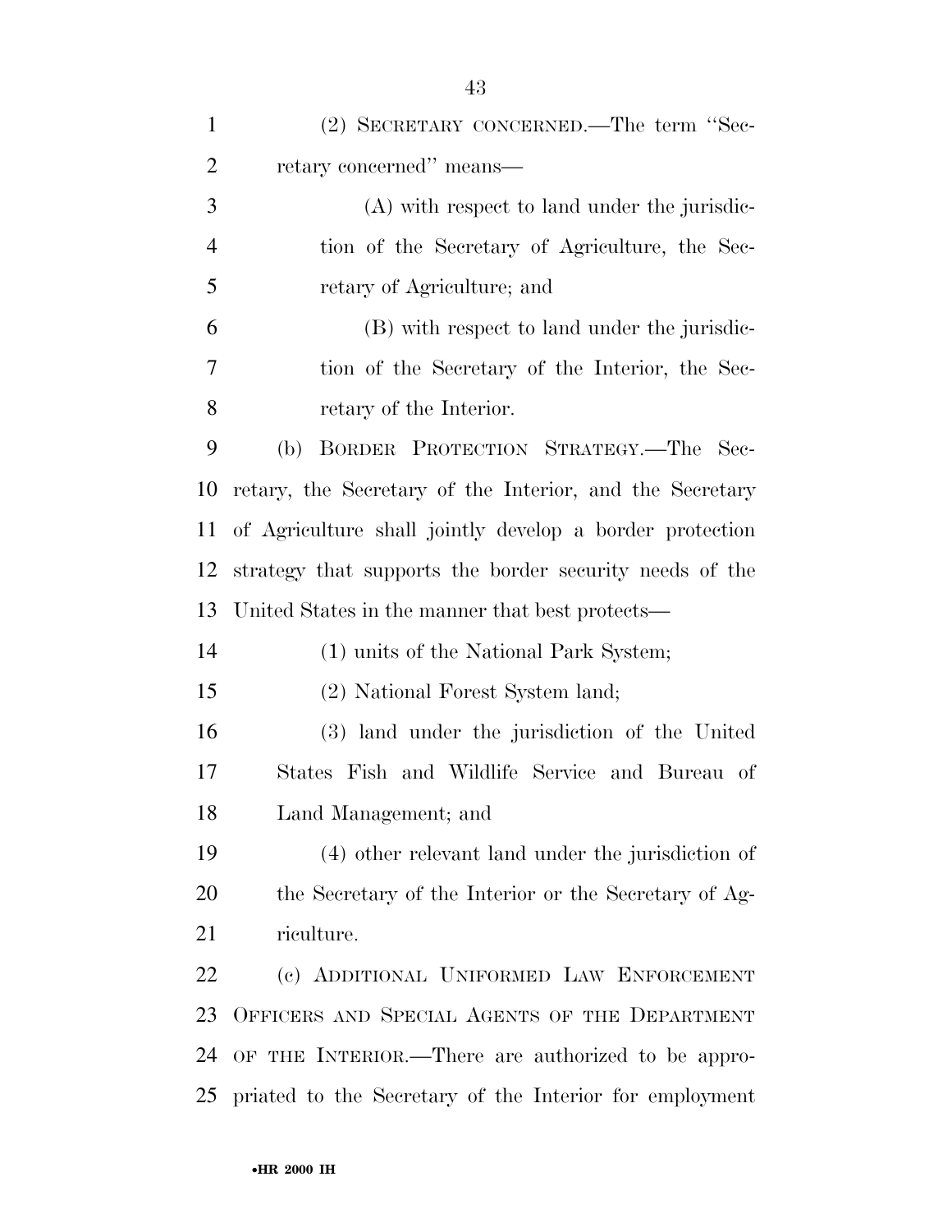(2) SECRETARY CONCERNED.—The term "Secretary concerned" means—

(A) with respect to land under the jurisdiction of the Secretary of Agriculture, the Secretary of Agriculture; and

(B) with respect to land under the jurisdiction of the Secretary of the Interior, the Secretary of the Interior.

(b) BORDER PROTECTION STRATEGY.—The Secretary, the Secretary of the Interior, and the Secretary of Agriculture shall jointly develop a border protection strategy that supports the border security needs of the United States in the manner that best protects—

(1) units of the National Park System;

(2) National Forest System land;

(3) land under the jurisdiction of the United States Fish and Wildlife Service and Bureau of Land Management; and

(4) other relevant land under the jurisdiction of the Secretary of the Interior or the Secretary of Agriculture.

(c) ADDITIONAL UNIFORMED LAW ENFORCEMENT OFFICERS AND SPECIAL AGENTS OF THE DEPARTMENT OF THE INTERIOR.—There are authorized to be appropriated to the Secretary of the Interior for employment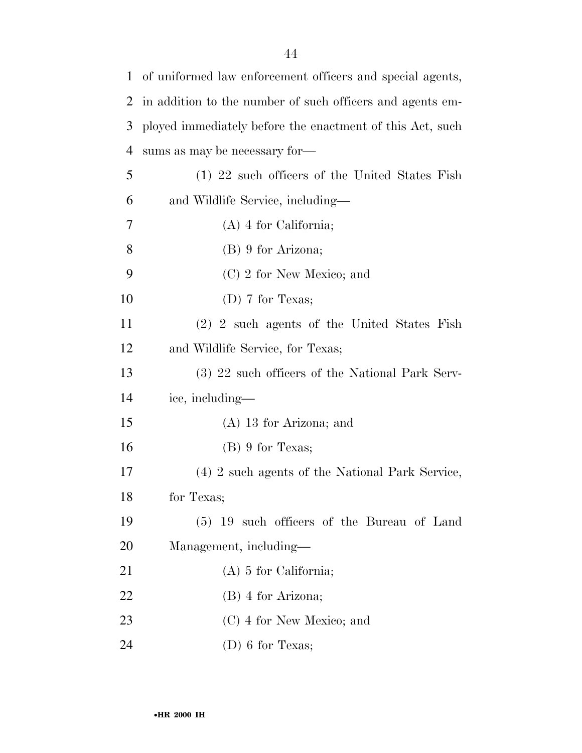of uniformed law enforcement officers and special agents, in addition to the number of such officers and agents employed immediately before the enactment of this Act, such sums as may be necessary for—

(1) 22 such officers of the United States Fish and Wildlife Service, including—

(A) 4 for California;

(B) 9 for Arizona;

(C) 2 for New Mexico; and

(D) 7 for Texas;

(2) 2 such agents of the United States Fish and Wildlife Service, for Texas;

(3) 22 such officers of the National Park Service, including—

(A) 13 for Arizona; and

(B) 9 for Texas;

(4) 2 such agents of the National Park Service, for Texas;

(5) 19 such officers of the Bureau of Land Management, including—

(A) 5 for California;

(B) 4 for Arizona;

(C) 4 for New Mexico; and

(D) 6 for Texas;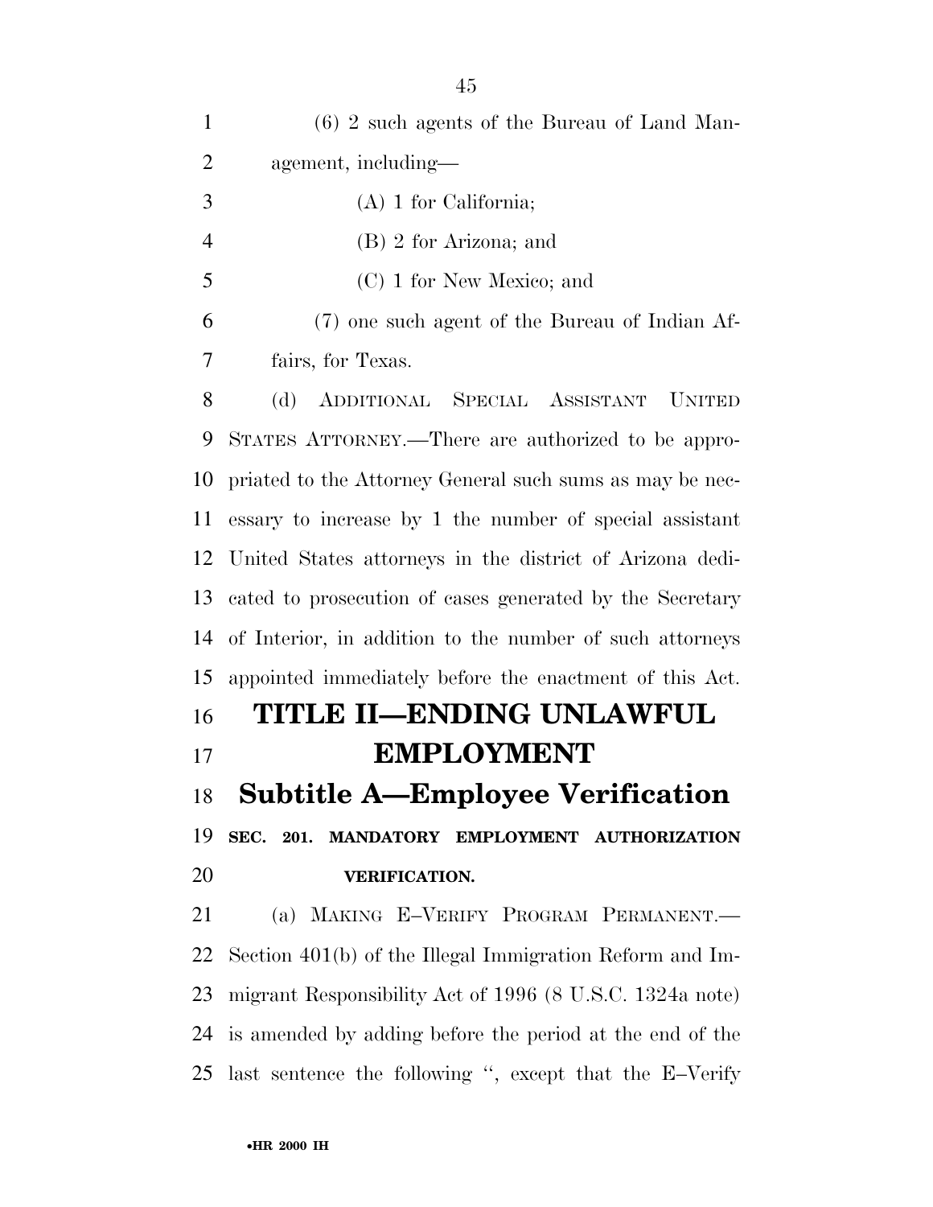(6) 2 such agents of the Bureau of Land Management, including—

(A) 1 for California;

(B) 2 for Arizona; and

(C) 1 for New Mexico; and

(7) one such agent of the Bureau of Indian Affairs, for Texas.

(d) ADDITIONAL SPECIAL ASSISTANT UNITED STATES ATTORNEY.—There are authorized to be appropriated to the Attorney General such sums as may be necessary to increase by 1 the number of special assistant United States attorneys in the district of Arizona dedicated to prosecution of cases generated by the Secretary of Interior, in addition to the number of such attorneys appointed immediately before the enactment of this Act.

# TITLE II—ENDING UNLAWFUL EMPLOYMENT

## Subtitle A—Employee Verification

### SEC. 201. MANDATORY EMPLOYMENT AUTHORIZATION VERIFICATION.

(a) MAKING E–VERIFY PROGRAM PERMANENT.—Section 401(b) of the Illegal Immigration Reform and Immigrant Responsibility Act of 1996 (8 U.S.C. 1324a note) is amended by adding before the period at the end of the last sentence the following '', except that the E–Verify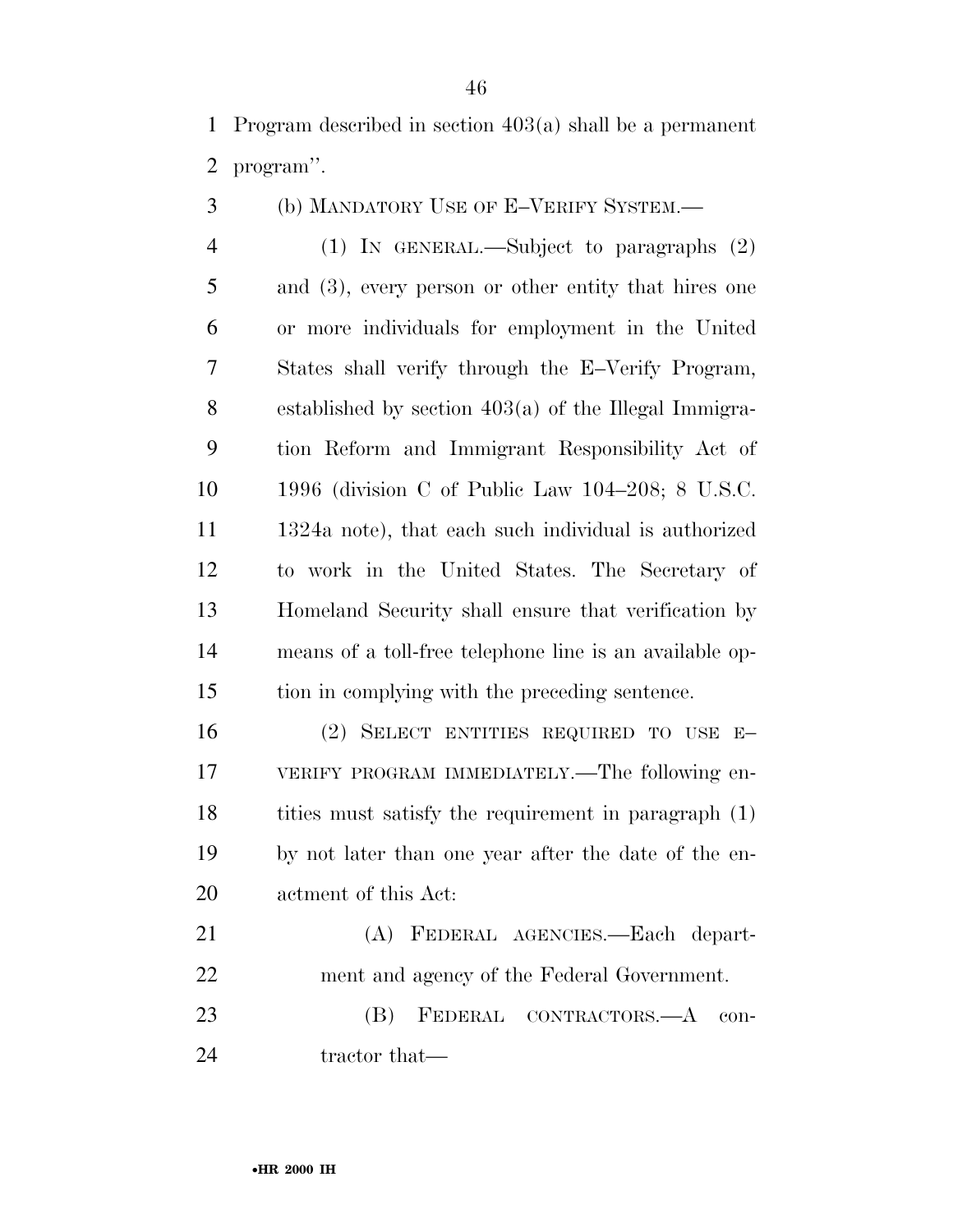Program described in section 403(a) shall be a permanent program''.

(b) MANDATORY USE OF E–VERIFY SYSTEM.—

(1) IN GENERAL.—Subject to paragraphs (2) and (3), every person or other entity that hires one or more individuals for employment in the United States shall verify through the E–Verify Program, established by section 403(a) of the Illegal Immigration Reform and Immigrant Responsibility Act of 1996 (division C of Public Law 104–208; 8 U.S.C. 1324a note), that each such individual is authorized to work in the United States. The Secretary of Homeland Security shall ensure that verification by means of a toll-free telephone line is an available option in complying with the preceding sentence.

(2) SELECT ENTITIES REQUIRED TO USE E–VERIFY PROGRAM IMMEDIATELY.—The following entities must satisfy the requirement in paragraph (1) by not later than one year after the date of the enactment of this Act:

(A) FEDERAL AGENCIES.—Each department and agency of the Federal Government.

(B) FEDERAL CONTRACTORS.—A contractor that—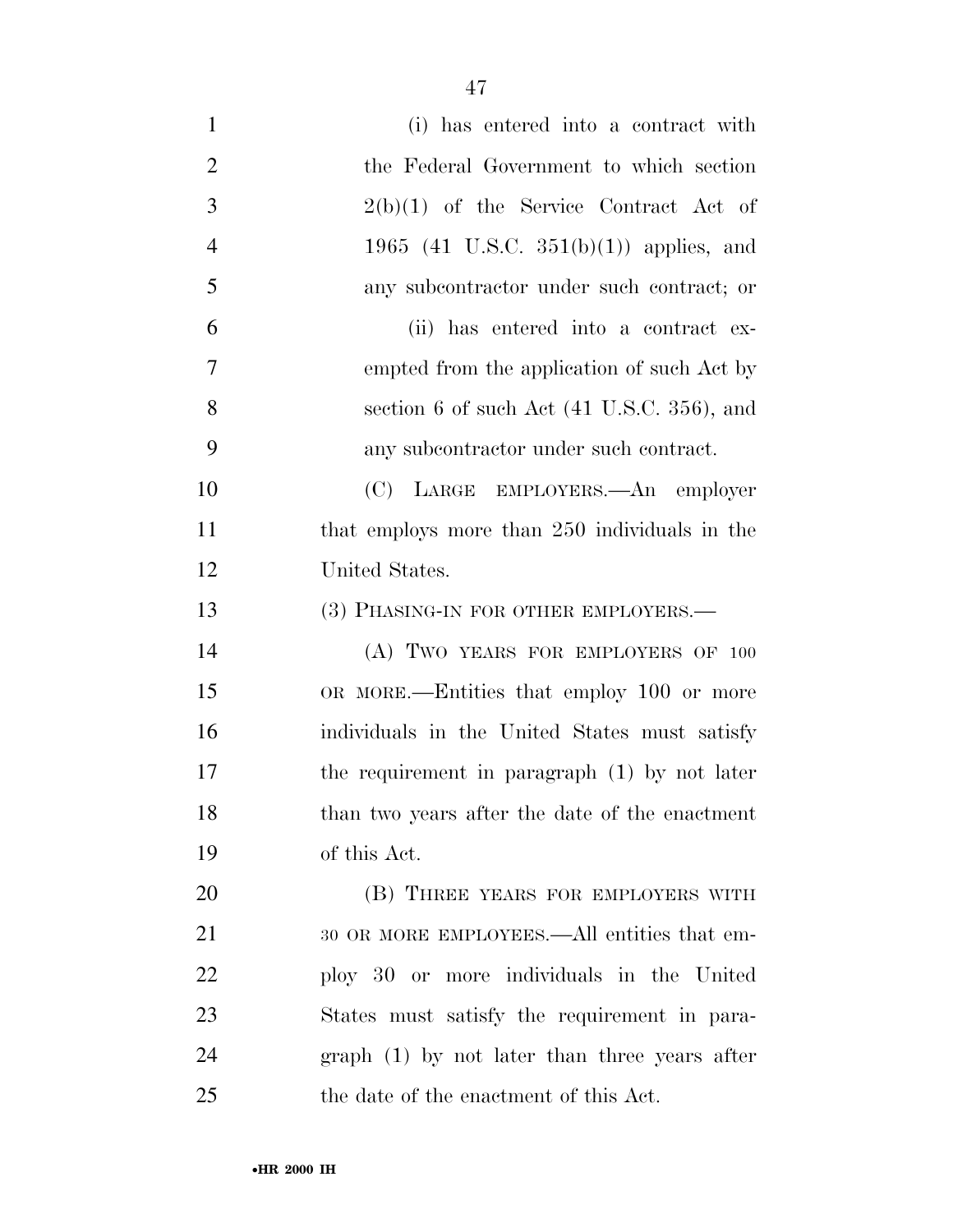(i) has entered into a contract with the Federal Government to which section 2(b)(1) of the Service Contract Act of 1965 (41 U.S.C. 351(b)(1)) applies, and any subcontractor under such contract; or

(ii) has entered into a contract exempted from the application of such Act by section 6 of such Act (41 U.S.C. 356), and any subcontractor under such contract.

(C) LARGE EMPLOYERS.—An employer that employs more than 250 individuals in the United States.

(3) PHASING-IN FOR OTHER EMPLOYERS.—

(A) TWO YEARS FOR EMPLOYERS OF 100 OR MORE.—Entities that employ 100 or more individuals in the United States must satisfy the requirement in paragraph (1) by not later than two years after the date of the enactment of this Act.

(B) THREE YEARS FOR EMPLOYERS WITH 30 OR MORE EMPLOYEES.—All entities that employ 30 or more individuals in the United States must satisfy the requirement in paragraph (1) by not later than three years after the date of the enactment of this Act.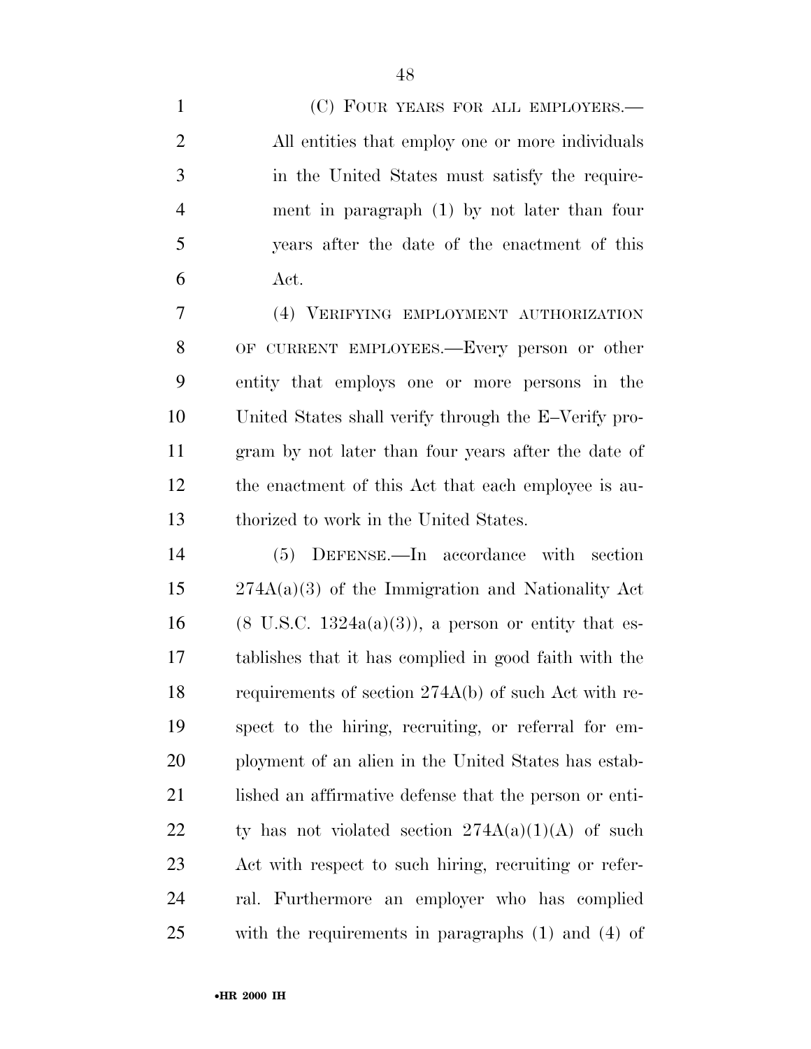(C) FOUR YEARS FOR ALL EMPLOYERS.— All entities that employ one or more individuals in the United States must satisfy the requirement in paragraph (1) by not later than four years after the date of the enactment of this Act.

(4) VERIFYING EMPLOYMENT AUTHORIZATION OF CURRENT EMPLOYEES.—Every person or other entity that employs one or more persons in the United States shall verify through the E–Verify program by not later than four years after the date of the enactment of this Act that each employee is authorized to work in the United States.

(5) DEFENSE.—In accordance with section 274A(a)(3) of the Immigration and Nationality Act (8 U.S.C. 1324a(a)(3)), a person or entity that establishes that it has complied in good faith with the requirements of section 274A(b) of such Act with respect to the hiring, recruiting, or referral for employment of an alien in the United States has established an affirmative defense that the person or entity has not violated section 274A(a)(1)(A) of such Act with respect to such hiring, recruiting or referral. Furthermore an employer who has complied with the requirements in paragraphs (1) and (4) of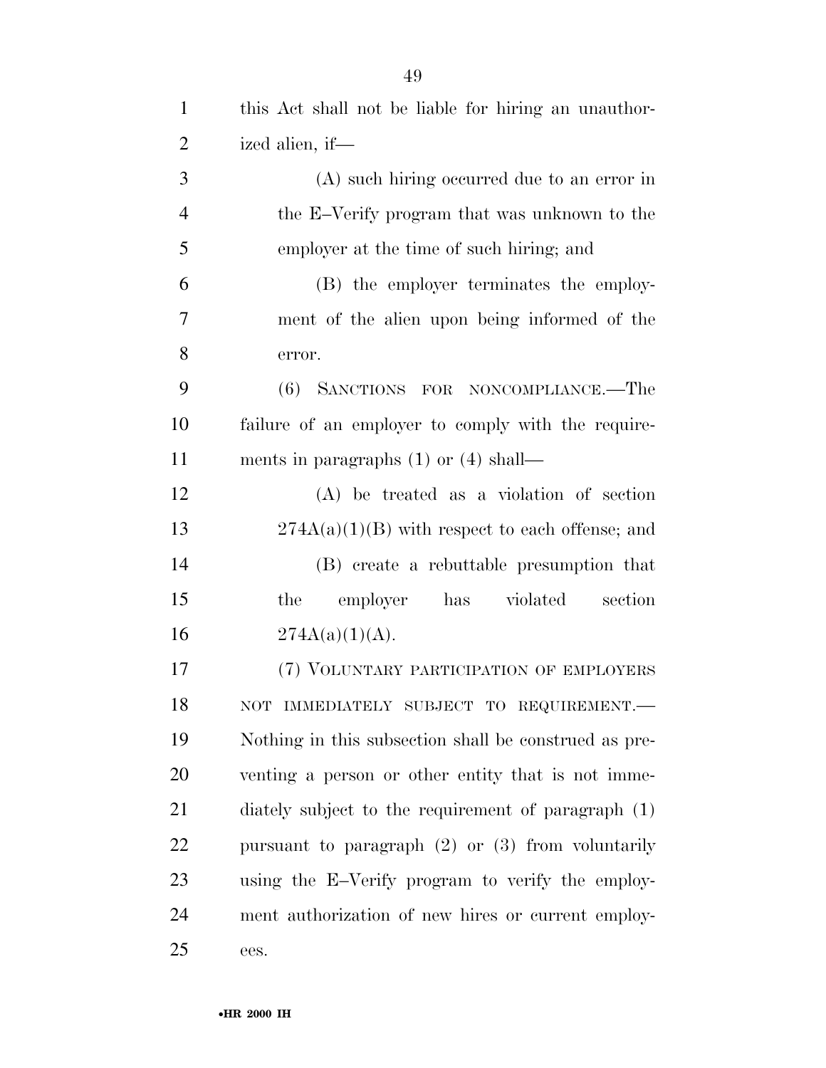this Act shall not be liable for hiring an unauthorized alien, if—

(A) such hiring occurred due to an error in the E–Verify program that was unknown to the employer at the time of such hiring; and

(B) the employer terminates the employment of the alien upon being informed of the error.

(6) SANCTIONS FOR NONCOMPLIANCE.—The failure of an employer to comply with the requirements in paragraphs (1) or (4) shall—

(A) be treated as a violation of section 274A(a)(1)(B) with respect to each offense; and

(B) create a rebuttable presumption that the employer has violated section 274A(a)(1)(A).

(7) VOLUNTARY PARTICIPATION OF EMPLOYERS NOT IMMEDIATELY SUBJECT TO REQUIREMENT.—Nothing in this subsection shall be construed as preventing a person or other entity that is not immediately subject to the requirement of paragraph (1) pursuant to paragraph (2) or (3) from voluntarily using the E–Verify program to verify the employment authorization of new hires or current employees.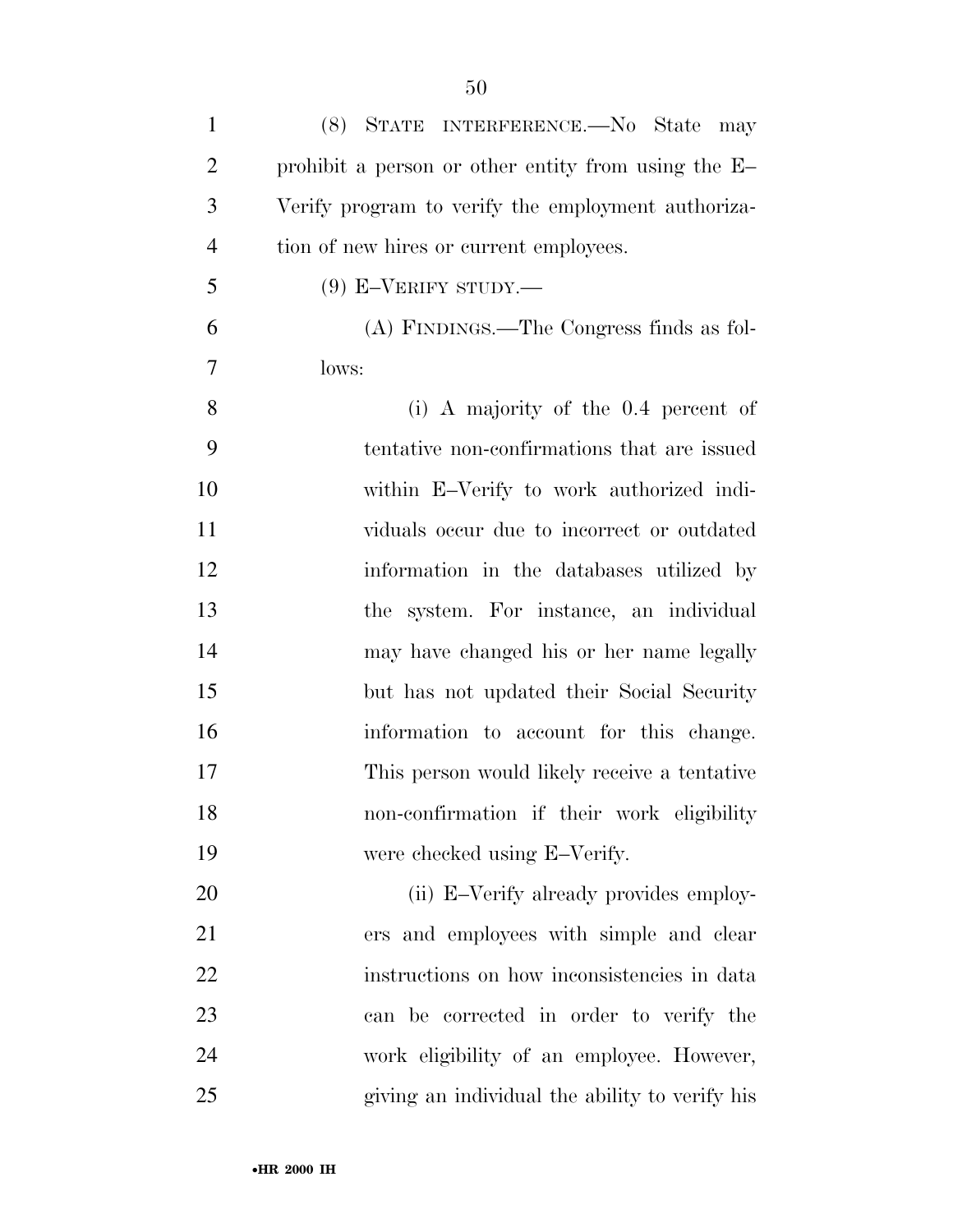(8) STATE INTERFERENCE.—No State may prohibit a person or other entity from using the E–Verify program to verify the employment authorization of new hires or current employees.

(9) E–VERIFY STUDY.—

(A) FINDINGS.—The Congress finds as follows:

(i) A majority of the 0.4 percent of tentative non-confirmations that are issued within E–Verify to work authorized individuals occur due to incorrect or outdated information in the databases utilized by the system. For instance, an individual may have changed his or her name legally but has not updated their Social Security information to account for this change. This person would likely receive a tentative non-confirmation if their work eligibility were checked using E–Verify.

(ii) E–Verify already provides employers and employees with simple and clear instructions on how inconsistencies in data can be corrected in order to verify the work eligibility of an employee. However, giving an individual the ability to verify his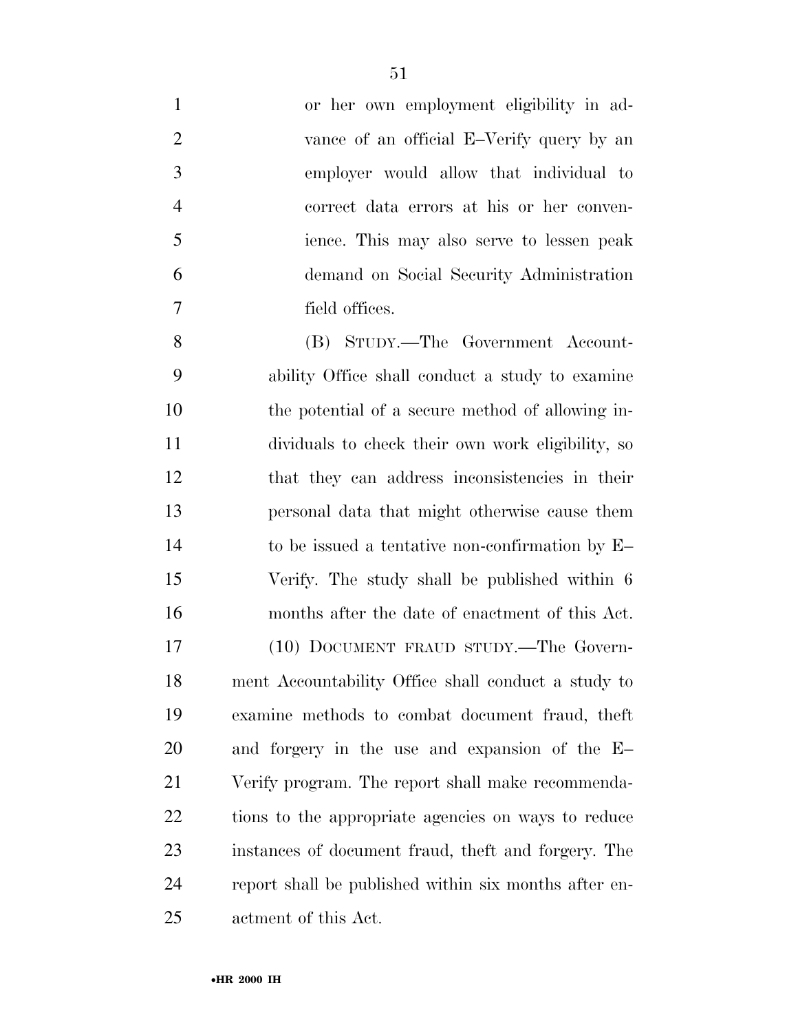or her own employment eligibility in advance of an official E–Verify query by an employer would allow that individual to correct data errors at his or her convenience. This may also serve to lessen peak demand on Social Security Administration field offices.

(B) STUDY.—The Government Accountability Office shall conduct a study to examine the potential of a secure method of allowing individuals to check their own work eligibility, so that they can address inconsistencies in their personal data that might otherwise cause them to be issued a tentative non-confirmation by E–Verify. The study shall be published within 6 months after the date of enactment of this Act.

(10) DOCUMENT FRAUD STUDY.—The Government Accountability Office shall conduct a study to examine methods to combat document fraud, theft and forgery in the use and expansion of the E–Verify program. The report shall make recommendations to the appropriate agencies on ways to reduce instances of document fraud, theft and forgery. The report shall be published within six months after enactment of this Act.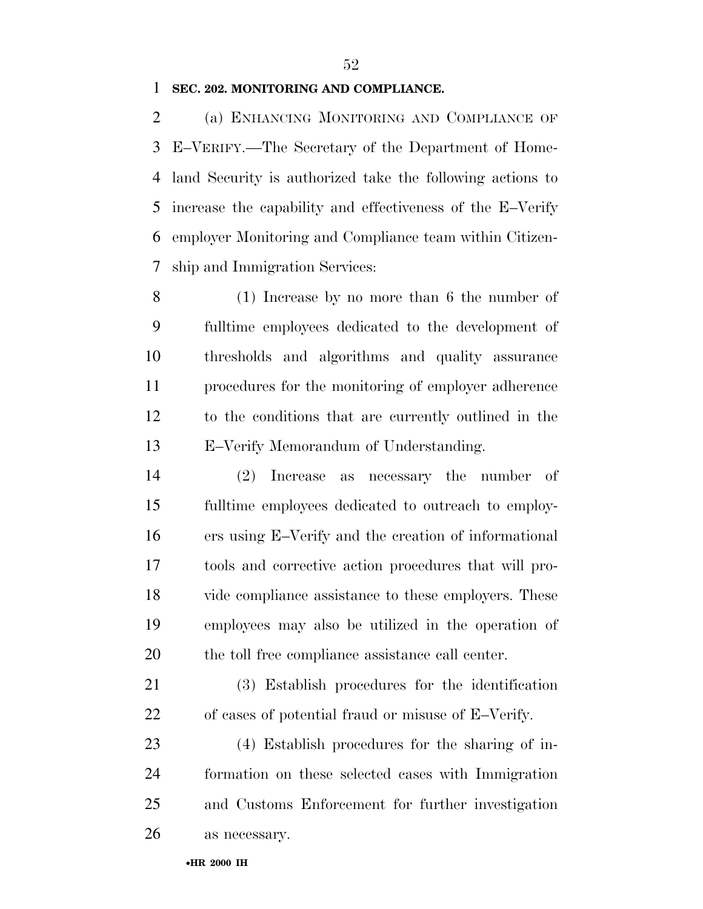**SEC. 202. MONITORING AND COMPLIANCE.**

(a) ENHANCING MONITORING AND COMPLIANCE OF E–VERIFY.—The Secretary of the Department of Homeland Security is authorized take the following actions to increase the capability and effectiveness of the E–Verify employer Monitoring and Compliance team within Citizenship and Immigration Services:

(1) Increase by no more than 6 the number of fulltime employees dedicated to the development of thresholds and algorithms and quality assurance procedures for the monitoring of employer adherence to the conditions that are currently outlined in the E–Verify Memorandum of Understanding.

(2) Increase as necessary the number of fulltime employees dedicated to outreach to employers using E–Verify and the creation of informational tools and corrective action procedures that will provide compliance assistance to these employers. These employees may also be utilized in the operation of the toll free compliance assistance call center.

(3) Establish procedures for the identification of cases of potential fraud or misuse of E–Verify.

(4) Establish procedures for the sharing of information on these selected cases with Immigration and Customs Enforcement for further investigation as necessary.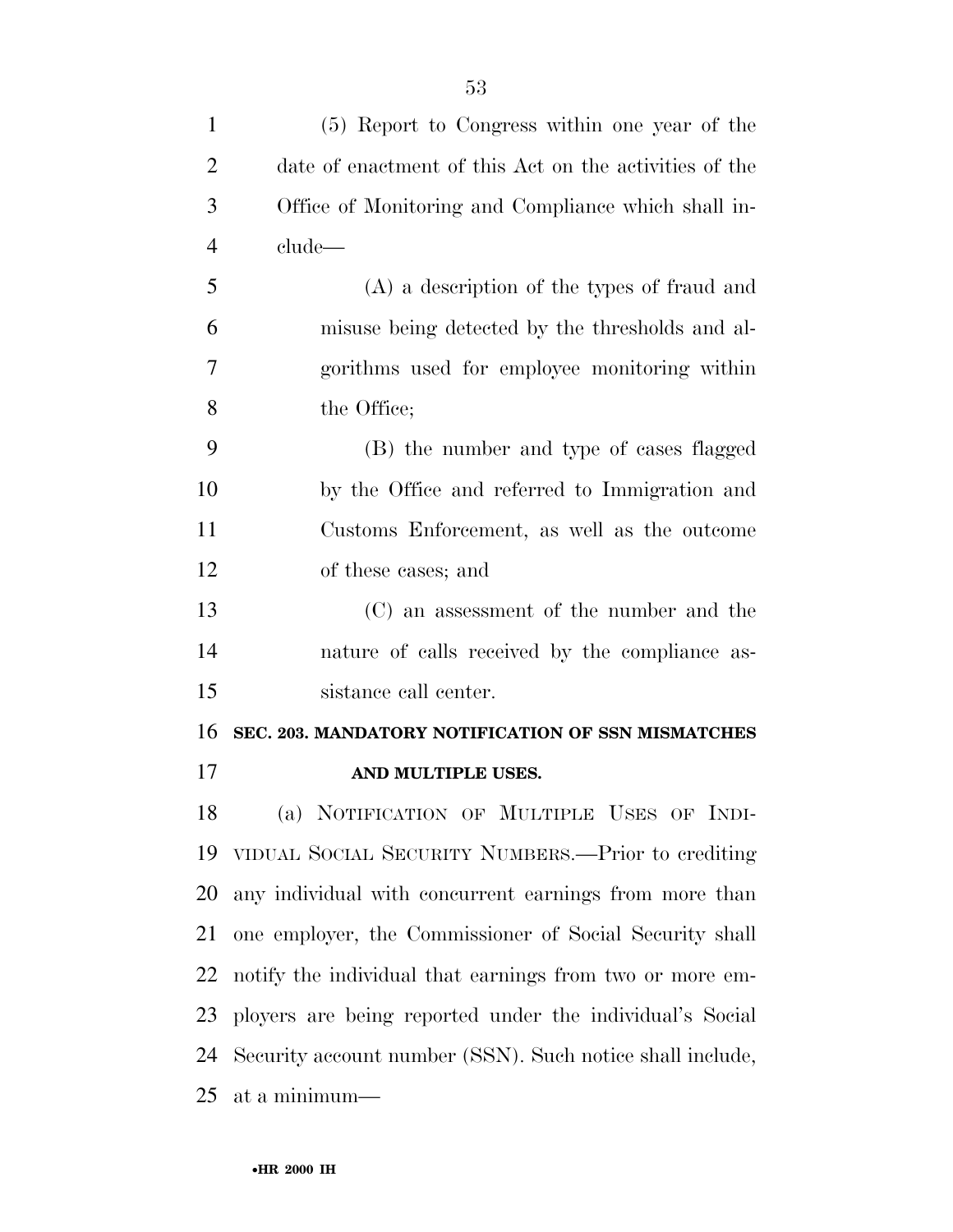(5) Report to Congress within one year of the date of enactment of this Act on the activities of the Office of Monitoring and Compliance which shall include—

(A) a description of the types of fraud and misuse being detected by the thresholds and algorithms used for employee monitoring within the Office;

(B) the number and type of cases flagged by the Office and referred to Immigration and Customs Enforcement, as well as the outcome of these cases; and

(C) an assessment of the number and the nature of calls received by the compliance assistance call center.

**SEC. 203. MANDATORY NOTIFICATION OF SSN MISMATCHES AND MULTIPLE USES.**

(a) NOTIFICATION OF MULTIPLE USES OF INDIVIDUAL SOCIAL SECURITY NUMBERS.—Prior to crediting any individual with concurrent earnings from more than one employer, the Commissioner of Social Security shall notify the individual that earnings from two or more employers are being reported under the individual's Social Security account number (SSN). Such notice shall include, at a minimum—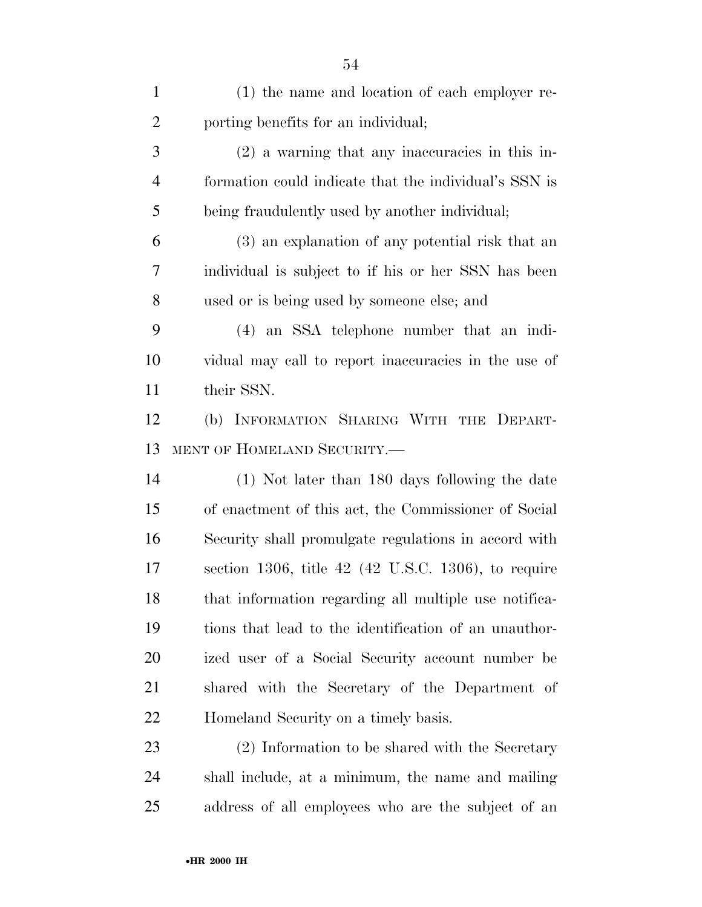(1) the name and location of each employer reporting benefits for an individual;

(2) a warning that any inaccuracies in this information could indicate that the individual's SSN is being fraudulently used by another individual;

(3) an explanation of any potential risk that an individual is subject to if his or her SSN has been used or is being used by someone else; and

(4) an SSA telephone number that an individual may call to report inaccuracies in the use of their SSN.

(b) INFORMATION SHARING WITH THE DEPARTMENT OF HOMELAND SECURITY.—

(1) Not later than 180 days following the date of enactment of this act, the Commissioner of Social Security shall promulgate regulations in accord with section 1306, title 42 (42 U.S.C. 1306), to require that information regarding all multiple use notifications that lead to the identification of an unauthorized user of a Social Security account number be shared with the Secretary of the Department of Homeland Security on a timely basis.

(2) Information to be shared with the Secretary shall include, at a minimum, the name and mailing address of all employees who are the subject of an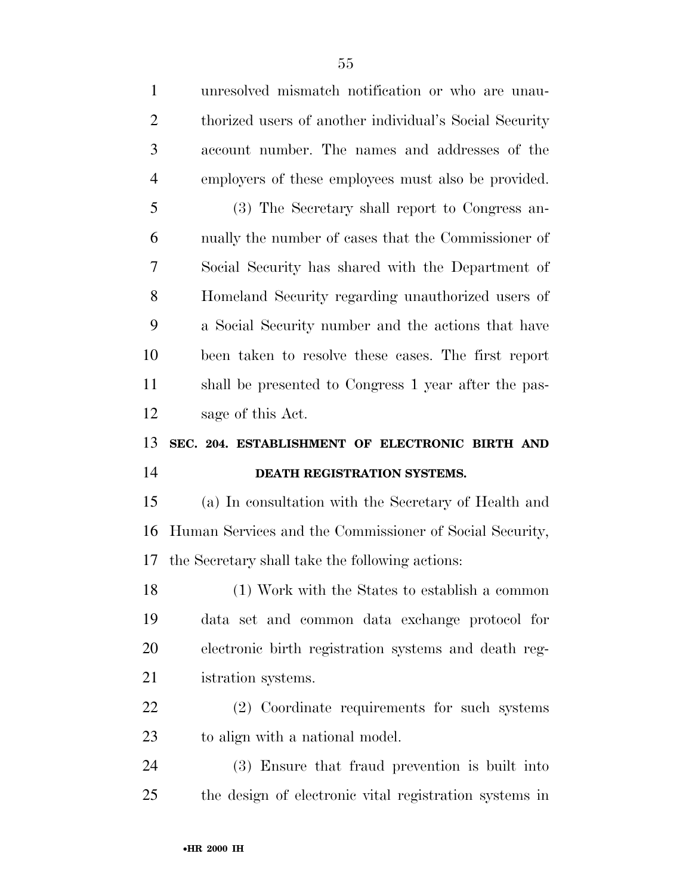unresolved mismatch notification or who are unauthorized users of another individual's Social Security account number. The names and addresses of the employers of these employees must also be provided.

(3) The Secretary shall report to Congress annually the number of cases that the Commissioner of Social Security has shared with the Department of Homeland Security regarding unauthorized users of a Social Security number and the actions that have been taken to resolve these cases. The first report shall be presented to Congress 1 year after the passage of this Act.

**SEC. 204. ESTABLISHMENT OF ELECTRONIC BIRTH AND DEATH REGISTRATION SYSTEMS.**

(a) In consultation with the Secretary of Health and Human Services and the Commissioner of Social Security, the Secretary shall take the following actions:

(1) Work with the States to establish a common data set and common data exchange protocol for electronic birth registration systems and death registration systems.

(2) Coordinate requirements for such systems to align with a national model.

(3) Ensure that fraud prevention is built into the design of electronic vital registration systems in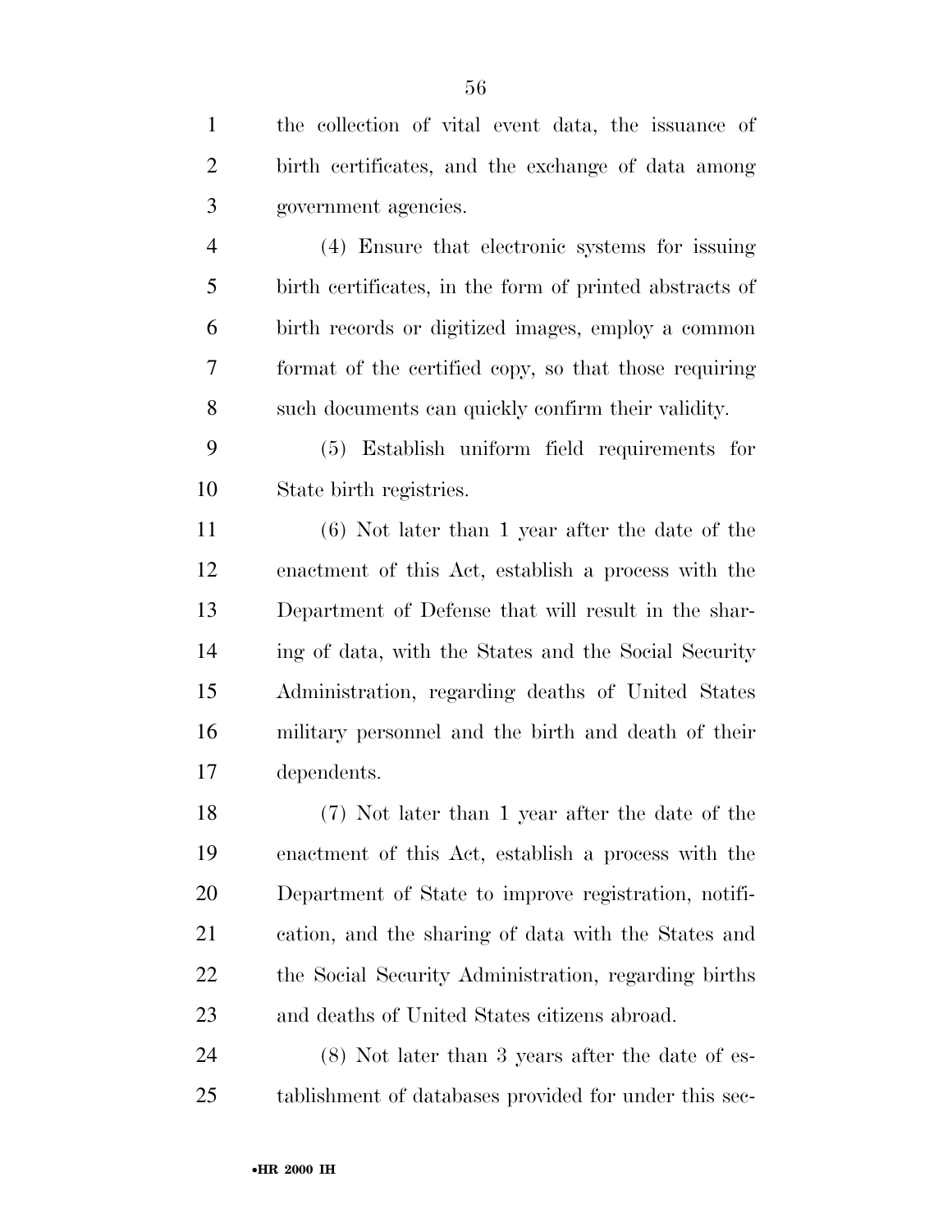the collection of vital event data, the issuance of birth certificates, and the exchange of data among government agencies.

(4) Ensure that electronic systems for issuing birth certificates, in the form of printed abstracts of birth records or digitized images, employ a common format of the certified copy, so that those requiring such documents can quickly confirm their validity.

(5) Establish uniform field requirements for State birth registries.

(6) Not later than 1 year after the date of the enactment of this Act, establish a process with the Department of Defense that will result in the sharing of data, with the States and the Social Security Administration, regarding deaths of United States military personnel and the birth and death of their dependents.

(7) Not later than 1 year after the date of the enactment of this Act, establish a process with the Department of State to improve registration, notification, and the sharing of data with the States and the Social Security Administration, regarding births and deaths of United States citizens abroad.

(8) Not later than 3 years after the date of establishment of databases provided for under this sec-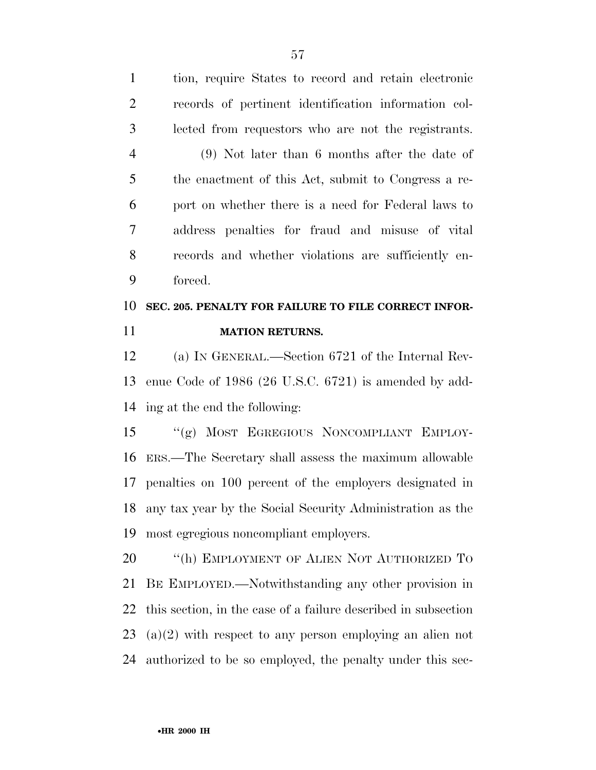tion, require States to record and retain electronic records of pertinent identification information collected from requestors who are not the registrants.

(9) Not later than 6 months after the date of the enactment of this Act, submit to Congress a report on whether there is a need for Federal laws to address penalties for fraud and misuse of vital records and whether violations are sufficiently enforced.

**SEC. 205. PENALTY FOR FAILURE TO FILE CORRECT INFORMATION RETURNS.**

(a) IN GENERAL.—Section 6721 of the Internal Revenue Code of 1986 (26 U.S.C. 6721) is amended by adding at the end the following:

"(g) MOST EGREGIOUS NONCOMPLIANT EMPLOYERS.—The Secretary shall assess the maximum allowable penalties on 100 percent of the employers designated in any tax year by the Social Security Administration as the most egregious noncompliant employers.

"(h) EMPLOYMENT OF ALIEN NOT AUTHORIZED TO BE EMPLOYED.—Notwithstanding any other provision in this section, in the case of a failure described in subsection (a)(2) with respect to any person employing an alien not authorized to be so employed, the penalty under this sec-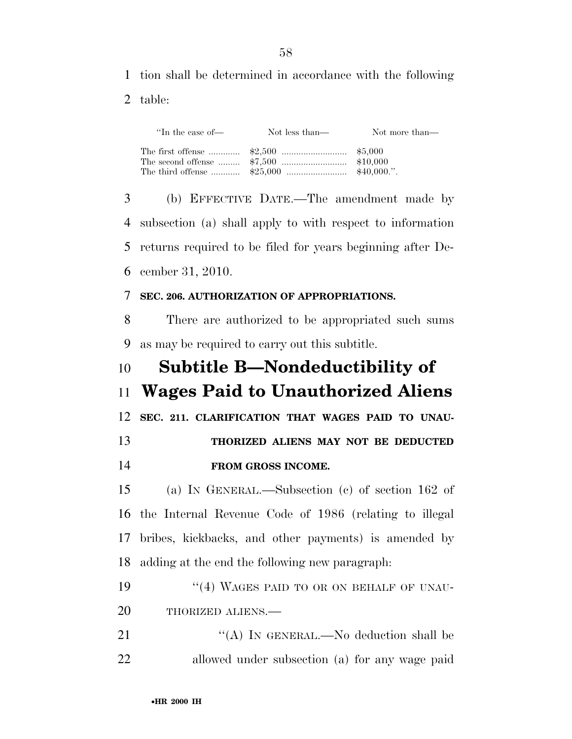tion shall be determined in accordance with the following table:

| "In the case of— | Not less than— | Not more than— |
|---|---|---|
| The first offense | $2,500 | $5,000 |
| The second offense | $7,500 | $10,000 |
| The third offense | $25,000 | $40,000.". |

(b) EFFECTIVE DATE.—The amendment made by subsection (a) shall apply to with respect to information returns required to be filed for years beginning after December 31, 2010.

**SEC. 206. AUTHORIZATION OF APPROPRIATIONS.**

There are authorized to be appropriated such sums as may be required to carry out this subtitle.

# Subtitle B—Nondeductibility of Wages Paid to Unauthorized Aliens

**SEC. 211. CLARIFICATION THAT WAGES PAID TO UNAUTHORIZED ALIENS MAY NOT BE DEDUCTED FROM GROSS INCOME.**

(a) IN GENERAL.—Subsection (c) of section 162 of the Internal Revenue Code of 1986 (relating to illegal bribes, kickbacks, and other payments) is amended by adding at the end the following new paragraph:

"(4) WAGES PAID TO OR ON BEHALF OF UNAUTHORIZED ALIENS.—

"(A) IN GENERAL.—No deduction shall be allowed under subsection (a) for any wage paid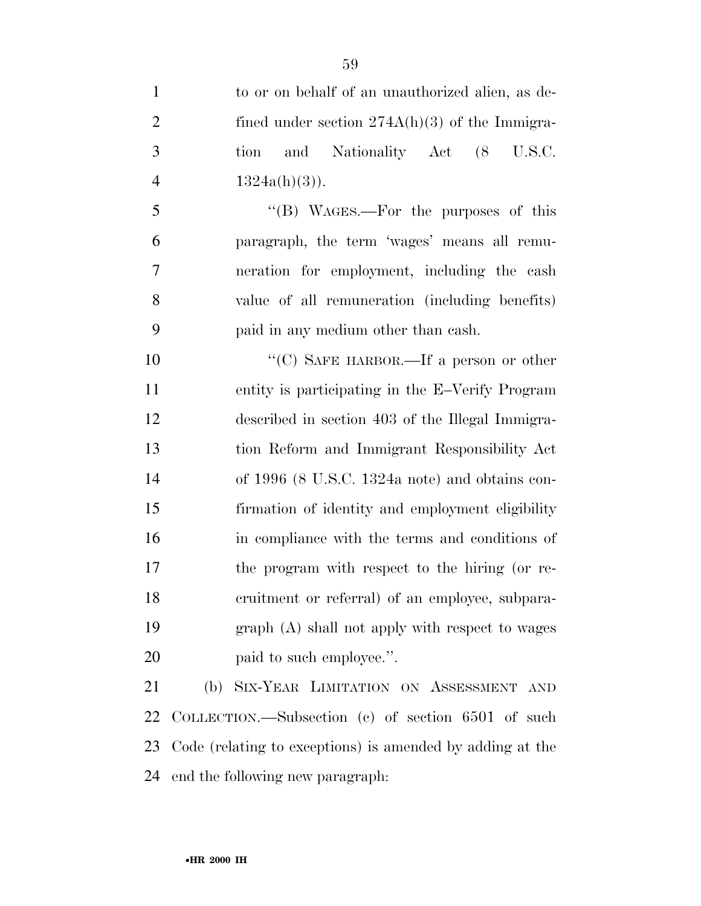to or on behalf of an unauthorized alien, as defined under section 274A(h)(3) of the Immigration and Nationality Act (8 U.S.C. 1324a(h)(3)).

"(B) WAGES.—For the purposes of this paragraph, the term 'wages' means all remuneration for employment, including the cash value of all remuneration (including benefits) paid in any medium other than cash.

"(C) SAFE HARBOR.—If a person or other entity is participating in the E–Verify Program described in section 403 of the Illegal Immigration Reform and Immigrant Responsibility Act of 1996 (8 U.S.C. 1324a note) and obtains confirmation of identity and employment eligibility in compliance with the terms and conditions of the program with respect to the hiring (or recruitment or referral) of an employee, subparagraph (A) shall not apply with respect to wages paid to such employee.".

(b) SIX-YEAR LIMITATION ON ASSESSMENT AND COLLECTION.—Subsection (c) of section 6501 of such Code (relating to exceptions) is amended by adding at the end the following new paragraph: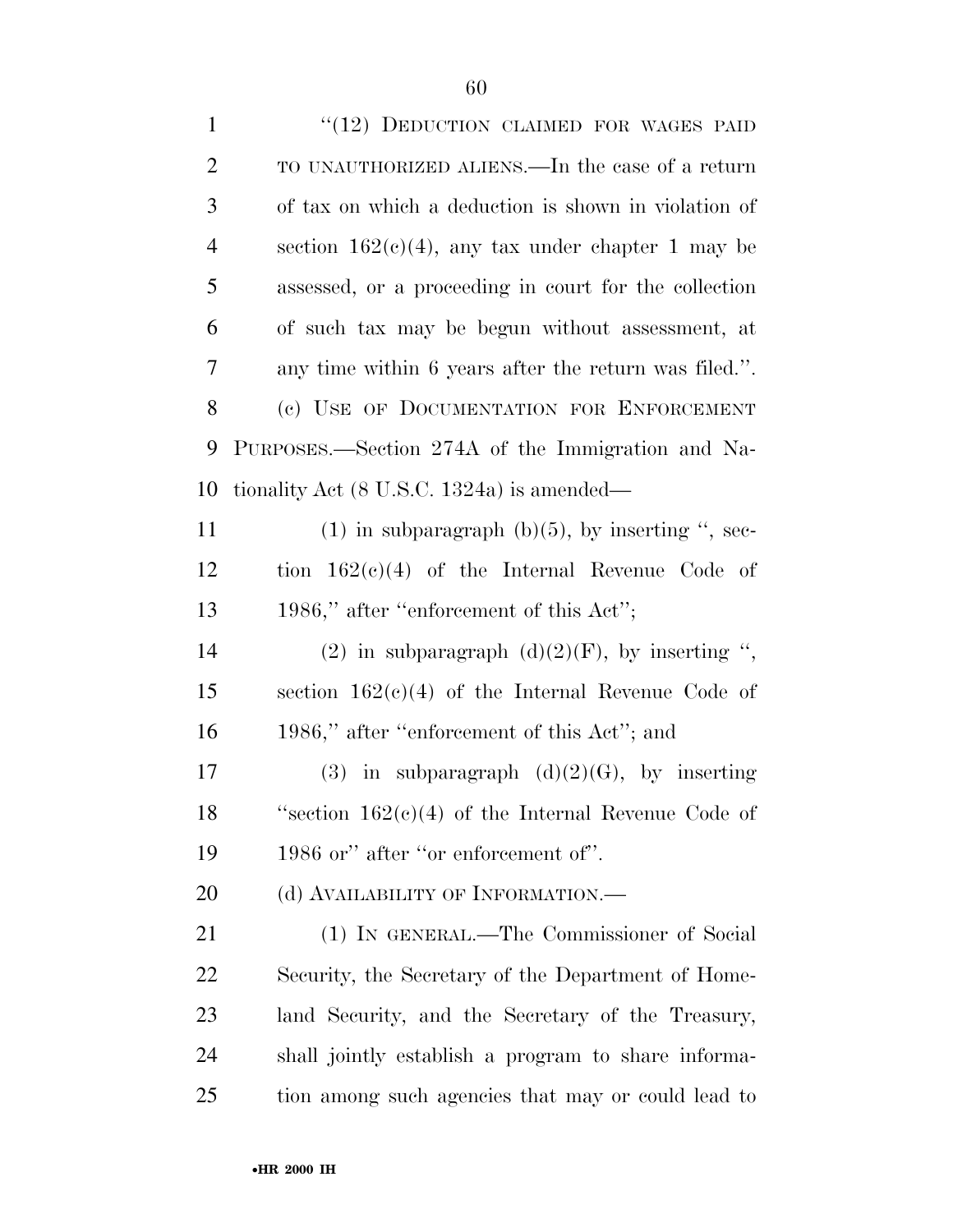"(12) DEDUCTION CLAIMED FOR WAGES PAID TO UNAUTHORIZED ALIENS.—In the case of a return of tax on which a deduction is shown in violation of section 162(c)(4), any tax under chapter 1 may be assessed, or a proceeding in court for the collection of such tax may be begun without assessment, at any time within 6 years after the return was filed.".

(c) USE OF DOCUMENTATION FOR ENFORCEMENT PURPOSES.—Section 274A of the Immigration and Nationality Act (8 U.S.C. 1324a) is amended—

(1) in subparagraph (b)(5), by inserting ", section 162(c)(4) of the Internal Revenue Code of 1986," after "enforcement of this Act";

(2) in subparagraph (d)(2)(F), by inserting ", section 162(c)(4) of the Internal Revenue Code of 1986," after "enforcement of this Act"; and

(3) in subparagraph (d)(2)(G), by inserting "section 162(c)(4) of the Internal Revenue Code of 1986 or" after "or enforcement of".

(d) AVAILABILITY OF INFORMATION.—

(1) IN GENERAL.—The Commissioner of Social Security, the Secretary of the Department of Homeland Security, and the Secretary of the Treasury, shall jointly establish a program to share information among such agencies that may or could lead to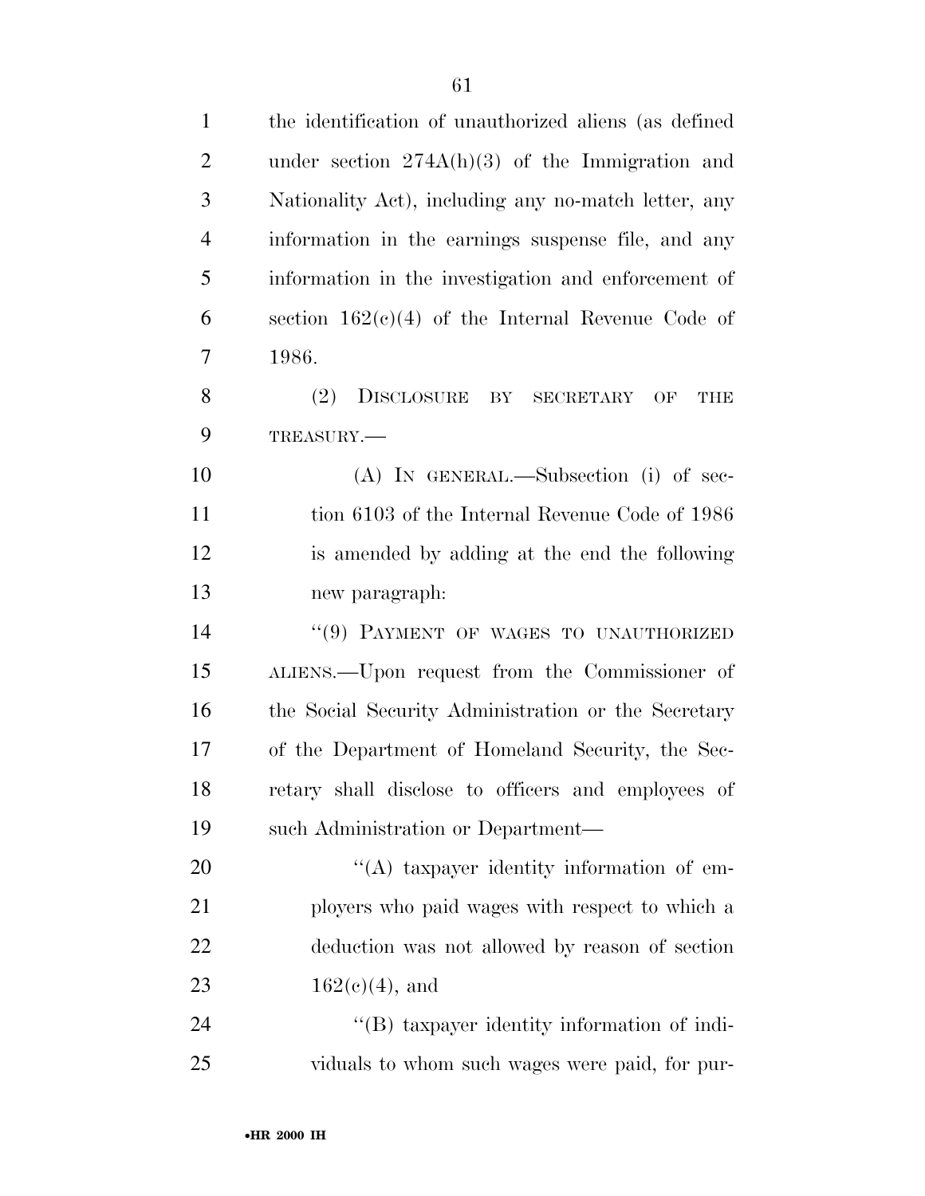the identification of unauthorized aliens (as defined under section 274A(h)(3) of the Immigration and Nationality Act), including any no-match letter, any information in the earnings suspense file, and any information in the investigation and enforcement of section 162(c)(4) of the Internal Revenue Code of 1986.

(2) DISCLOSURE BY SECRETARY OF THE TREASURY.—

(A) IN GENERAL.—Subsection (i) of section 6103 of the Internal Revenue Code of 1986 is amended by adding at the end the following new paragraph:

''(9) PAYMENT OF WAGES TO UNAUTHORIZED ALIENS.—Upon request from the Commissioner of the Social Security Administration or the Secretary of the Department of Homeland Security, the Secretary shall disclose to officers and employees of such Administration or Department—

''(A) taxpayer identity information of employers who paid wages with respect to which a deduction was not allowed by reason of section 162(c)(4), and

''(B) taxpayer identity information of individuals to whom such wages were paid, for pur-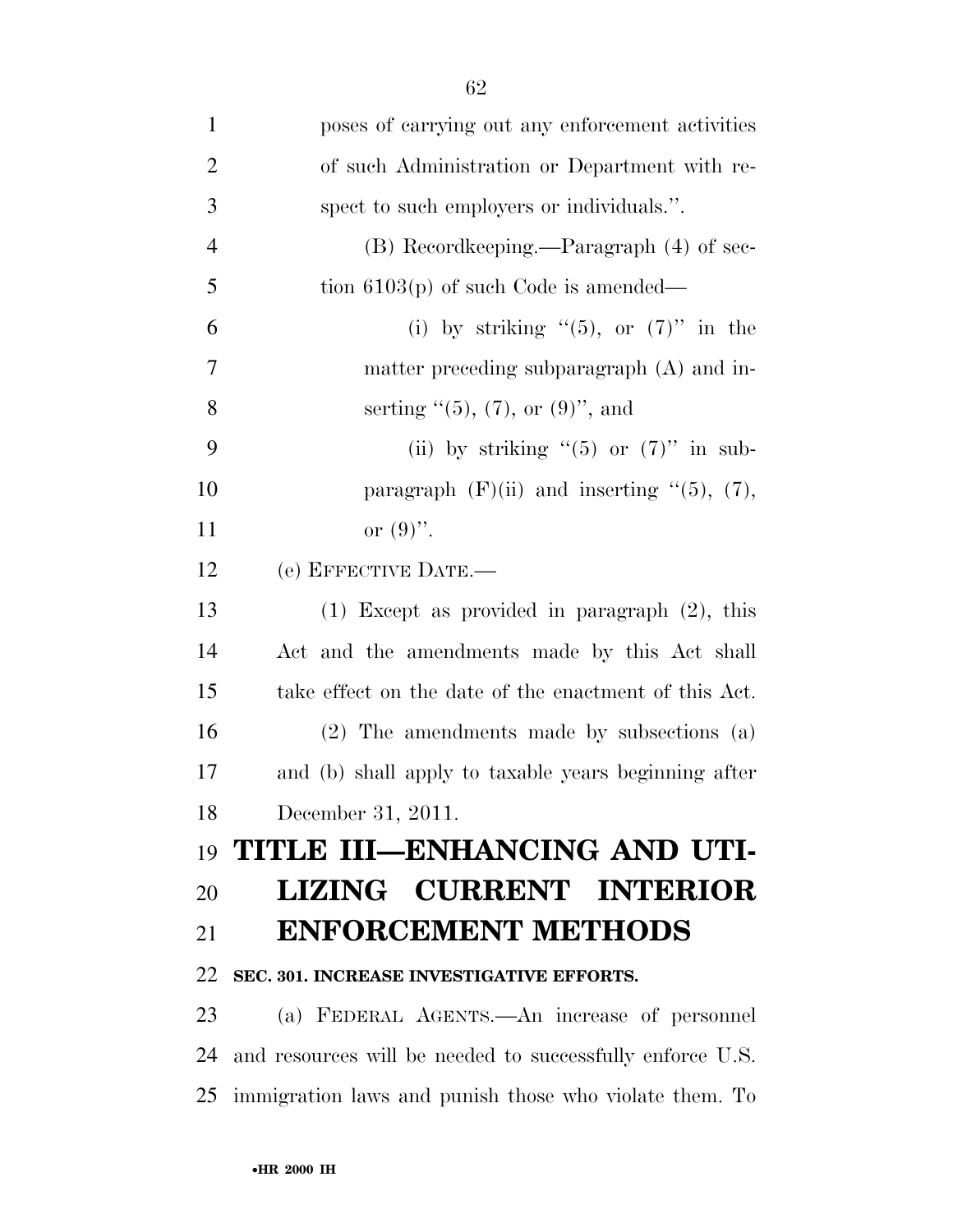poses of carrying out any enforcement activities of such Administration or Department with respect to such employers or individuals.''.

(B) Recordkeeping.—Paragraph (4) of section 6103(p) of such Code is amended—

(i) by striking ''(5), or (7)'' in the matter preceding subparagraph (A) and inserting ''(5), (7), or (9)'', and

(ii) by striking ''(5) or (7)'' in subparagraph (F)(ii) and inserting ''(5), (7), or (9)''.

(e) EFFECTIVE DATE.—

(1) Except as provided in paragraph (2), this Act and the amendments made by this Act shall take effect on the date of the enactment of this Act.

(2) The amendments made by subsections (a) and (b) shall apply to taxable years beginning after December 31, 2011.

# TITLE III—ENHANCING AND UTILIZING CURRENT INTERIOR ENFORCEMENT METHODS

### SEC. 301. INCREASE INVESTIGATIVE EFFORTS.

(a) FEDERAL AGENTS.—An increase of personnel and resources will be needed to successfully enforce U.S. immigration laws and punish those who violate them. To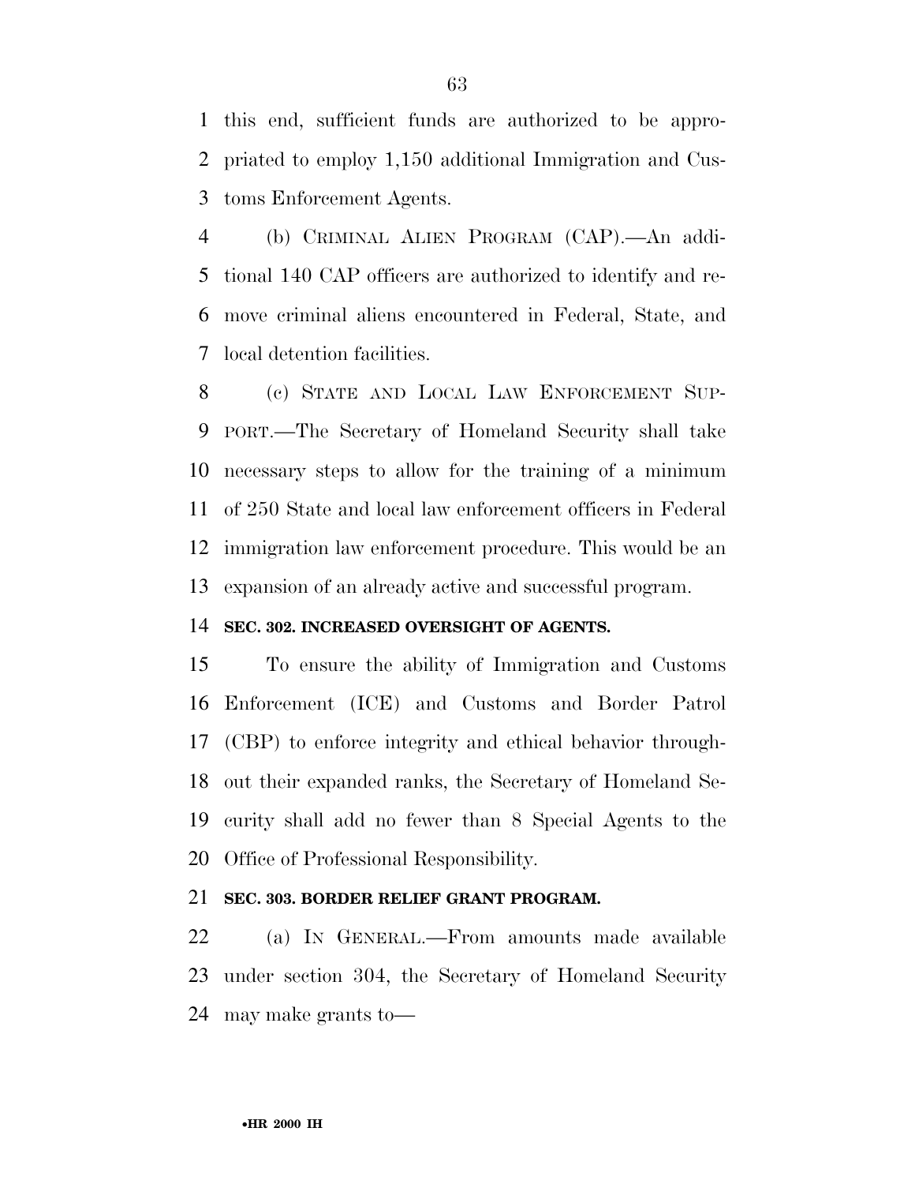this end, sufficient funds are authorized to be appropriated to employ 1,150 additional Immigration and Customs Enforcement Agents.

(b) CRIMINAL ALIEN PROGRAM (CAP).—An additional 140 CAP officers are authorized to identify and remove criminal aliens encountered in Federal, State, and local detention facilities.

(c) STATE AND LOCAL LAW ENFORCEMENT SUPPORT.—The Secretary of Homeland Security shall take necessary steps to allow for the training of a minimum of 250 State and local law enforcement officers in Federal immigration law enforcement procedure. This would be an expansion of an already active and successful program.

**SEC. 302. INCREASED OVERSIGHT OF AGENTS.**

To ensure the ability of Immigration and Customs Enforcement (ICE) and Customs and Border Patrol (CBP) to enforce integrity and ethical behavior throughout their expanded ranks, the Secretary of Homeland Security shall add no fewer than 8 Special Agents to the Office of Professional Responsibility.

**SEC. 303. BORDER RELIEF GRANT PROGRAM.**

(a) IN GENERAL.—From amounts made available under section 304, the Secretary of Homeland Security may make grants to—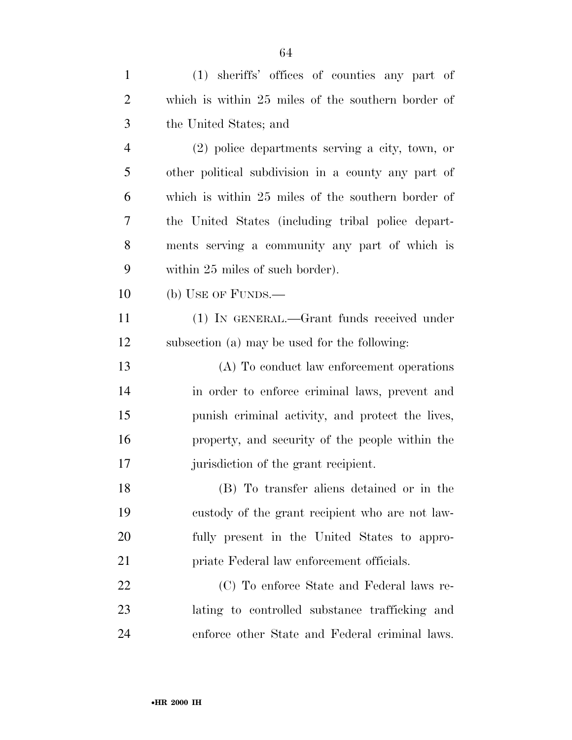(1) sheriffs' offices of counties any part of which is within 25 miles of the southern border of the United States; and

(2) police departments serving a city, town, or other political subdivision in a county any part of which is within 25 miles of the southern border of the United States (including tribal police departments serving a community any part of which is within 25 miles of such border).

(b) USE OF FUNDS.—

(1) IN GENERAL.—Grant funds received under subsection (a) may be used for the following:

(A) To conduct law enforcement operations in order to enforce criminal laws, prevent and punish criminal activity, and protect the lives, property, and security of the people within the jurisdiction of the grant recipient.

(B) To transfer aliens detained or in the custody of the grant recipient who are not lawfully present in the United States to appropriate Federal law enforcement officials.

(C) To enforce State and Federal laws relating to controlled substance trafficking and enforce other State and Federal criminal laws.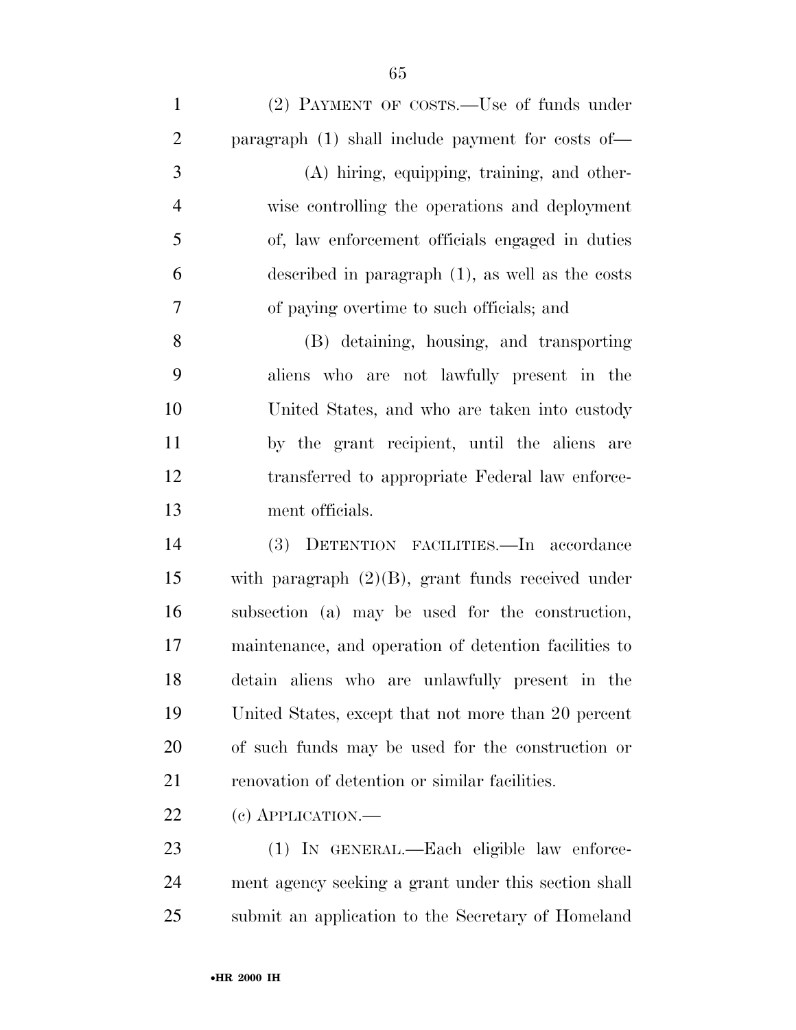(2) PAYMENT OF COSTS.—Use of funds under paragraph (1) shall include payment for costs of—

(A) hiring, equipping, training, and otherwise controlling the operations and deployment of, law enforcement officials engaged in duties described in paragraph (1), as well as the costs of paying overtime to such officials; and

(B) detaining, housing, and transporting aliens who are not lawfully present in the United States, and who are taken into custody by the grant recipient, until the aliens are transferred to appropriate Federal law enforcement officials.

(3) DETENTION FACILITIES.—In accordance with paragraph (2)(B), grant funds received under subsection (a) may be used for the construction, maintenance, and operation of detention facilities to detain aliens who are unlawfully present in the United States, except that not more than 20 percent of such funds may be used for the construction or renovation of detention or similar facilities.

(c) APPLICATION.—

(1) IN GENERAL.—Each eligible law enforcement agency seeking a grant under this section shall submit an application to the Secretary of Homeland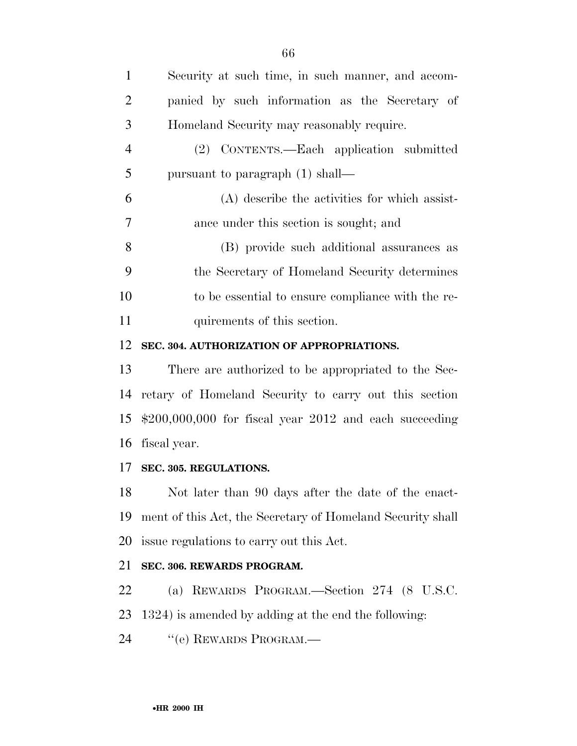Security at such time, in such manner, and accompanied by such information as the Secretary of Homeland Security may reasonably require.

(2) CONTENTS.—Each application submitted pursuant to paragraph (1) shall—

(A) describe the activities for which assistance under this section is sought; and

(B) provide such additional assurances as the Secretary of Homeland Security determines to be essential to ensure compliance with the requirements of this section.

### SEC. 304. AUTHORIZATION OF APPROPRIATIONS.

There are authorized to be appropriated to the Secretary of Homeland Security to carry out this section $200,000,000 for fiscal year 2012 and each succeeding fiscal year.

### SEC. 305. REGULATIONS.

Not later than 90 days after the date of the enactment of this Act, the Secretary of Homeland Security shall issue regulations to carry out this Act.

### SEC. 306. REWARDS PROGRAM.

(a) REWARDS PROGRAM.—Section 274 (8 U.S.C. 1324) is amended by adding at the end the following:

''(e) REWARDS PROGRAM.—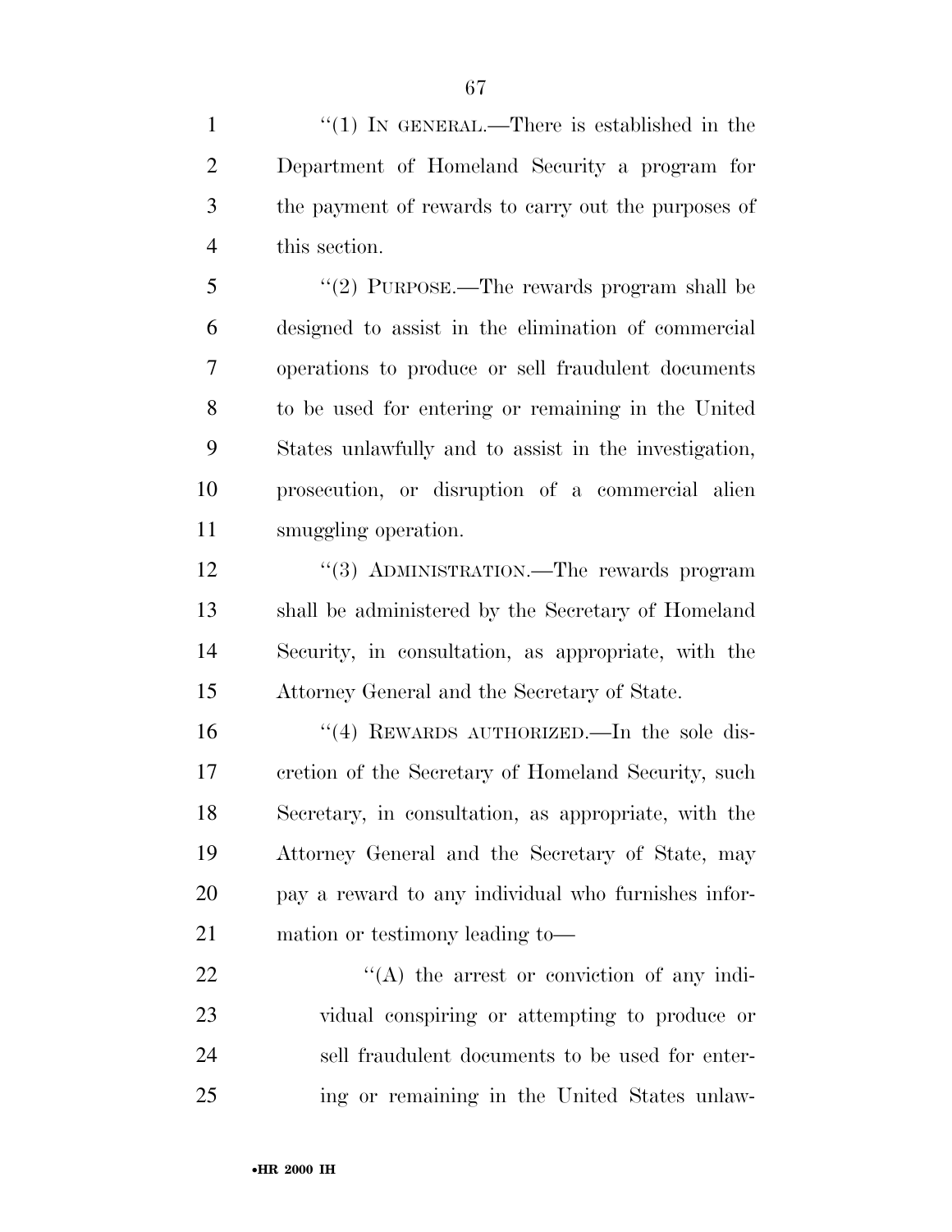''(1) IN GENERAL.—There is established in the Department of Homeland Security a program for the payment of rewards to carry out the purposes of this section.

''(2) PURPOSE.—The rewards program shall be designed to assist in the elimination of commercial operations to produce or sell fraudulent documents to be used for entering or remaining in the United States unlawfully and to assist in the investigation, prosecution, or disruption of a commercial alien smuggling operation.

''(3) ADMINISTRATION.—The rewards program shall be administered by the Secretary of Homeland Security, in consultation, as appropriate, with the Attorney General and the Secretary of State.

''(4) REWARDS AUTHORIZED.—In the sole discretion of the Secretary of Homeland Security, such Secretary, in consultation, as appropriate, with the Attorney General and the Secretary of State, may pay a reward to any individual who furnishes information or testimony leading to—

''(A) the arrest or conviction of any individual conspiring or attempting to produce or sell fraudulent documents to be used for entering or remaining in the United States unlaw-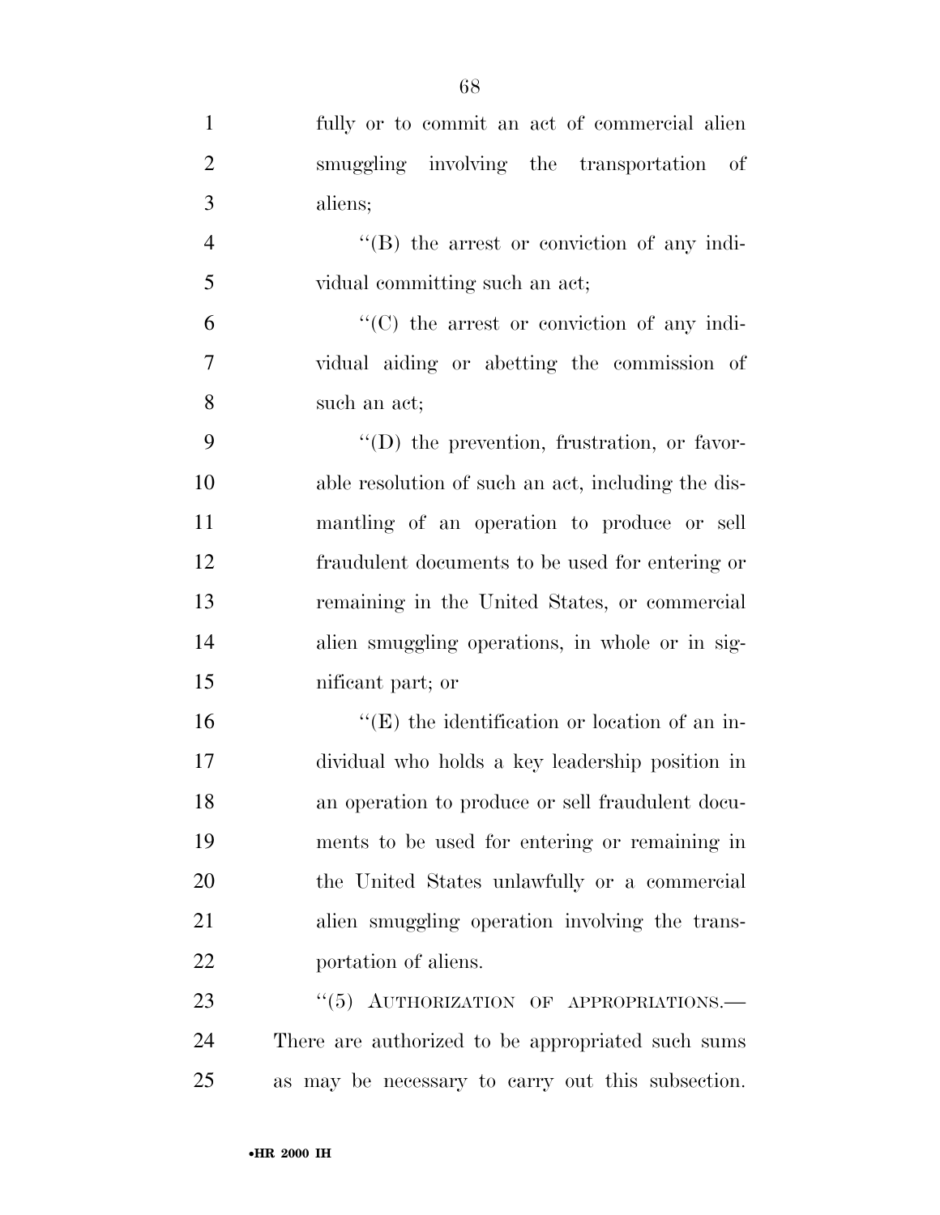fully or to commit an act of commercial alien smuggling involving the transportation of aliens;

''(B) the arrest or conviction of any individual committing such an act;

''(C) the arrest or conviction of any individual aiding or abetting the commission of such an act;

''(D) the prevention, frustration, or favorable resolution of such an act, including the dismantling of an operation to produce or sell fraudulent documents to be used for entering or remaining in the United States, or commercial alien smuggling operations, in whole or in significant part; or

''(E) the identification or location of an individual who holds a key leadership position in an operation to produce or sell fraudulent documents to be used for entering or remaining in the United States unlawfully or a commercial alien smuggling operation involving the transportation of aliens.

''(5) AUTHORIZATION OF APPROPRIATIONS.—There are authorized to be appropriated such sums as may be necessary to carry out this subsection.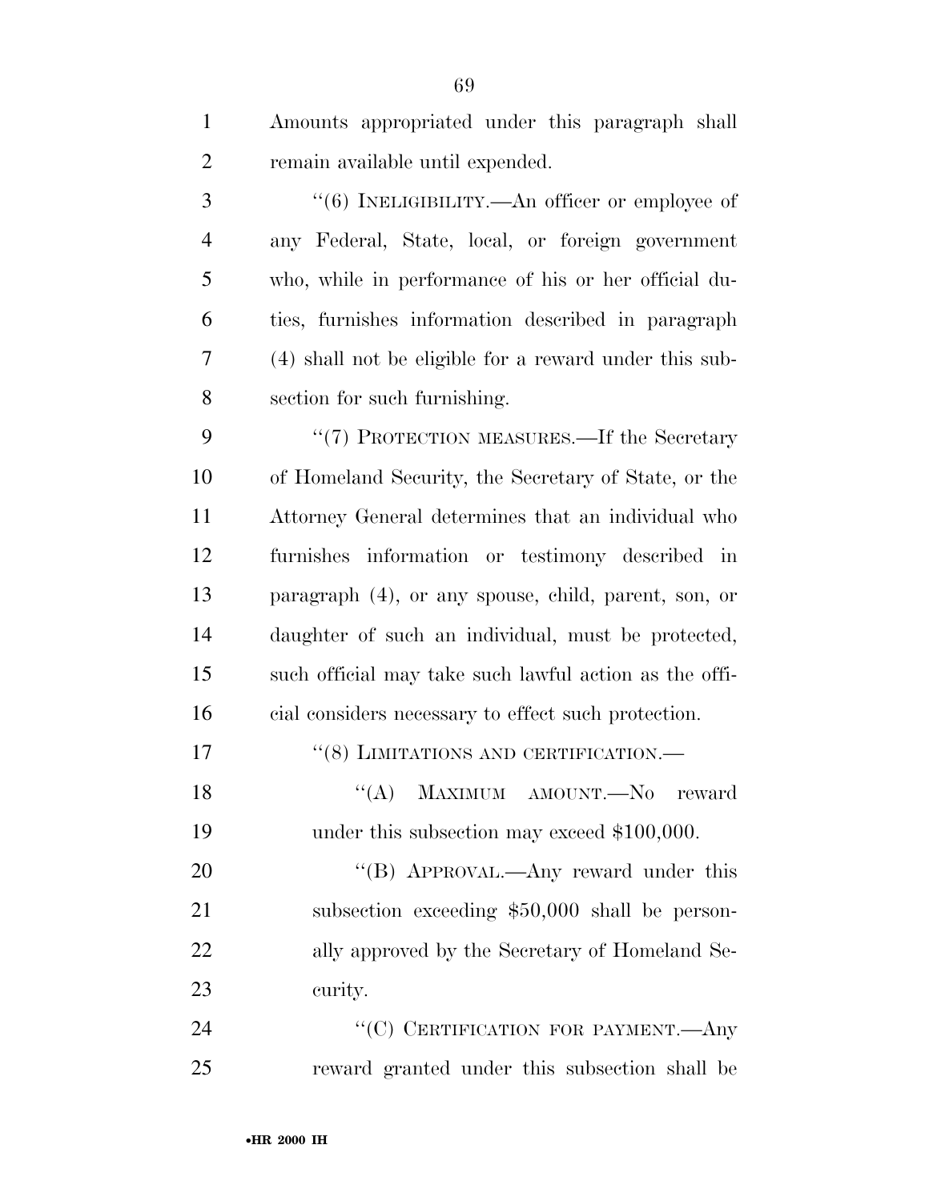Amounts appropriated under this paragraph shall remain available until expended.

"(6) INELIGIBILITY.—An officer or employee of any Federal, State, local, or foreign government who, while in performance of his or her official duties, furnishes information described in paragraph (4) shall not be eligible for a reward under this subsection for such furnishing.

"(7) PROTECTION MEASURES.—If the Secretary of Homeland Security, the Secretary of State, or the Attorney General determines that an individual who furnishes information or testimony described in paragraph (4), or any spouse, child, parent, son, or daughter of such an individual, must be protected, such official may take such lawful action as the official considers necessary to effect such protection.

"(8) LIMITATIONS AND CERTIFICATION.—

"(A) MAXIMUM AMOUNT.—No reward under this subsection may exceed $100,000.

"(B) APPROVAL.—Any reward under this subsection exceeding $50,000 shall be personally approved by the Secretary of Homeland Security.

"(C) CERTIFICATION FOR PAYMENT.—Any reward granted under this subsection shall be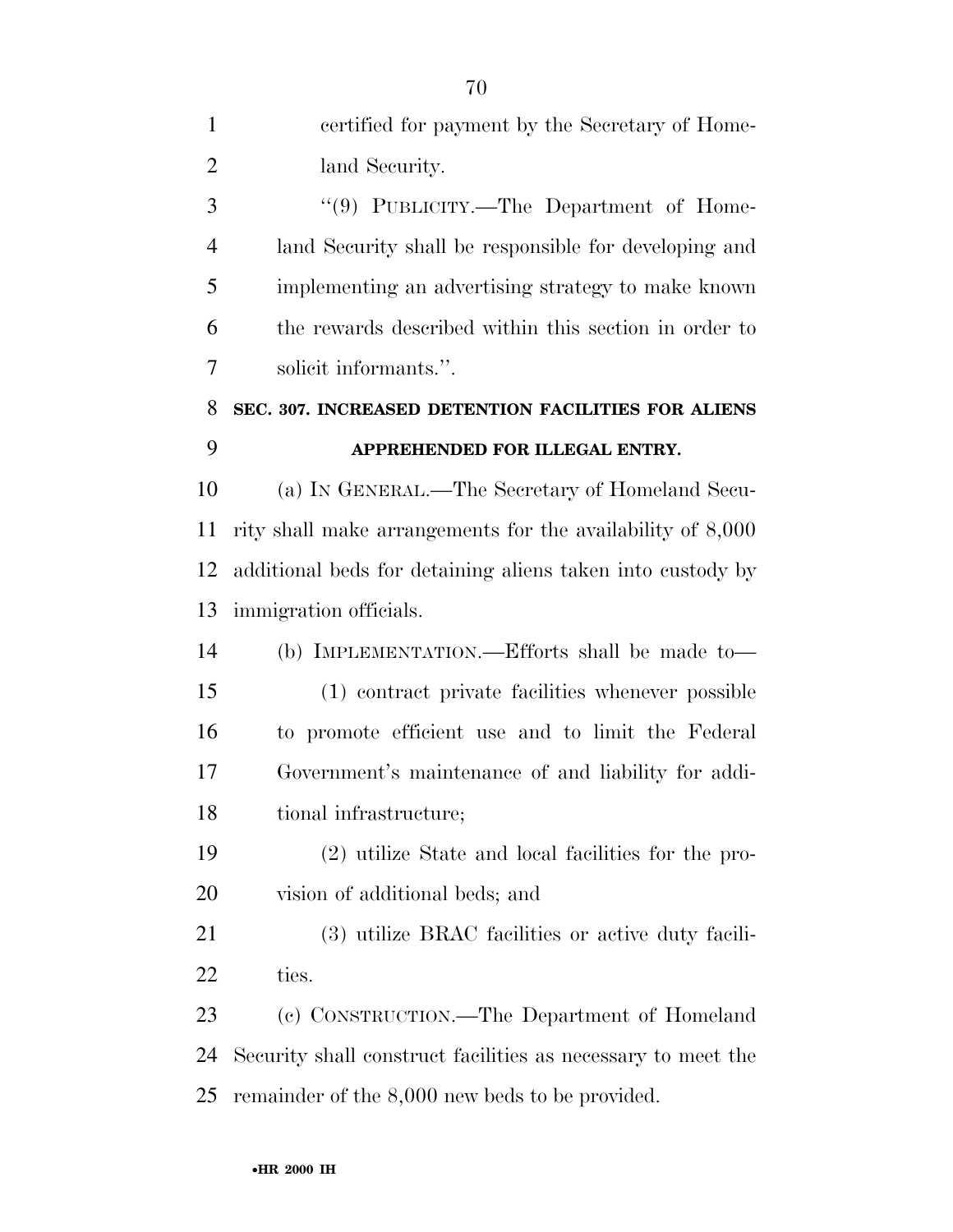certified for payment by the Secretary of Homeland Security.

''(9) PUBLICITY.—The Department of Homeland Security shall be responsible for developing and implementing an advertising strategy to make known the rewards described within this section in order to solicit informants.''.

**SEC. 307. INCREASED DETENTION FACILITIES FOR ALIENS APPREHENDED FOR ILLEGAL ENTRY.**

(a) IN GENERAL.—The Secretary of Homeland Security shall make arrangements for the availability of 8,000 additional beds for detaining aliens taken into custody by immigration officials.

(b) IMPLEMENTATION.—Efforts shall be made to—

(1) contract private facilities whenever possible to promote efficient use and to limit the Federal Government's maintenance of and liability for additional infrastructure;

(2) utilize State and local facilities for the provision of additional beds; and

(3) utilize BRAC facilities or active duty facilities.

(c) CONSTRUCTION.—The Department of Homeland Security shall construct facilities as necessary to meet the remainder of the 8,000 new beds to be provided.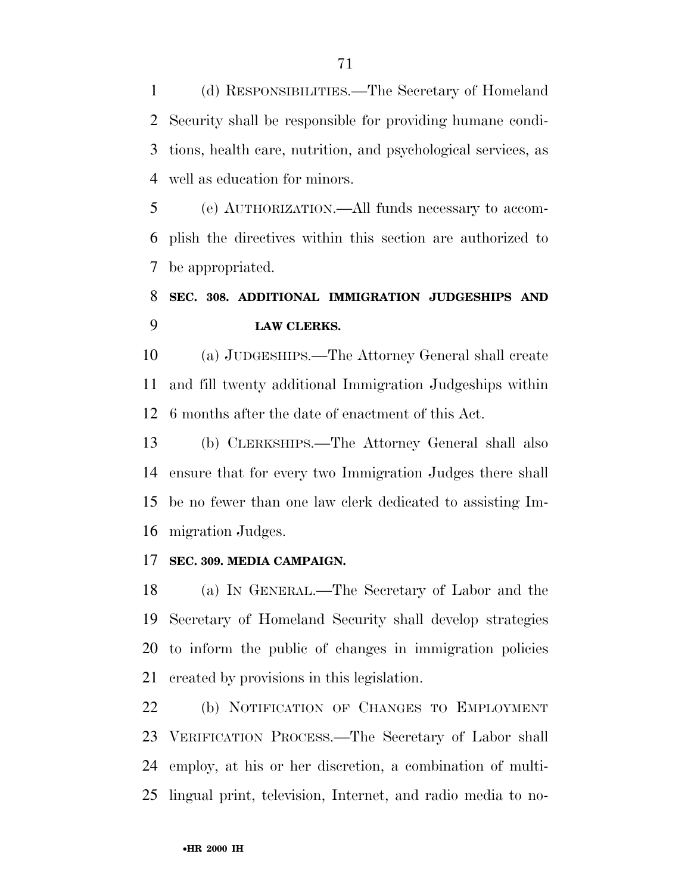(d) RESPONSIBILITIES.—The Secretary of Homeland Security shall be responsible for providing humane conditions, health care, nutrition, and psychological services, as well as education for minors.

(e) AUTHORIZATION.—All funds necessary to accomplish the directives within this section are authorized to be appropriated.

**SEC. 308. ADDITIONAL IMMIGRATION JUDGESHIPS AND LAW CLERKS.**

(a) JUDGESHIPS.—The Attorney General shall create and fill twenty additional Immigration Judgeships within 6 months after the date of enactment of this Act.

(b) CLERKSHIPS.—The Attorney General shall also ensure that for every two Immigration Judges there shall be no fewer than one law clerk dedicated to assisting Immigration Judges.

**SEC. 309. MEDIA CAMPAIGN.**

(a) IN GENERAL.—The Secretary of Labor and the Secretary of Homeland Security shall develop strategies to inform the public of changes in immigration policies created by provisions in this legislation.

(b) NOTIFICATION OF CHANGES TO EMPLOYMENT VERIFICATION PROCESS.—The Secretary of Labor shall employ, at his or her discretion, a combination of multilingual print, television, Internet, and radio media to no-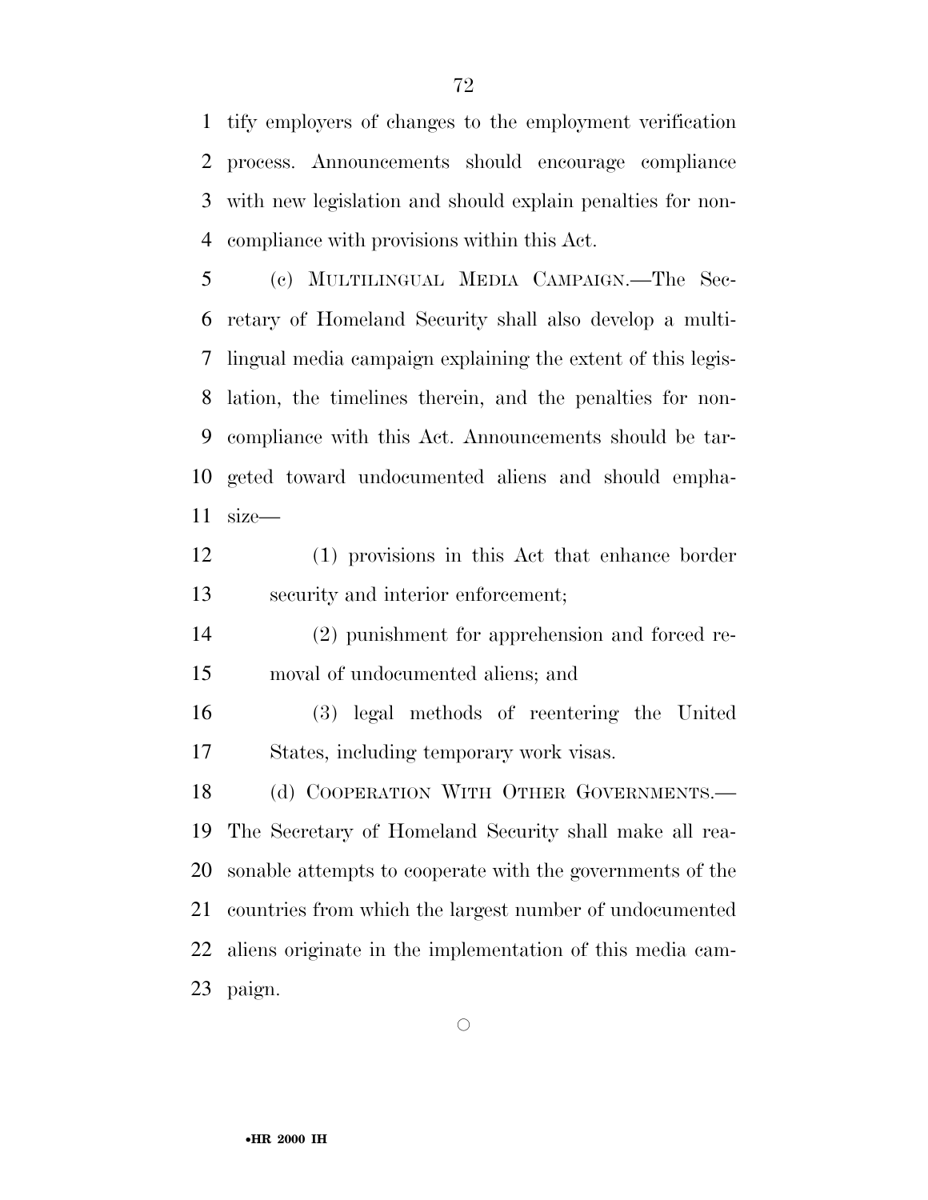tify employers of changes to the employment verification process. Announcements should encourage compliance with new legislation and should explain penalties for noncompliance with provisions within this Act.

(c) MULTILINGUAL MEDIA CAMPAIGN.—The Secretary of Homeland Security shall also develop a multilingual media campaign explaining the extent of this legislation, the timelines therein, and the penalties for noncompliance with this Act. Announcements should be targeted toward undocumented aliens and should emphasize—

(1) provisions in this Act that enhance border security and interior enforcement;

(2) punishment for apprehension and forced removal of undocumented aliens; and

(3) legal methods of reentering the United States, including temporary work visas.

(d) COOPERATION WITH OTHER GOVERNMENTS.—The Secretary of Homeland Security shall make all reasonable attempts to cooperate with the governments of the countries from which the largest number of undocumented aliens originate in the implementation of this media campaign.

○